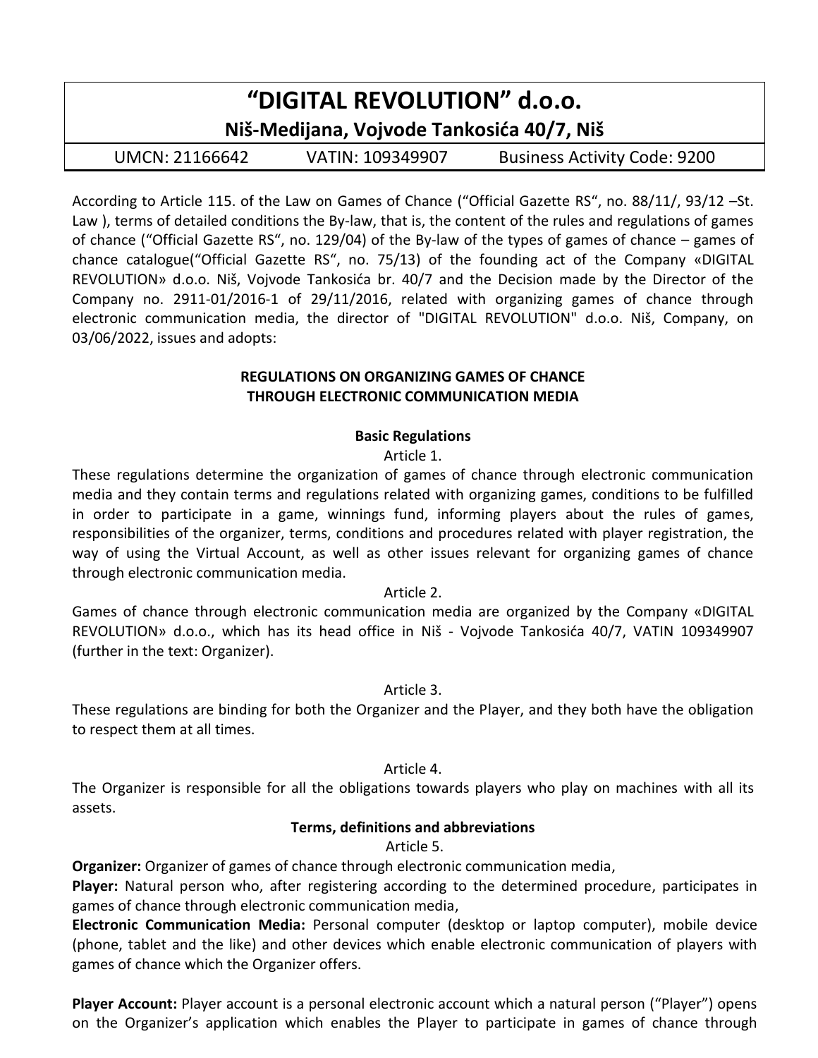# "DIGITAL REVOLUTION" d.o.o.

**Niš-Medijana, Vojvode Tankosića 40/7, Niš**

UMCN: 21166642 VATIN: 109349907 Business Activity Code: 9200

According to Article 115. of the Law on Games of Chance ("Official Gazette RS", no. 88/11/, 93/12 –St. Law ), terms of detailed conditions the By-law, that is, the content of the rules and regulations of games of chance ("Official Gazette RS", no. 129/04) of the By-law of the types of games of chance – games of chance catalogue("Official Gazette RS", no. 75/13) of the founding act of the Company «DIGITAL REVOLUTION» d.o.o. Niš, Vojvode Tankosića br. 40/7 and the Decision made by the Director of the Company no. 2911-01/2016-1 of 29/11/2016, related with organizing games of chance through electronic communication media, the director of "DIGITAL REVOLUTION" d.o.o. Niš, Company, on 03/06/2022, issues and adopts:

## REGULATIONS ON ORGANIZING GAMES OF CHANCE THROUGH ELECTRONIC COMMUNICATION MEDIA

### Basic Regulations

Article 1.

These regulations determine the organization of games of chance through electronic communication media and they contain terms and regulations related with organizing games, conditions to be fulfilled in order to participate in a game, winnings fund, informing players about the rules of games, responsibilities of the organizer, terms, conditions and procedures related with player registration, the way of using the Virtual Account, as well as other issues relevant for organizing games of chance through electronic communication media.

Article 2.

Games of chance through electronic communication media are organized by the Company «DIGITAL REVOLUTION» d.o.o., which has its head office in Niš - Vojvode Tankosića 40/7, VATIN 109349907 (further in the text: Organizer).

Article 3.

These regulations are binding for both the Organizer and the Player, and they both have the obligation to respect them at all times.

Article 4.

The Organizer is responsible for all the obligations towards players who play on machines with all its assets.

### Terms, definitions and abbreviations

Article 5.

**Organizer:** Organizer of games of chance through electronic communication media,

**Player:** Natural person who, after registering according to the determined procedure, participates in games of chance through electronic communication media,

**Electronic Communication Media:** Personal computer (desktop or laptop computer), mobile device (phone, tablet and the like) and other devices which enable electronic communication of players with games of chance which the Organizer offers.

**Player Account:** Player account is a personal electronic account which a natural person ("Player") opens on the Organizer's application which enables the Player to participate in games of chance through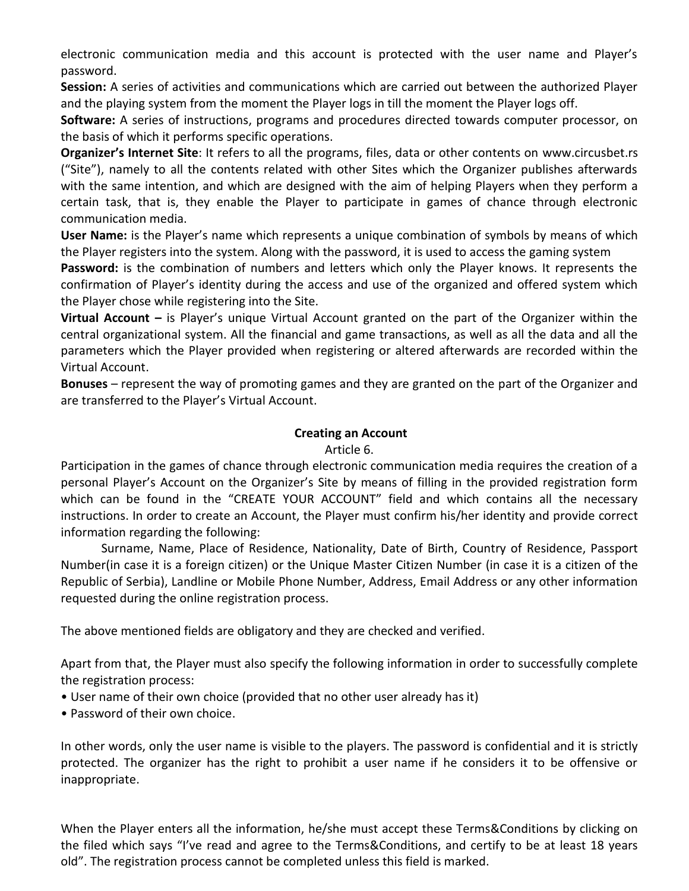electronic communication media and this account is protected with the user name and Player's password.

**Session:** A series of activities and communications which are carried out between the authorized Player and the playing system from the moment the Player logs in till the moment the Player logs off.

**Software:** A series of instructions, programs and procedures directed towards computer processor, on the basis of which it performs specific operations.

**Organizer's Internet Site**: It refers to all the programs, files, data or other contents on www.circusbet.rs ("Site"), namely to all the contents related with other Sites which the Organizer publishes afterwards with the same intention, and which are designed with the aim of helping Players when they perform a certain task, that is, they enable the Player to participate in games of chance through electronic communication media.

**User Name:** is the Player's name which represents a unique combination of symbols by means of which the Player registers into the system. Along with the password, it is used to access the gaming system

**Password:** is the combination of numbers and letters which only the Player knows. It represents the confirmation of Player's identity during the access and use of the organized and offered system which the Player chose while registering into the Site.

**Virtual Account –** is Player's unique Virtual Account granted on the part of the Organizer within the central organizational system. All the financial and game transactions, as well as all the data and all the parameters which the Player provided when registering or altered afterwards are recorded within the Virtual Account.

**Bonuses** – represent the way of promoting games and they are granted on the part of the Organizer and are transferred to the Player's Virtual Account.

## Creating an Account

Article 6.

Participation in the games of chance through electronic communication media requires the creation of a personal Player's Account on the Organizer's Site by means of filling in the provided registration form which can be found in the "CREATE YOUR ACCOUNT" field and which contains all the necessary instructions. In order to create an Account, the Player must confirm his/her identity and provide correct information regarding the following:

Surname, Name, Place of Residence, Nationality, Date of Birth, Country of Residence, Passport Number(in case it is a foreign citizen) or the Unique Master Citizen Number (in case it is a citizen of the Republic of Serbia), Landline or Mobile Phone Number, Address, Email Address or any other information requested during the online registration process.

The above mentioned fields are obligatory and they are checked and verified.

Apart from that, the Player must also specify the following information in order to successfully complete the registration process:

- User name of their own choice (provided that no other user already has it)
- Password of their own choice.

In other words, only the user name is visible to the players. The password is confidential and it is strictly protected. The organizer has the right to prohibit a user name if he considers it to be offensive or inappropriate.

When the Player enters all the information, he/she must accept these Terms&Conditions by clicking on the filed which says "I've read and agree to the Terms&Conditions, and certify to be at least 18 years old". The registration process cannot be completed unless this field is marked.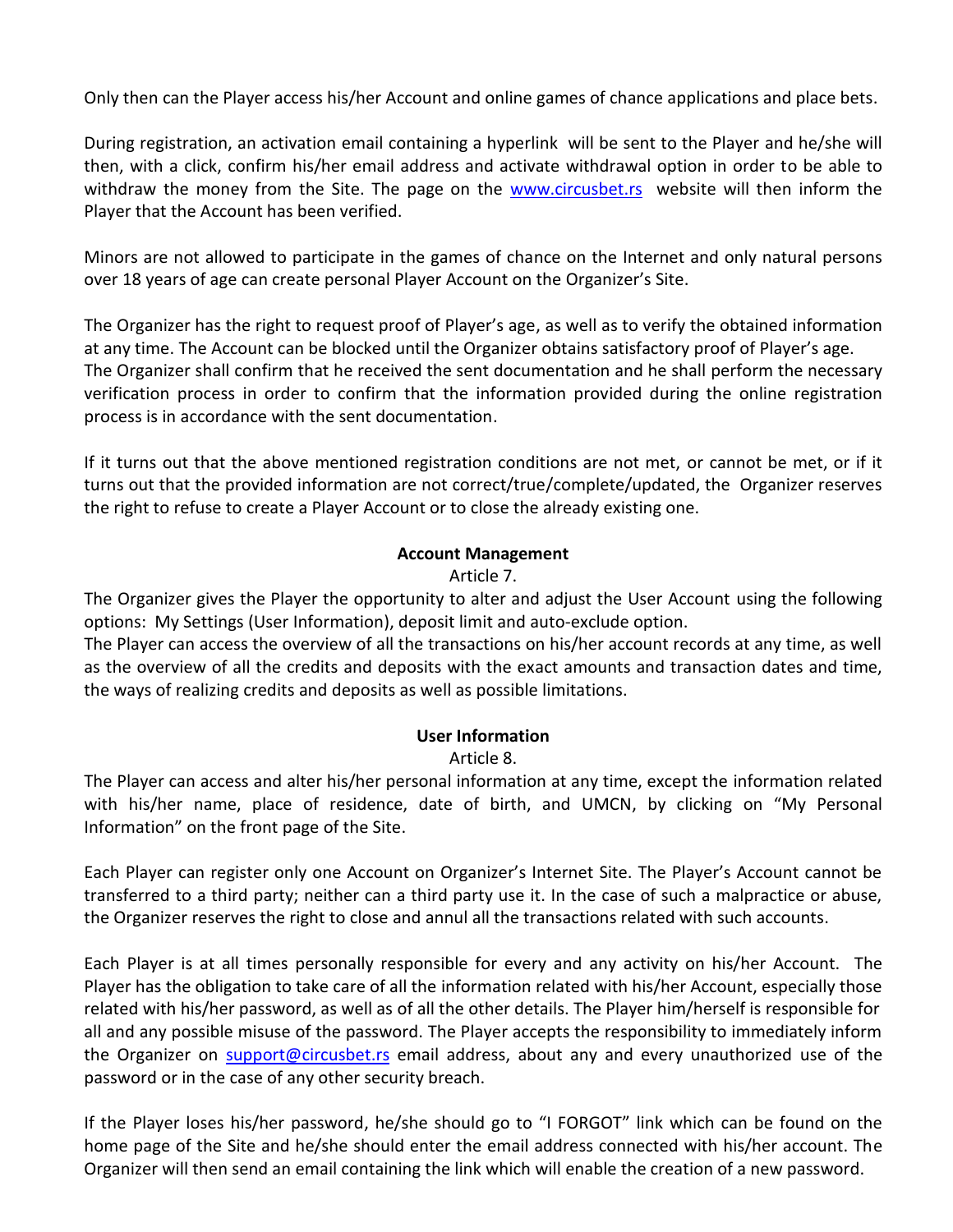Only then can the Player access his/her Account and online games of chance applications and place bets.

During registration, an activation email containing a hyperlink will be sent to the Player and he/she will then, with a click, confirm his/her email address and activate withdrawal option in order to be able to withdraw the money from the Site. The page on the [www.circusbet.rs](http://www.circusbet.rs) website will then inform the Player that the Account has been verified.

Minors are not allowed to participate in the games of chance on the Internet and only natural persons over 18 years of age can create personal Player Account on the Organizer's Site.

The Organizer has the right to request proof of Player's age, as well as to verify the obtained information at any time. The Account can be blocked until the Organizer obtains satisfactory proof of Player's age. The Organizer shall confirm that he received the sent documentation and he shall perform the necessary verification process in order to confirm that the information provided during the online registration process is in accordance with the sent documentation.

If it turns out that the above mentioned registration conditions are not met, or cannot be met, or if it turns out that the provided information are not correct/true/complete/updated, the Organizer reserves the right to refuse to create a Player Account or to close the already existing one.

**Account Management**

Article 7.

The Organizer gives the Player the opportunity to alter and adjust the User Account using the following options: My Settings (User Information), deposit limit and auto-exclude option.
The Player can access the overview of all the transactions on his/her account records at any time, as well as the overview of all the credits and deposits with the exact amounts and transaction dates and time, the ways of realizing credits and deposits as well as possible limitations.

**User Information**

Article 8.

The Player can access and alter his/her personal information at any time, except the information related with his/her name, place of residence, date of birth, and UMCN, by clicking on "My Personal Information" on the front page of the Site.

Each Player can register only one Account on Organizer's Internet Site. The Player's Account cannot be transferred to a third party; neither can a third party use it. In the case of such a malpractice or abuse, the Organizer reserves the right to close and annul all the transactions related with such accounts.

Each Player is at all times personally responsible for every and any activity on his/her Account. The Player has the obligation to take care of all the information related with his/her Account, especially those related with his/her password, as well as of all the other details. The Player him/herself is responsible for all and any possible misuse of the password. The Player accepts the responsibility to immediately inform the Organizer on [support@circusbet.rs](mailto:support@circusbet.rs) email address, about any and every unauthorized use of the password or in the case of any other security breach.

If the Player loses his/her password, he/she should go to "I FORGOT" link which can be found on the home page of the Site and he/she should enter the email address connected with his/her account. The Organizer will then send an email containing the link which will enable the creation of a new password.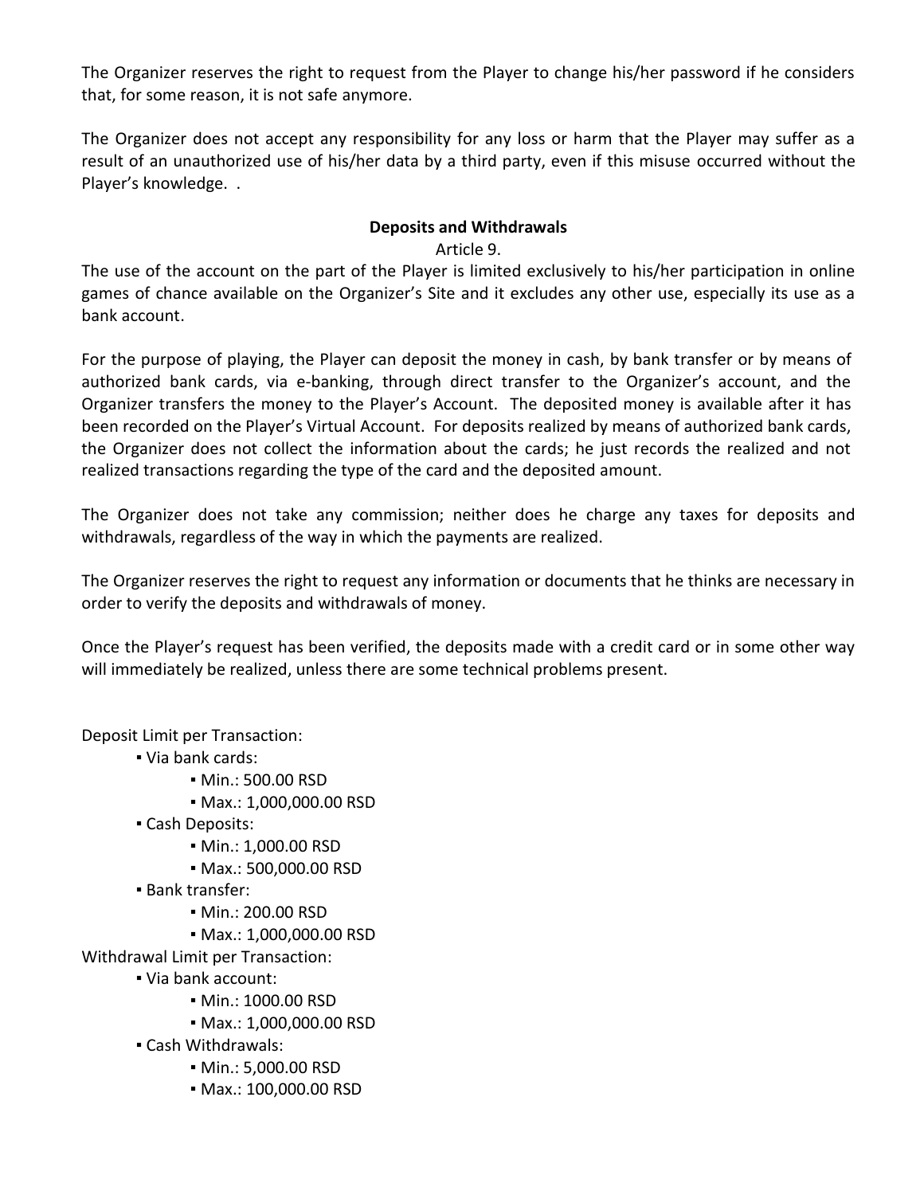The Organizer reserves the right to request from the Player to change his/her password if he considers that, for some reason, it is not safe anymore.

The Organizer does not accept any responsibility for any loss or harm that the Player may suffer as a result of an unauthorized use of his/her data by a third party, even if this misuse occurred without the Player's knowledge. .

**Deposits and Withdrawals**

Article 9.

The use of the account on the part of the Player is limited exclusively to his/her participation in online games of chance available on the Organizer's Site and it excludes any other use, especially its use as a bank account.

For the purpose of playing, the Player can deposit the money in cash, by bank transfer or by means of authorized bank cards, via e-banking, through direct transfer to the Organizer's account, and the Organizer transfers the money to the Player's Account. The deposited money is available after it has been recorded on the Player's Virtual Account. For deposits realized by means of authorized bank cards, the Organizer does not collect the information about the cards; he just records the realized and not realized transactions regarding the type of the card and the deposited amount.

The Organizer does not take any commission; neither does he charge any taxes for deposits and withdrawals, regardless of the way in which the payments are realized.

The Organizer reserves the right to request any information or documents that he thinks are necessary in order to verify the deposits and withdrawals of money.

Once the Player's request has been verified, the deposits made with a credit card or in some other way will immediately be realized, unless there are some technical problems present.

Deposit Limit per Transaction:

- Via bank cards:
  - Min.: 500.00 RSD
  - Max.: 1,000,000.00 RSD
- Cash Deposits:
  - Min.: 1,000.00 RSD
  - Max.: 500,000.00 RSD
- Bank transfer:
  - Min.: 200.00 RSD
  - Max.: 1,000,000.00 RSD

Withdrawal Limit per Transaction:

- Via bank account:
  - Min.: 1000.00 RSD
  - Max.: 1,000,000.00 RSD
- Cash Withdrawals:
  - Min.: 5,000.00 RSD
  - Max.: 100,000.00 RSD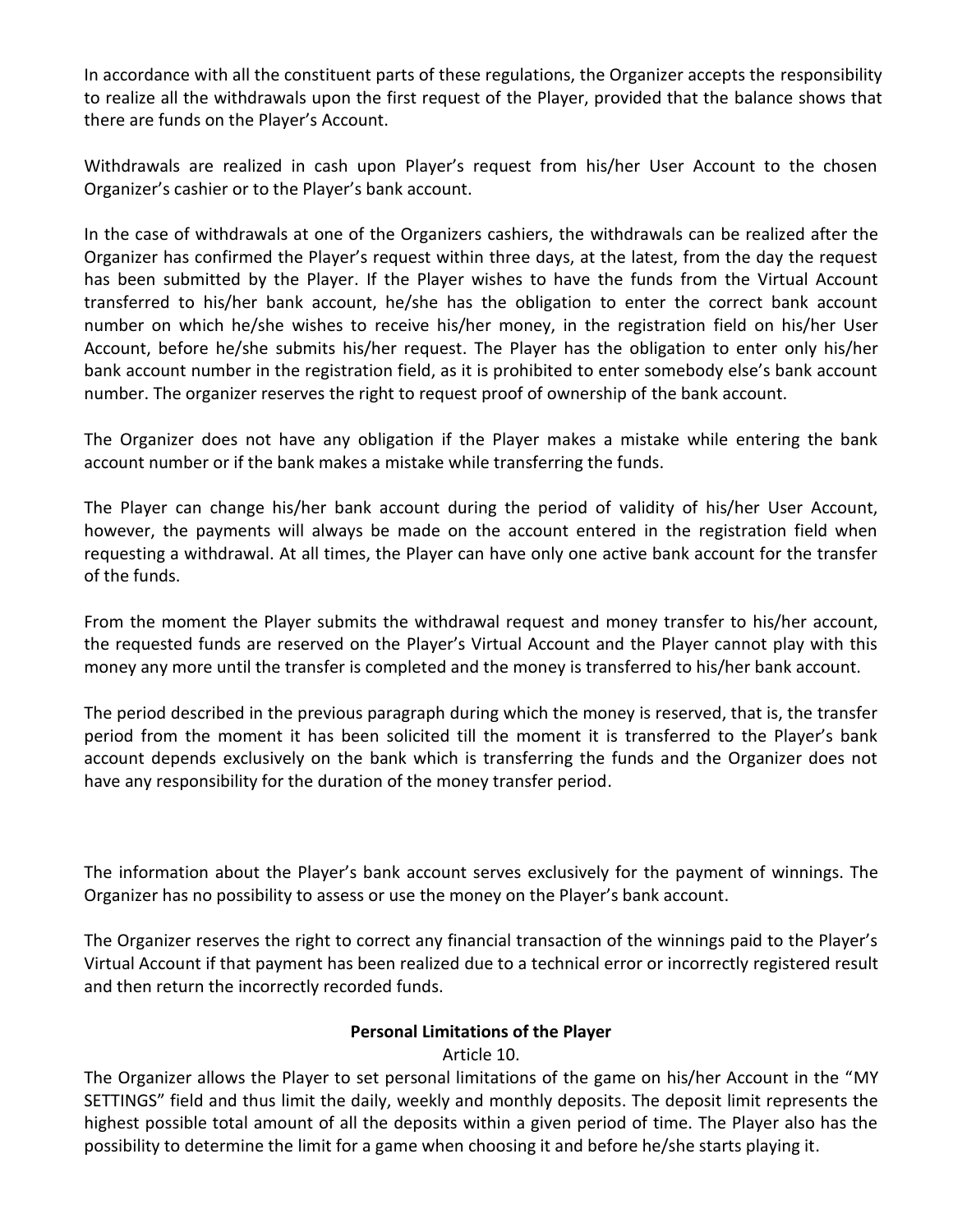In accordance with all the constituent parts of these regulations, the Organizer accepts the responsibility to realize all the withdrawals upon the first request of the Player, provided that the balance shows that there are funds on the Player's Account.

Withdrawals are realized in cash upon Player's request from his/her User Account to the chosen Organizer's cashier or to the Player's bank account.

In the case of withdrawals at one of the Organizers cashiers, the withdrawals can be realized after the Organizer has confirmed the Player's request within three days, at the latest, from the day the request has been submitted by the Player. If the Player wishes to have the funds from the Virtual Account transferred to his/her bank account, he/she has the obligation to enter the correct bank account number on which he/she wishes to receive his/her money, in the registration field on his/her User Account, before he/she submits his/her request. The Player has the obligation to enter only his/her bank account number in the registration field, as it is prohibited to enter somebody else's bank account number. The organizer reserves the right to request proof of ownership of the bank account.

The Organizer does not have any obligation if the Player makes a mistake while entering the bank account number or if the bank makes a mistake while transferring the funds.

The Player can change his/her bank account during the period of validity of his/her User Account, however, the payments will always be made on the account entered in the registration field when requesting a withdrawal. At all times, the Player can have only one active bank account for the transfer of the funds.

From the moment the Player submits the withdrawal request and money transfer to his/her account, the requested funds are reserved on the Player's Virtual Account and the Player cannot play with this money any more until the transfer is completed and the money is transferred to his/her bank account.

The period described in the previous paragraph during which the money is reserved, that is, the transfer period from the moment it has been solicited till the moment it is transferred to the Player's bank account depends exclusively on the bank which is transferring the funds and the Organizer does not have any responsibility for the duration of the money transfer period.

The information about the Player's bank account serves exclusively for the payment of winnings. The Organizer has no possibility to assess or use the money on the Player's bank account.

The Organizer reserves the right to correct any financial transaction of the winnings paid to the Player's Virtual Account if that payment has been realized due to a technical error or incorrectly registered result and then return the incorrectly recorded funds.

## Personal Limitations of the Player

Article 10.

The Organizer allows the Player to set personal limitations of the game on his/her Account in the "MY SETTINGS" field and thus limit the daily, weekly and monthly deposits. The deposit limit represents the highest possible total amount of all the deposits within a given period of time. The Player also has the possibility to determine the limit for a game when choosing it and before he/she starts playing it.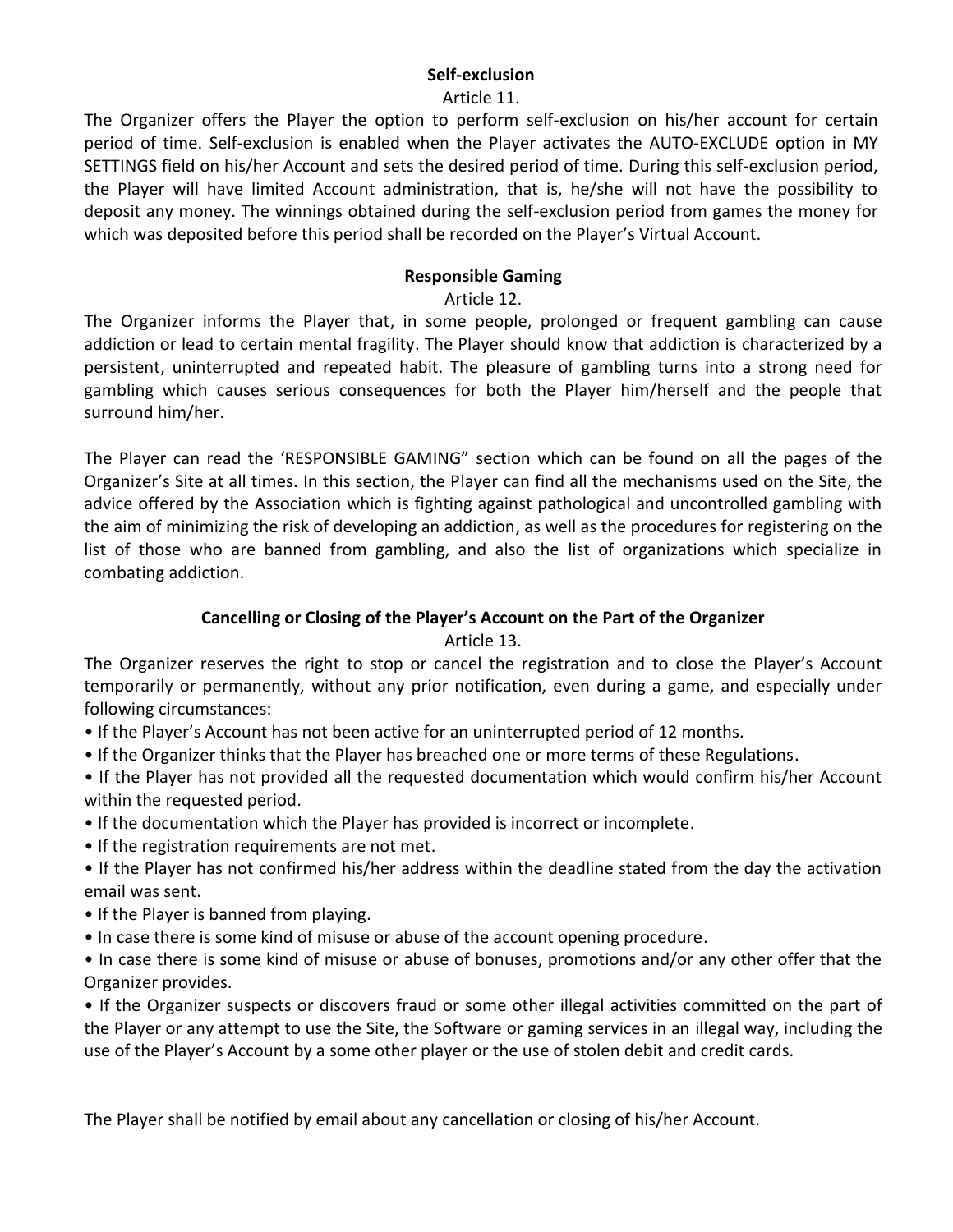## Self-exclusion

Article 11.

The Organizer offers the Player the option to perform self-exclusion on his/her account for certain period of time. Self-exclusion is enabled when the Player activates the AUTO-EXCLUDE option in MY SETTINGS field on his/her Account and sets the desired period of time. During this self-exclusion period, the Player will have limited Account administration, that is, he/she will not have the possibility to deposit any money. The winnings obtained during the self-exclusion period from games the money for which was deposited before this period shall be recorded on the Player's Virtual Account.

## Responsible Gaming

Article 12.

The Organizer informs the Player that, in some people, prolonged or frequent gambling can cause addiction or lead to certain mental fragility. The Player should know that addiction is characterized by a persistent, uninterrupted and repeated habit. The pleasure of gambling turns into a strong need for gambling which causes serious consequences for both the Player him/herself and the people that surround him/her.

The Player can read the 'RESPONSIBLE GAMING" section which can be found on all the pages of the Organizer's Site at all times. In this section, the Player can find all the mechanisms used on the Site, the advice offered by the Association which is fighting against pathological and uncontrolled gambling with the aim of minimizing the risk of developing an addiction, as well as the procedures for registering on the list of those who are banned from gambling, and also the list of organizations which specialize in combating addiction.

## Cancelling or Closing of the Player's Account on the Part of the Organizer

Article 13.

The Organizer reserves the right to stop or cancel the registration and to close the Player's Account temporarily or permanently, without any prior notification, even during a game, and especially under following circumstances:

- If the Player's Account has not been active for an uninterrupted period of 12 months.
- If the Organizer thinks that the Player has breached one or more terms of these Regulations.
- If the Player has not provided all the requested documentation which would confirm his/her Account within the requested period.
- If the documentation which the Player has provided is incorrect or incomplete.
- If the registration requirements are not met.
- If the Player has not confirmed his/her address within the deadline stated from the day the activation email was sent.
- If the Player is banned from playing.
- In case there is some kind of misuse or abuse of the account opening procedure.
- In case there is some kind of misuse or abuse of bonuses, promotions and/or any other offer that the Organizer provides.
- If the Organizer suspects or discovers fraud or some other illegal activities committed on the part of the Player or any attempt to use the Site, the Software or gaming services in an illegal way, including the use of the Player's Account by a some other player or the use of stolen debit and credit cards.

The Player shall be notified by email about any cancellation or closing of his/her Account.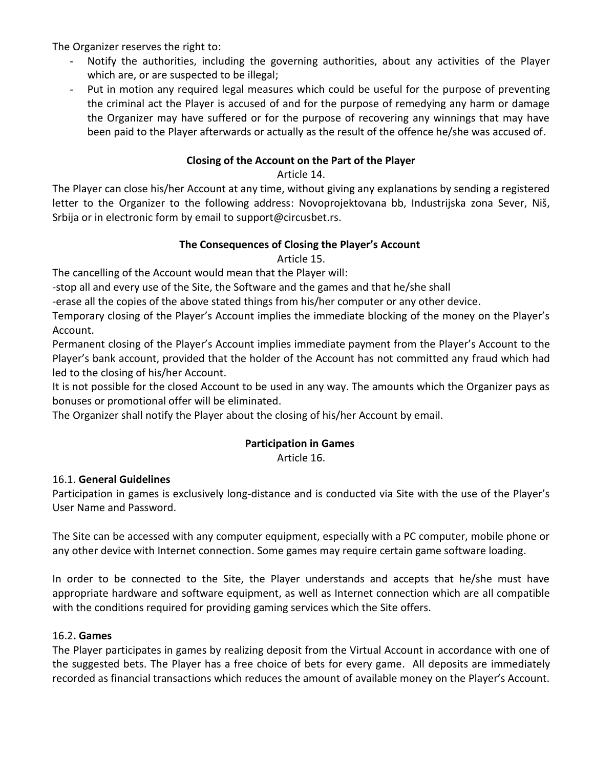The Organizer reserves the right to:

- Notify the authorities, including the governing authorities, about any activities of the Player which are, or are suspected to be illegal;
- Put in motion any required legal measures which could be useful for the purpose of preventing the criminal act the Player is accused of and for the purpose of remedying any harm or damage the Organizer may have suffered or for the purpose of recovering any winnings that may have been paid to the Player afterwards or actually as the result of the offence he/she was accused of.

**Closing of the Account on the Part of the Player**

Article 14.

The Player can close his/her Account at any time, without giving any explanations by sending a registered letter to the Organizer to the following address: Novoprojektovana bb, Industrijska zona Sever, Niš, Srbija or in electronic form by email to support@circusbet.rs.

**The Consequences of Closing the Player's Account**

Article 15.

The cancelling of the Account would mean that the Player will:

-stop all and every use of the Site, the Software and the games and that he/she shall

-erase all the copies of the above stated things from his/her computer or any other device.

Temporary closing of the Player's Account implies the immediate blocking of the money on the Player's Account.

Permanent closing of the Player's Account implies immediate payment from the Player's Account to the Player's bank account, provided that the holder of the Account has not committed any fraud which had led to the closing of his/her Account.

It is not possible for the closed Account to be used in any way. The amounts which the Organizer pays as bonuses or promotional offer will be eliminated.

The Organizer shall notify the Player about the closing of his/her Account by email.

**Participation in Games**

Article 16.

16.1. **General Guidelines**

Participation in games is exclusively long-distance and is conducted via Site with the use of the Player's User Name and Password.

The Site can be accessed with any computer equipment, especially with a PC computer, mobile phone or any other device with Internet connection. Some games may require certain game software loading.

In order to be connected to the Site, the Player understands and accepts that he/she must have appropriate hardware and software equipment, as well as Internet connection which are all compatible with the conditions required for providing gaming services which the Site offers.

16.2**. Games**

The Player participates in games by realizing deposit from the Virtual Account in accordance with one of the suggested bets. The Player has a free choice of bets for every game. All deposits are immediately recorded as financial transactions which reduces the amount of available money on the Player's Account.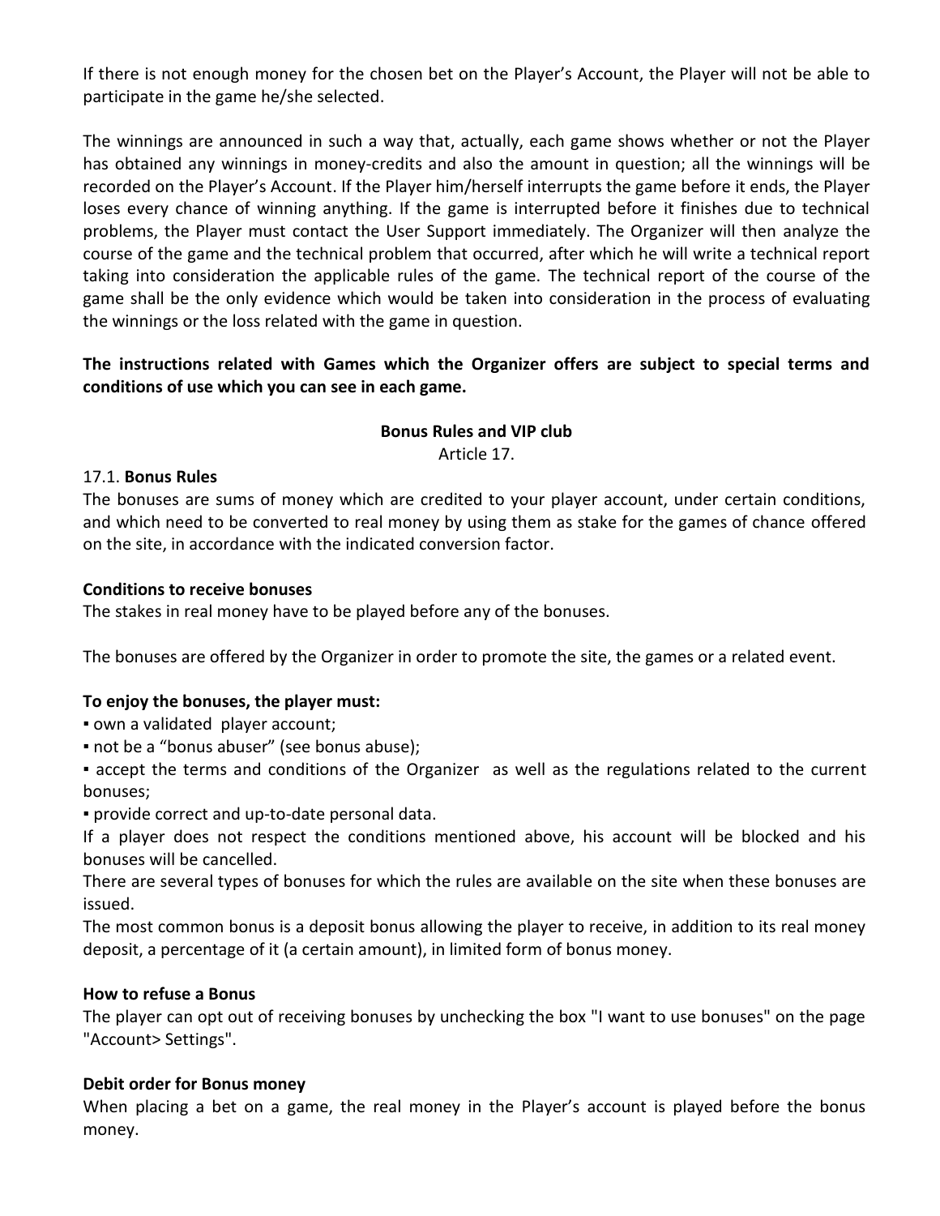If there is not enough money for the chosen bet on the Player's Account, the Player will not be able to participate in the game he/she selected.

The winnings are announced in such a way that, actually, each game shows whether or not the Player has obtained any winnings in money-credits and also the amount in question; all the winnings will be recorded on the Player's Account. If the Player him/herself interrupts the game before it ends, the Player loses every chance of winning anything. If the game is interrupted before it finishes due to technical problems, the Player must contact the User Support immediately. The Organizer will then analyze the course of the game and the technical problem that occurred, after which he will write a technical report taking into consideration the applicable rules of the game. The technical report of the course of the game shall be the only evidence which would be taken into consideration in the process of evaluating the winnings or the loss related with the game in question.

**The instructions related with Games which the Organizer offers are subject to special terms and conditions of use which you can see in each game.**

## Bonus Rules and VIP club

Article 17.

17.1. **Bonus Rules**

The bonuses are sums of money which are credited to your player account, under certain conditions, and which need to be converted to real money by using them as stake for the games of chance offered on the site, in accordance with the indicated conversion factor.

**Conditions to receive bonuses**

The stakes in real money have to be played before any of the bonuses.

The bonuses are offered by the Organizer in order to promote the site, the games or a related event.

**To enjoy the bonuses, the player must:**

- own a validated player account;
- not be a "bonus abuser" (see bonus abuse);
- accept the terms and conditions of the Organizer as well as the regulations related to the current bonuses;
- provide correct and up-to-date personal data.

If a player does not respect the conditions mentioned above, his account will be blocked and his bonuses will be cancelled.

There are several types of bonuses for which the rules are available on the site when these bonuses are issued.

The most common bonus is a deposit bonus allowing the player to receive, in addition to its real money deposit, a percentage of it (a certain amount), in limited form of bonus money.

**How to refuse a Bonus**

The player can opt out of receiving bonuses by unchecking the box "I want to use bonuses" on the page "Account> Settings".

**Debit order for Bonus money**

When placing a bet on a game, the real money in the Player's account is played before the bonus money.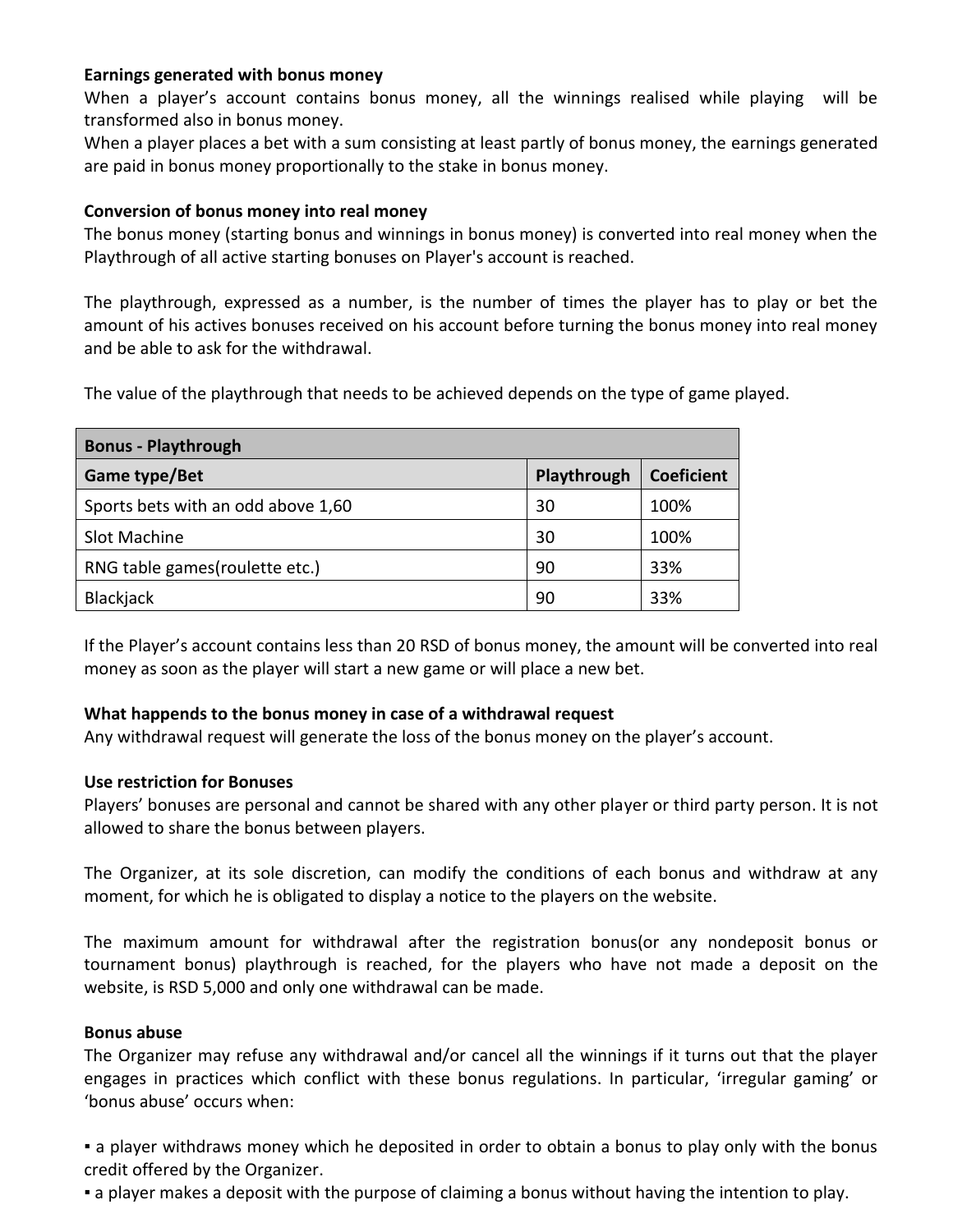**Earnings generated with bonus money**

When a player's account contains bonus money, all the winnings realised while playing will be transformed also in bonus money.

When a player places a bet with a sum consisting at least partly of bonus money, the earnings generated are paid in bonus money proportionally to the stake in bonus money.

**Conversion of bonus money into real money**

The bonus money (starting bonus and winnings in bonus money) is converted into real money when the Playthrough of all active starting bonuses on Player's account is reached.

The playthrough, expressed as a number, is the number of times the player has to play or bet the amount of his actives bonuses received on his account before turning the bonus money into real money and be able to ask for the withdrawal.

The value of the playthrough that needs to be achieved depends on the type of game played.

| **Bonus - Playthrough** | | |
|---|---|---|
| **Game type/Bet** | **Playthrough** | **Coeficient** |
| Sports bets with an odd above 1,60 | 30 | 100% |
| Slot Machine | 30 | 100% |
| RNG table games(roulette etc.) | 90 | 33% |
| Blackjack | 90 | 33% |

If the Player's account contains less than 20 RSD of bonus money, the amount will be converted into real money as soon as the player will start a new game or will place a new bet.

**What happends to the bonus money in case of a withdrawal request**

Any withdrawal request will generate the loss of the bonus money on the player's account.

**Use restriction for Bonuses**

Players' bonuses are personal and cannot be shared with any other player or third party person. It is not allowed to share the bonus between players.

The Organizer, at its sole discretion, can modify the conditions of each bonus and withdraw at any moment, for which he is obligated to display a notice to the players on the website.

The maximum amount for withdrawal after the registration bonus(or any nondeposit bonus or tournament bonus) playthrough is reached, for the players who have not made a deposit on the website, is RSD 5,000 and only one withdrawal can be made.

**Bonus abuse**

The Organizer may refuse any withdrawal and/or cancel all the winnings if it turns out that the player engages in practices which conflict with these bonus regulations. In particular, 'irregular gaming' or 'bonus abuse' occurs when:

- a player withdraws money which he deposited in order to obtain a bonus to play only with the bonus credit offered by the Organizer.
- a player makes a deposit with the purpose of claiming a bonus without having the intention to play.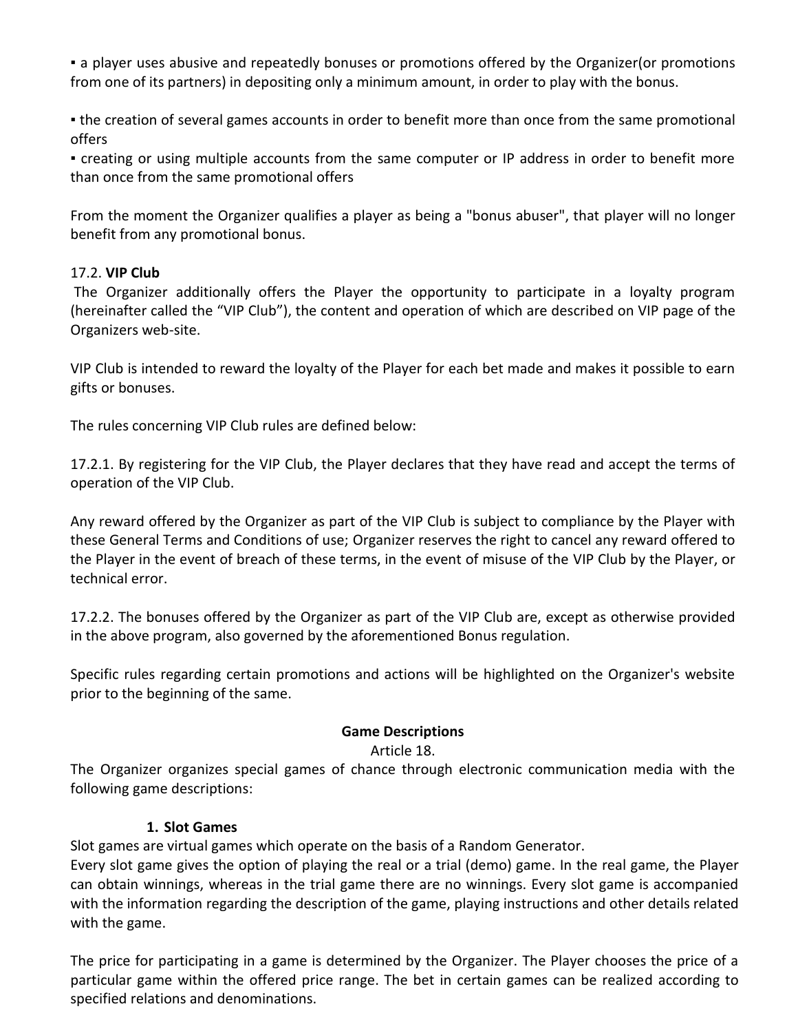▪ a player uses abusive and repeatedly bonuses or promotions offered by the Organizer(or promotions from one of its partners) in depositing only a minimum amount, in order to play with the bonus.

▪ the creation of several games accounts in order to benefit more than once from the same promotional offers
▪ creating or using multiple accounts from the same computer or IP address in order to benefit more than once from the same promotional offers

From the moment the Organizer qualifies a player as being a "bonus abuser", that player will no longer benefit from any promotional bonus.

17.2. **VIP Club**
The Organizer additionally offers the Player the opportunity to participate in a loyalty program (hereinafter called the "VIP Club"), the content and operation of which are described on VIP page of the Organizers web-site.

VIP Club is intended to reward the loyalty of the Player for each bet made and makes it possible to earn gifts or bonuses.

The rules concerning VIP Club rules are defined below:

17.2.1. By registering for the VIP Club, the Player declares that they have read and accept the terms of operation of the VIP Club.

Any reward offered by the Organizer as part of the VIP Club is subject to compliance by the Player with these General Terms and Conditions of use; Organizer reserves the right to cancel any reward offered to the Player in the event of breach of these terms, in the event of misuse of the VIP Club by the Player, or technical error.

17.2.2. The bonuses offered by the Organizer as part of the VIP Club are, except as otherwise provided in the above program, also governed by the aforementioned Bonus regulation.

Specific rules regarding certain promotions and actions will be highlighted on the Organizer's website prior to the beginning of the same.

## Game Descriptions

Article 18.

The Organizer organizes special games of chance through electronic communication media with the following game descriptions:

### 1. Slot Games

Slot games are virtual games which operate on the basis of a Random Generator.
Every slot game gives the option of playing the real or a trial (demo) game. In the real game, the Player can obtain winnings, whereas in the trial game there are no winnings. Every slot game is accompanied with the information regarding the description of the game, playing instructions and other details related with the game.

The price for participating in a game is determined by the Organizer. The Player chooses the price of a particular game within the offered price range. The bet in certain games can be realized according to specified relations and denominations.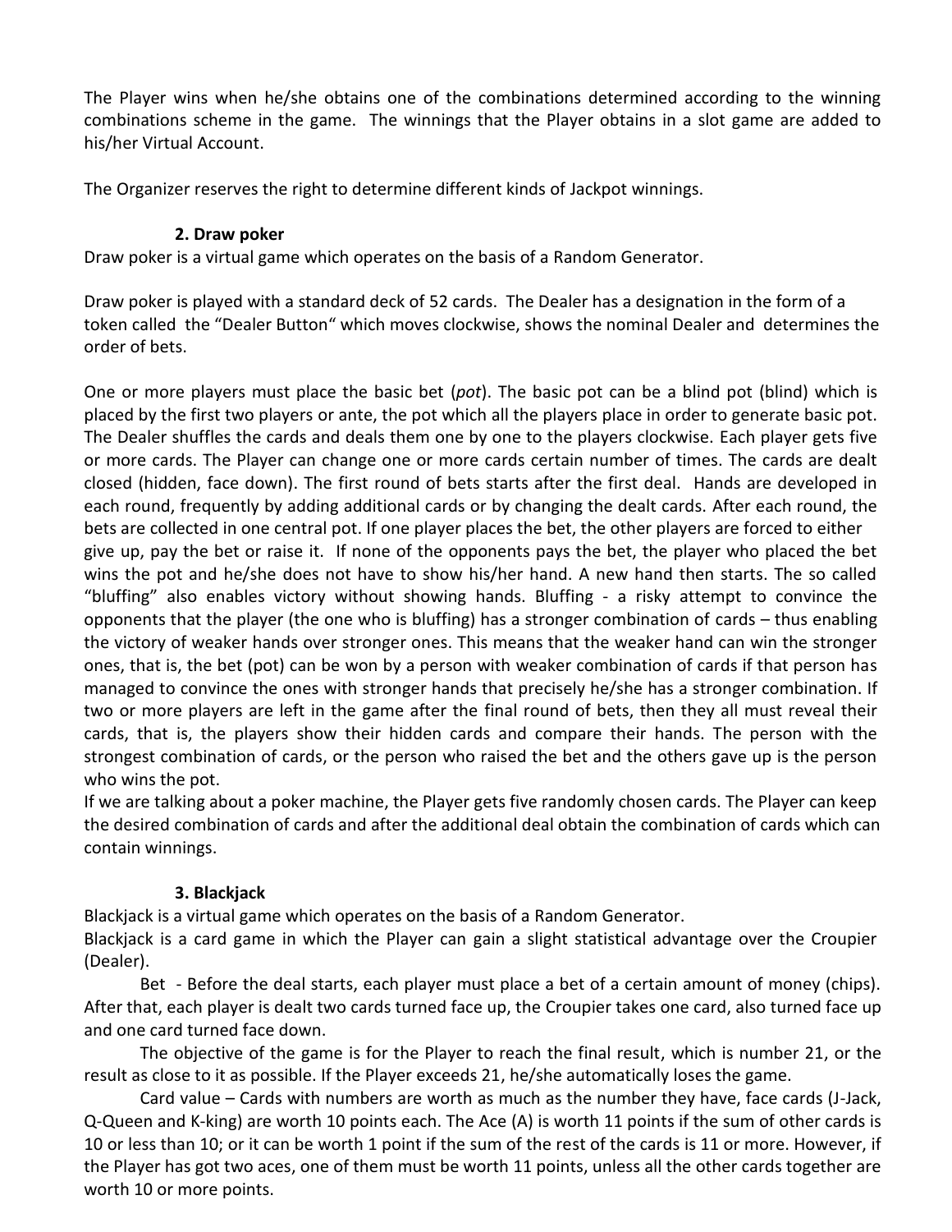The Player wins when he/she obtains one of the combinations determined according to the winning combinations scheme in the game. The winnings that the Player obtains in a slot game are added to his/her Virtual Account.

The Organizer reserves the right to determine different kinds of Jackpot winnings.

### 2. Draw poker

Draw poker is a virtual game which operates on the basis of a Random Generator.

Draw poker is played with a standard deck of 52 cards. The Dealer has a designation in the form of a token called the "Dealer Button" which moves clockwise, shows the nominal Dealer and determines the order of bets.

One or more players must place the basic bet (*pot*). The basic pot can be a blind pot (blind) which is placed by the first two players or ante, the pot which all the players place in order to generate basic pot. The Dealer shuffles the cards and deals them one by one to the players clockwise. Each player gets five or more cards. The Player can change one or more cards certain number of times. The cards are dealt closed (hidden, face down). The first round of bets starts after the first deal. Hands are developed in each round, frequently by adding additional cards or by changing the dealt cards. After each round, the bets are collected in one central pot. If one player places the bet, the other players are forced to either give up, pay the bet or raise it. If none of the opponents pays the bet, the player who placed the bet wins the pot and he/she does not have to show his/her hand. A new hand then starts. The so called "bluffing" also enables victory without showing hands. Bluffing - a risky attempt to convince the opponents that the player (the one who is bluffing) has a stronger combination of cards – thus enabling the victory of weaker hands over stronger ones. This means that the weaker hand can win the stronger ones, that is, the bet (pot) can be won by a person with weaker combination of cards if that person has managed to convince the ones with stronger hands that precisely he/she has a stronger combination. If two or more players are left in the game after the final round of bets, then they all must reveal their cards, that is, the players show their hidden cards and compare their hands. The person with the strongest combination of cards, or the person who raised the bet and the others gave up is the person who wins the pot.

If we are talking about a poker machine, the Player gets five randomly chosen cards. The Player can keep the desired combination of cards and after the additional deal obtain the combination of cards which can contain winnings.

### 3. Blackjack

Blackjack is a virtual game which operates on the basis of a Random Generator.

Blackjack is a card game in which the Player can gain a slight statistical advantage over the Croupier (Dealer).

Bet - Before the deal starts, each player must place a bet of a certain amount of money (chips). After that, each player is dealt two cards turned face up, the Croupier takes one card, also turned face up and one card turned face down.

The objective of the game is for the Player to reach the final result, which is number 21, or the result as close to it as possible. If the Player exceeds 21, he/she automatically loses the game.

Card value – Cards with numbers are worth as much as the number they have, face cards (J-Jack, Q-Queen and K-king) are worth 10 points each. The Ace (A) is worth 11 points if the sum of other cards is 10 or less than 10; or it can be worth 1 point if the sum of the rest of the cards is 11 or more. However, if the Player has got two aces, one of them must be worth 11 points, unless all the other cards together are worth 10 or more points.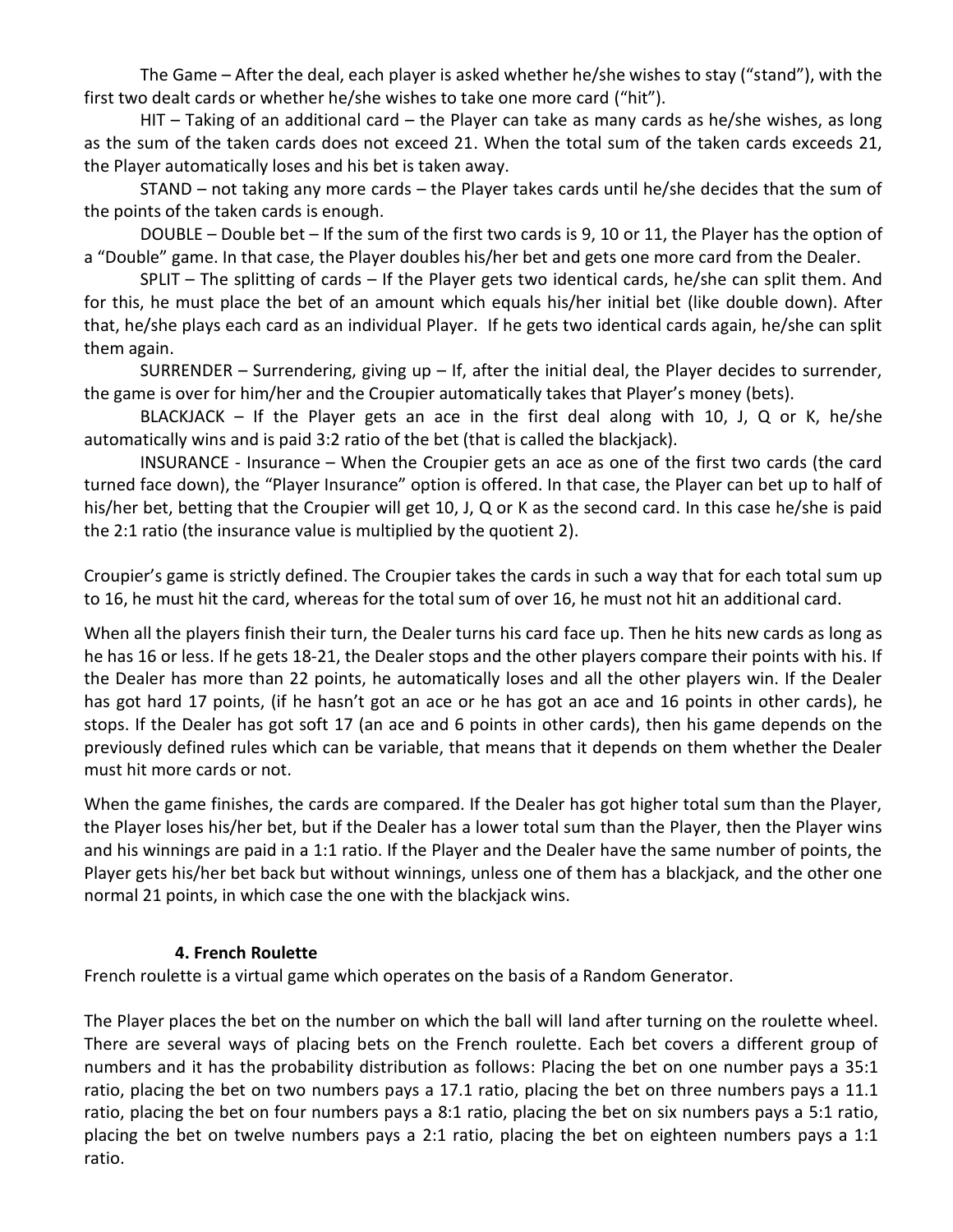The Game – After the deal, each player is asked whether he/she wishes to stay ("stand"), with the first two dealt cards or whether he/she wishes to take one more card ("hit").

HIT – Taking of an additional card – the Player can take as many cards as he/she wishes, as long as the sum of the taken cards does not exceed 21. When the total sum of the taken cards exceeds 21, the Player automatically loses and his bet is taken away.

STAND – not taking any more cards – the Player takes cards until he/she decides that the sum of the points of the taken cards is enough.

DOUBLE – Double bet – If the sum of the first two cards is 9, 10 or 11, the Player has the option of a "Double" game. In that case, the Player doubles his/her bet and gets one more card from the Dealer.

SPLIT – The splitting of cards – If the Player gets two identical cards, he/she can split them. And for this, he must place the bet of an amount which equals his/her initial bet (like double down). After that, he/she plays each card as an individual Player. If he gets two identical cards again, he/she can split them again.

SURRENDER – Surrendering, giving up – If, after the initial deal, the Player decides to surrender, the game is over for him/her and the Croupier automatically takes that Player's money (bets).

BLACKJACK – If the Player gets an ace in the first deal along with 10, J, Q or K, he/she automatically wins and is paid 3:2 ratio of the bet (that is called the blackjack).

INSURANCE - Insurance – When the Croupier gets an ace as one of the first two cards (the card turned face down), the "Player Insurance" option is offered. In that case, the Player can bet up to half of his/her bet, betting that the Croupier will get 10, J, Q or K as the second card. In this case he/she is paid the 2:1 ratio (the insurance value is multiplied by the quotient 2).

Croupier's game is strictly defined. The Croupier takes the cards in such a way that for each total sum up to 16, he must hit the card, whereas for the total sum of over 16, he must not hit an additional card.

When all the players finish their turn, the Dealer turns his card face up. Then he hits new cards as long as he has 16 or less. If he gets 18-21, the Dealer stops and the other players compare their points with his. If the Dealer has more than 22 points, he automatically loses and all the other players win. If the Dealer has got hard 17 points, (if he hasn't got an ace or he has got an ace and 16 points in other cards), he stops. If the Dealer has got soft 17 (an ace and 6 points in other cards), then his game depends on the previously defined rules which can be variable, that means that it depends on them whether the Dealer must hit more cards or not.

When the game finishes, the cards are compared. If the Dealer has got higher total sum than the Player, the Player loses his/her bet, but if the Dealer has a lower total sum than the Player, then the Player wins and his winnings are paid in a 1:1 ratio. If the Player and the Dealer have the same number of points, the Player gets his/her bet back but without winnings, unless one of them has a blackjack, and the other one normal 21 points, in which case the one with the blackjack wins.

### 4. French Roulette

French roulette is a virtual game which operates on the basis of a Random Generator.

The Player places the bet on the number on which the ball will land after turning on the roulette wheel. There are several ways of placing bets on the French roulette. Each bet covers a different group of numbers and it has the probability distribution as follows: Placing the bet on one number pays a 35:1 ratio, placing the bet on two numbers pays a 17.1 ratio, placing the bet on three numbers pays a 11.1 ratio, placing the bet on four numbers pays a 8:1 ratio, placing the bet on six numbers pays a 5:1 ratio, placing the bet on twelve numbers pays a 2:1 ratio, placing the bet on eighteen numbers pays a 1:1 ratio.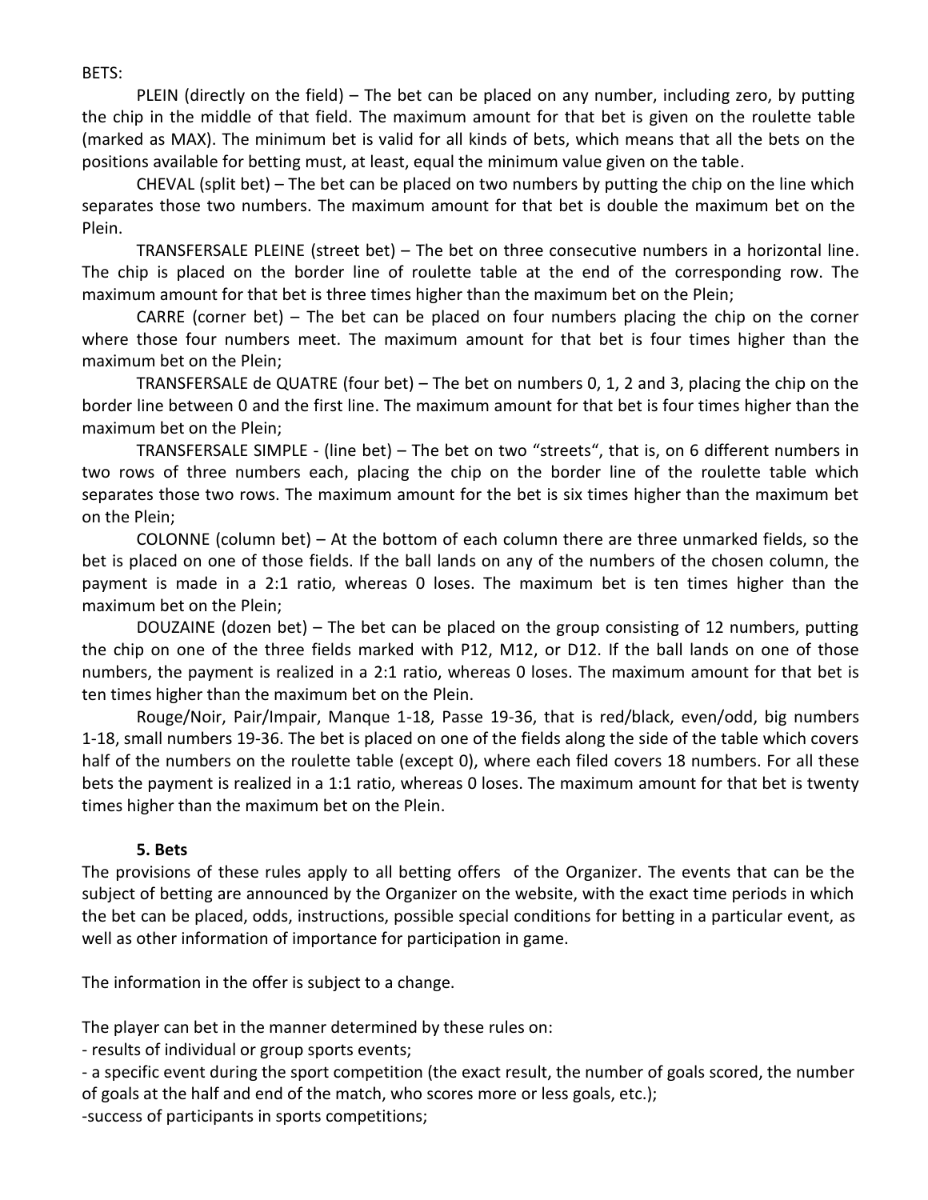BETS:

PLEIN (directly on the field) – The bet can be placed on any number, including zero, by putting the chip in the middle of that field. The maximum amount for that bet is given on the roulette table (marked as MAX). The minimum bet is valid for all kinds of bets, which means that all the bets on the positions available for betting must, at least, equal the minimum value given on the table.

CHEVAL (split bet) – The bet can be placed on two numbers by putting the chip on the line which separates those two numbers. The maximum amount for that bet is double the maximum bet on the Plein.

TRANSFERSALE PLEINE (street bet) – The bet on three consecutive numbers in a horizontal line. The chip is placed on the border line of roulette table at the end of the corresponding row. The maximum amount for that bet is three times higher than the maximum bet on the Plein;

CARRE (corner bet) – The bet can be placed on four numbers placing the chip on the corner where those four numbers meet. The maximum amount for that bet is four times higher than the maximum bet on the Plein;

TRANSFERSALE de QUATRE (four bet) – The bet on numbers 0, 1, 2 and 3, placing the chip on the border line between 0 and the first line. The maximum amount for that bet is four times higher than the maximum bet on the Plein;

TRANSFERSALE SIMPLE - (line bet) – The bet on two "streets", that is, on 6 different numbers in two rows of three numbers each, placing the chip on the border line of the roulette table which separates those two rows. The maximum amount for the bet is six times higher than the maximum bet on the Plein;

COLONNE (column bet) – At the bottom of each column there are three unmarked fields, so the bet is placed on one of those fields. If the ball lands on any of the numbers of the chosen column, the payment is made in a 2:1 ratio, whereas 0 loses. The maximum bet is ten times higher than the maximum bet on the Plein;

DOUZAINE (dozen bet) – The bet can be placed on the group consisting of 12 numbers, putting the chip on one of the three fields marked with P12, M12, or D12. If the ball lands on one of those numbers, the payment is realized in a 2:1 ratio, whereas 0 loses. The maximum amount for that bet is ten times higher than the maximum bet on the Plein.

Rouge/Noir, Pair/Impair, Manque 1-18, Passe 19-36, that is red/black, even/odd, big numbers 1-18, small numbers 19-36. The bet is placed on one of the fields along the side of the table which covers half of the numbers on the roulette table (except 0), where each filed covers 18 numbers. For all these bets the payment is realized in a 1:1 ratio, whereas 0 loses. The maximum amount for that bet is twenty times higher than the maximum bet on the Plein.

## 5. Bets

The provisions of these rules apply to all betting offers of the Organizer. The events that can be the subject of betting are announced by the Organizer on the website, with the exact time periods in which the bet can be placed, odds, instructions, possible special conditions for betting in a particular event, as well as other information of importance for participation in game.

The information in the offer is subject to a change.

The player can bet in the manner determined by these rules on:

- results of individual or group sports events;
- a specific event during the sport competition (the exact result, the number of goals scored, the number of goals at the half and end of the match, who scores more or less goals, etc.);
- success of participants in sports competitions;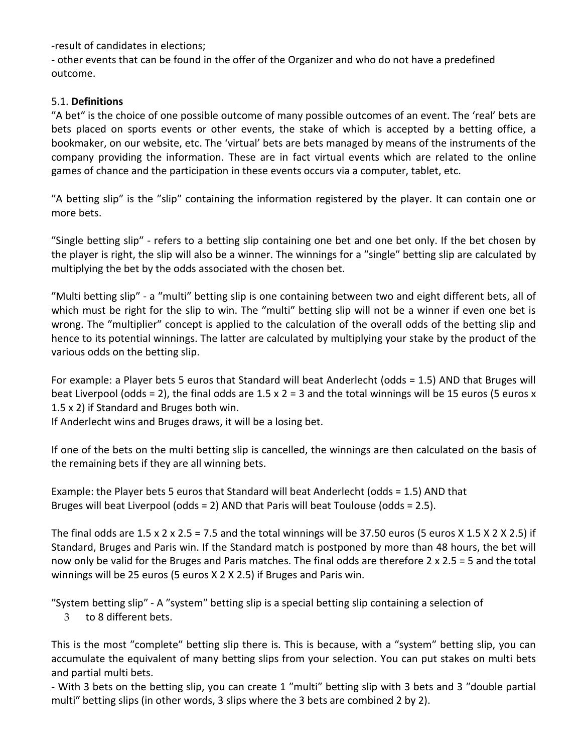-result of candidates in elections;

- other events that can be found in the offer of the Organizer and who do not have a predefined outcome.

5.1. **Definitions**

”A bet” is the choice of one possible outcome of many possible outcomes of an event. The ‘real’ bets are bets placed on sports events or other events, the stake of which is accepted by a betting office, a bookmaker, on our website, etc. The ‘virtual’ bets are bets managed by means of the instruments of the company providing the information. These are in fact virtual events which are related to the online games of chance and the participation in these events occurs via a computer, tablet, etc.

”A betting slip” is the ”slip” containing the information registered by the player. It can contain one or more bets.

”Single betting slip” - refers to a betting slip containing one bet and one bet only. If the bet chosen by the player is right, the slip will also be a winner. The winnings for a ”single” betting slip are calculated by multiplying the bet by the odds associated with the chosen bet.

”Multi betting slip” - a ”multi” betting slip is one containing between two and eight different bets, all of which must be right for the slip to win. The ”multi” betting slip will not be a winner if even one bet is wrong. The ”multiplier” concept is applied to the calculation of the overall odds of the betting slip and hence to its potential winnings. The latter are calculated by multiplying your stake by the product of the various odds on the betting slip.

For example: a Player bets 5 euros that Standard will beat Anderlecht (odds = 1.5) AND that Bruges will beat Liverpool (odds = 2), the final odds are 1.5 x 2 = 3 and the total winnings will be 15 euros (5 euros x 1.5 x 2) if Standard and Bruges both win.
If Anderlecht wins and Bruges draws, it will be a losing bet.

If one of the bets on the multi betting slip is cancelled, the winnings are then calculated on the basis of the remaining bets if they are all winning bets.

Example: the Player bets 5 euros that Standard will beat Anderlecht (odds = 1.5) AND that Bruges will beat Liverpool (odds = 2) AND that Paris will beat Toulouse (odds = 2.5).

The final odds are 1.5 x 2 x 2.5 = 7.5 and the total winnings will be 37.50 euros (5 euros X 1.5 X 2 X 2.5) if Standard, Bruges and Paris win. If the Standard match is postponed by more than 48 hours, the bet will now only be valid for the Bruges and Paris matches. The final odds are therefore 2 x 2.5 = 5 and the total winnings will be 25 euros (5 euros X 2 X 2.5) if Bruges and Paris win.

”System betting slip” - A ”system” betting slip is a special betting slip containing a selection of
3 to 8 different bets.

This is the most ”complete” betting slip there is. This is because, with a ”system” betting slip, you can accumulate the equivalent of many betting slips from your selection. You can put stakes on multi bets and partial multi bets.

- With 3 bets on the betting slip, you can create 1 ”multi” betting slip with 3 bets and 3 ”double partial multi” betting slips (in other words, 3 slips where the 3 bets are combined 2 by 2).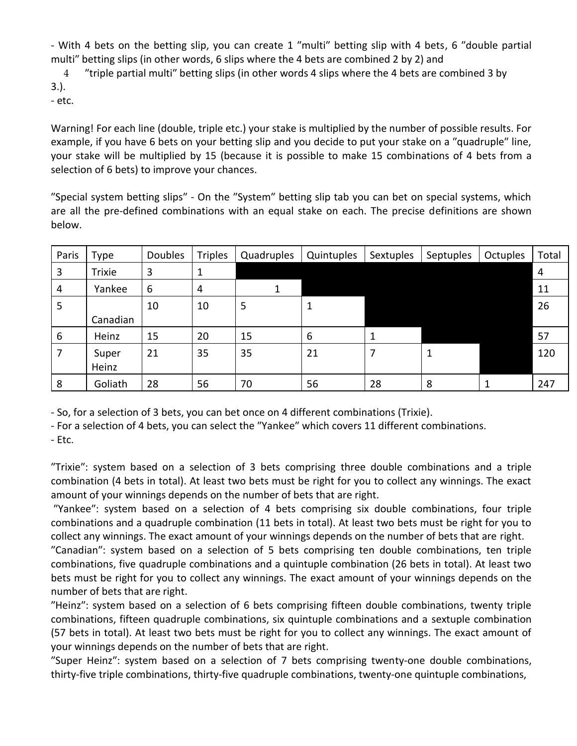- With 4 bets on the betting slip, you can create 1 "multi" betting slip with 4 bets, 6 "double partial multi" betting slips (in other words, 6 slips where the 4 bets are combined 2 by 2) and 4 "triple partial multi" betting slips (in other words 4 slips where the 4 bets are combined 3 by 3.).
- etc.

Warning! For each line (double, triple etc.) your stake is multiplied by the number of possible results. For example, if you have 6 bets on your betting slip and you decide to put your stake on a "quadruple" line, your stake will be multiplied by 15 (because it is possible to make 15 combinations of 4 bets from a selection of 6 bets) to improve your chances.

"Special system betting slips" - On the "System" betting slip tab you can bet on special systems, which are all the pre-defined combinations with an equal stake on each. The precise definitions are shown below.

| Paris | Type | Doubles | Triples | Quadruples | Quintuples | Sextuples | Septuples | Octuples | Total |
|---|---|---|---|---|---|---|---|---|---|
| 3 | Trixie | 3 | 1 | | | | | | 4 |
| 4 | Yankee | 6 | 4 | 1 | | | | | 11 |
| 5 | Canadian | 10 | 10 | 5 | 1 | | | | 26 |
| 6 | Heinz | 15 | 20 | 15 | 6 | 1 | | | 57 |
| 7 | Super Heinz | 21 | 35 | 35 | 21 | 7 | 1 | | 120 |
| 8 | Goliath | 28 | 56 | 70 | 56 | 28 | 8 | 1 | 247 |

- So, for a selection of 3 bets, you can bet once on 4 different combinations (Trixie).
- For a selection of 4 bets, you can select the "Yankee" which covers 11 different combinations.
- Etc.

"Trixie": system based on a selection of 3 bets comprising three double combinations and a triple combination (4 bets in total). At least two bets must be right for you to collect any winnings. The exact amount of your winnings depends on the number of bets that are right.

"Yankee": system based on a selection of 4 bets comprising six double combinations, four triple combinations and a quadruple combination (11 bets in total). At least two bets must be right for you to collect any winnings. The exact amount of your winnings depends on the number of bets that are right.

"Canadian": system based on a selection of 5 bets comprising ten double combinations, ten triple combinations, five quadruple combinations and a quintuple combination (26 bets in total). At least two bets must be right for you to collect any winnings. The exact amount of your winnings depends on the number of bets that are right.

"Heinz": system based on a selection of 6 bets comprising fifteen double combinations, twenty triple combinations, fifteen quadruple combinations, six quintuple combinations and a sextuple combination (57 bets in total). At least two bets must be right for you to collect any winnings. The exact amount of your winnings depends on the number of bets that are right.

"Super Heinz": system based on a selection of 7 bets comprising twenty-one double combinations, thirty-five triple combinations, thirty-five quadruple combinations, twenty-one quintuple combinations,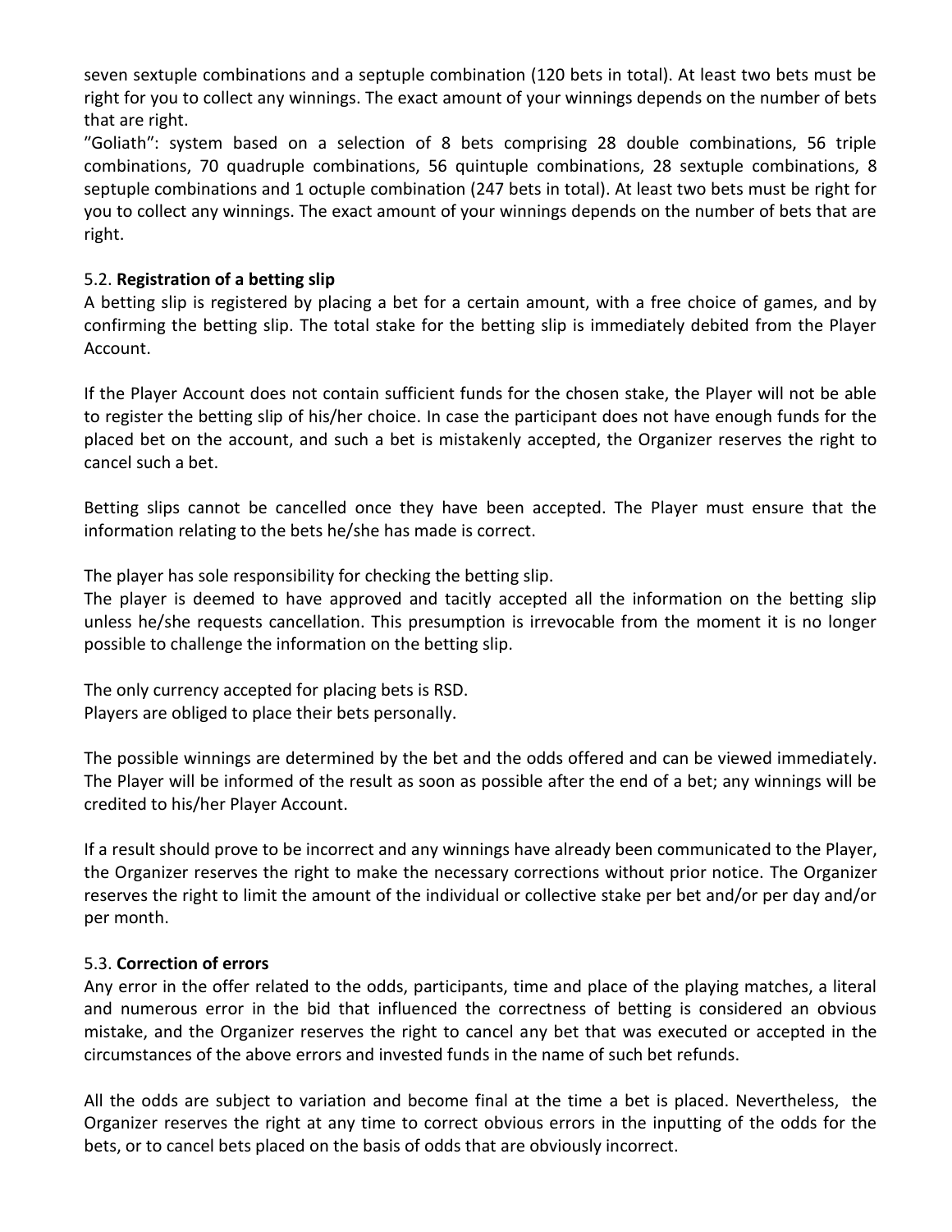seven sextuple combinations and a septuple combination (120 bets in total). At least two bets must be right for you to collect any winnings. The exact amount of your winnings depends on the number of bets that are right.

"Goliath": system based on a selection of 8 bets comprising 28 double combinations, 56 triple combinations, 70 quadruple combinations, 56 quintuple combinations, 28 sextuple combinations, 8 septuple combinations and 1 octuple combination (247 bets in total). At least two bets must be right for you to collect any winnings. The exact amount of your winnings depends on the number of bets that are right.

5.2. **Registration of a betting slip**

A betting slip is registered by placing a bet for a certain amount, with a free choice of games, and by confirming the betting slip. The total stake for the betting slip is immediately debited from the Player Account.

If the Player Account does not contain sufficient funds for the chosen stake, the Player will not be able to register the betting slip of his/her choice. In case the participant does not have enough funds for the placed bet on the account, and such a bet is mistakenly accepted, the Organizer reserves the right to cancel such a bet.

Betting slips cannot be cancelled once they have been accepted. The Player must ensure that the information relating to the bets he/she has made is correct.

The player has sole responsibility for checking the betting slip.

The player is deemed to have approved and tacitly accepted all the information on the betting slip unless he/she requests cancellation. This presumption is irrevocable from the moment it is no longer possible to challenge the information on the betting slip.

The only currency accepted for placing bets is RSD.

Players are obliged to place their bets personally.

The possible winnings are determined by the bet and the odds offered and can be viewed immediately. The Player will be informed of the result as soon as possible after the end of a bet; any winnings will be credited to his/her Player Account.

If a result should prove to be incorrect and any winnings have already been communicated to the Player, the Organizer reserves the right to make the necessary corrections without prior notice. The Organizer reserves the right to limit the amount of the individual or collective stake per bet and/or per day and/or per month.

5.3. **Correction of errors**

Any error in the offer related to the odds, participants, time and place of the playing matches, a literal and numerous error in the bid that influenced the correctness of betting is considered an obvious mistake, and the Organizer reserves the right to cancel any bet that was executed or accepted in the circumstances of the above errors and invested funds in the name of such bet refunds.

All the odds are subject to variation and become final at the time a bet is placed. Nevertheless, the Organizer reserves the right at any time to correct obvious errors in the inputting of the odds for the bets, or to cancel bets placed on the basis of odds that are obviously incorrect.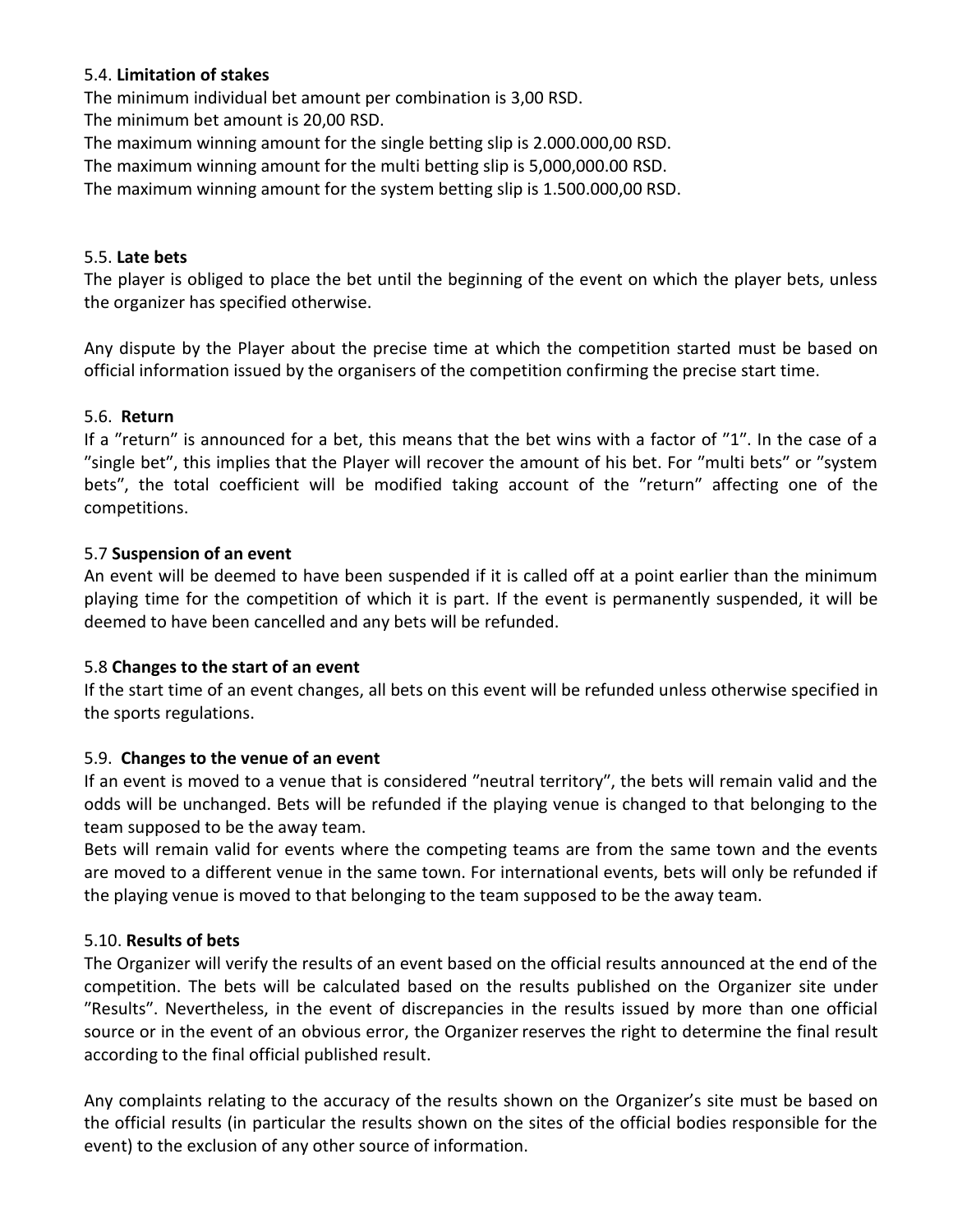5.4. **Limitation of stakes**

The minimum individual bet amount per combination is 3,00 RSD.
The minimum bet amount is 20,00 RSD.
The maximum winning amount for the single betting slip is 2.000.000,00 RSD.
The maximum winning amount for the multi betting slip is 5,000,000.00 RSD.
The maximum winning amount for the system betting slip is 1.500.000,00 RSD.

5.5. **Late bets**

The player is obliged to place the bet until the beginning of the event on which the player bets, unless the organizer has specified otherwise.

Any dispute by the Player about the precise time at which the competition started must be based on official information issued by the organisers of the competition confirming the precise start time.

5.6. **Return**

If a "return" is announced for a bet, this means that the bet wins with a factor of "1". In the case of a "single bet", this implies that the Player will recover the amount of his bet. For "multi bets" or "system bets", the total coefficient will be modified taking account of the "return" affecting one of the competitions.

5.7 **Suspension of an event**

An event will be deemed to have been suspended if it is called off at a point earlier than the minimum playing time for the competition of which it is part. If the event is permanently suspended, it will be deemed to have been cancelled and any bets will be refunded.

5.8 **Changes to the start of an event**

If the start time of an event changes, all bets on this event will be refunded unless otherwise specified in the sports regulations.

5.9. **Changes to the venue of an event**

If an event is moved to a venue that is considered "neutral territory", the bets will remain valid and the odds will be unchanged. Bets will be refunded if the playing venue is changed to that belonging to the team supposed to be the away team.
Bets will remain valid for events where the competing teams are from the same town and the events are moved to a different venue in the same town. For international events, bets will only be refunded if the playing venue is moved to that belonging to the team supposed to be the away team.

5.10. **Results of bets**

The Organizer will verify the results of an event based on the official results announced at the end of the competition. The bets will be calculated based on the results published on the Organizer site under "Results". Nevertheless, in the event of discrepancies in the results issued by more than one official source or in the event of an obvious error, the Organizer reserves the right to determine the final result according to the final official published result.

Any complaints relating to the accuracy of the results shown on the Organizer's site must be based on the official results (in particular the results shown on the sites of the official bodies responsible for the event) to the exclusion of any other source of information.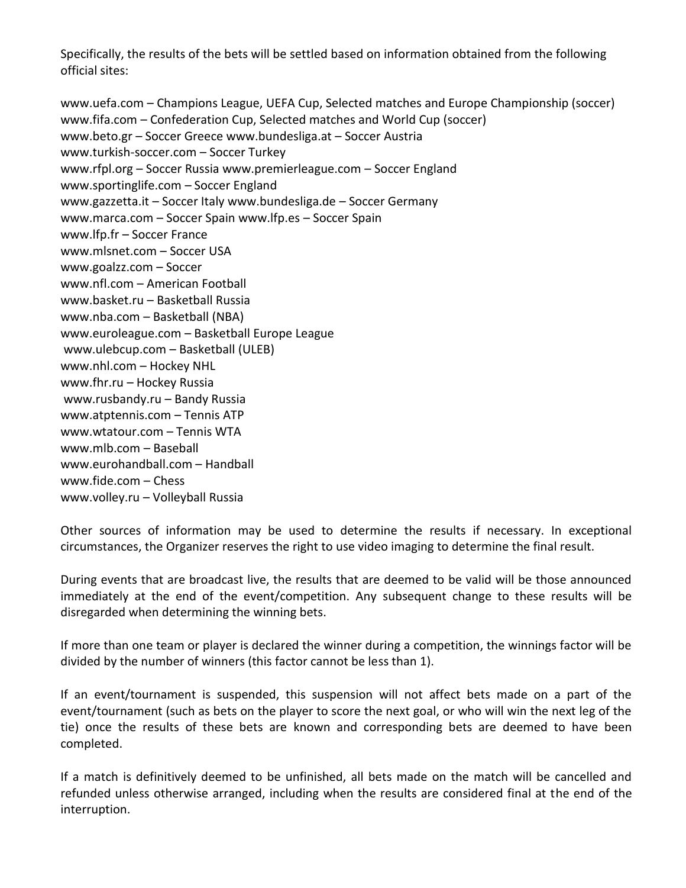Specifically, the results of the bets will be settled based on information obtained from the following official sites:

www.uefa.com – Champions League, UEFA Cup, Selected matches and Europe Championship (soccer)
www.fifa.com – Confederation Cup, Selected matches and World Cup (soccer)
www.beto.gr – Soccer Greece www.bundesliga.at – Soccer Austria
www.turkish-soccer.com – Soccer Turkey
www.rfpl.org – Soccer Russia www.premierleague.com – Soccer England
www.sportinglife.com – Soccer England
www.gazzetta.it – Soccer Italy www.bundesliga.de – Soccer Germany
www.marca.com – Soccer Spain www.lfp.es – Soccer Spain
www.lfp.fr – Soccer France
www.mlsnet.com – Soccer USA
www.goalzz.com – Soccer
www.nfl.com – American Football
www.basket.ru – Basketball Russia
www.nba.com – Basketball (NBA)
www.euroleague.com – Basketball Europe League
www.ulebcup.com – Basketball (ULEB)
www.nhl.com – Hockey NHL
www.fhr.ru – Hockey Russia
www.rusbandy.ru – Bandy Russia
www.atptennis.com – Tennis ATP
www.wtatour.com – Tennis WTA
www.mlb.com – Baseball
www.eurohandball.com – Handball
www.fide.com – Chess
www.volley.ru – Volleyball Russia

Other sources of information may be used to determine the results if necessary. In exceptional circumstances, the Organizer reserves the right to use video imaging to determine the final result.

During events that are broadcast live, the results that are deemed to be valid will be those announced immediately at the end of the event/competition. Any subsequent change to these results will be disregarded when determining the winning bets.

If more than one team or player is declared the winner during a competition, the winnings factor will be divided by the number of winners (this factor cannot be less than 1).

If an event/tournament is suspended, this suspension will not affect bets made on a part of the event/tournament (such as bets on the player to score the next goal, or who will win the next leg of the tie) once the results of these bets are known and corresponding bets are deemed to have been completed.

If a match is definitively deemed to be unfinished, all bets made on the match will be cancelled and refunded unless otherwise arranged, including when the results are considered final at the end of the interruption.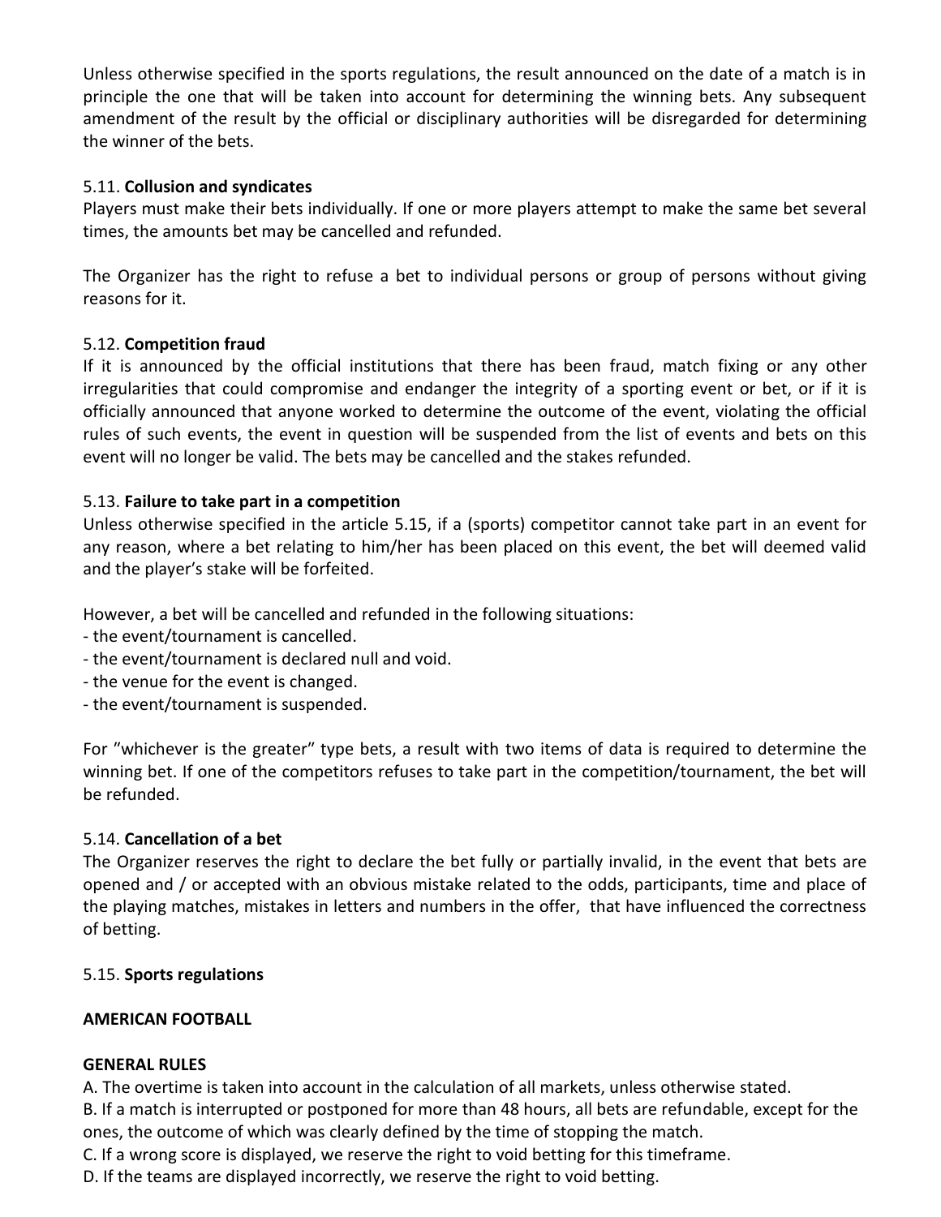Unless otherwise specified in the sports regulations, the result announced on the date of a match is in principle the one that will be taken into account for determining the winning bets. Any subsequent amendment of the result by the official or disciplinary authorities will be disregarded for determining the winner of the bets.

5.11. **Collusion and syndicates**

Players must make their bets individually. If one or more players attempt to make the same bet several times, the amounts bet may be cancelled and refunded.

The Organizer has the right to refuse a bet to individual persons or group of persons without giving reasons for it.

5.12. **Competition fraud**

If it is announced by the official institutions that there has been fraud, match fixing or any other irregularities that could compromise and endanger the integrity of a sporting event or bet, or if it is officially announced that anyone worked to determine the outcome of the event, violating the official rules of such events, the event in question will be suspended from the list of events and bets on this event will no longer be valid. The bets may be cancelled and the stakes refunded.

5.13. **Failure to take part in a competition**

Unless otherwise specified in the article 5.15, if a (sports) competitor cannot take part in an event for any reason, where a bet relating to him/her has been placed on this event, the bet will deemed valid and the player's stake will be forfeited.

However, a bet will be cancelled and refunded in the following situations:
- the event/tournament is cancelled.
- the event/tournament is declared null and void.
- the venue for the event is changed.
- the event/tournament is suspended.

For "whichever is the greater" type bets, a result with two items of data is required to determine the winning bet. If one of the competitors refuses to take part in the competition/tournament, the bet will be refunded.

5.14. **Cancellation of a bet**

The Organizer reserves the right to declare the bet fully or partially invalid, in the event that bets are opened and / or accepted with an obvious mistake related to the odds, participants, time and place of the playing matches, mistakes in letters and numbers in the offer, that have influenced the correctness of betting.

5.15. **Sports regulations**

**AMERICAN FOOTBALL**

**GENERAL RULES**

A. The overtime is taken into account in the calculation of all markets, unless otherwise stated.
B. If a match is interrupted or postponed for more than 48 hours, all bets are refundable, except for the ones, the outcome of which was clearly defined by the time of stopping the match.
C. If a wrong score is displayed, we reserve the right to void betting for this timeframe.
D. If the teams are displayed incorrectly, we reserve the right to void betting.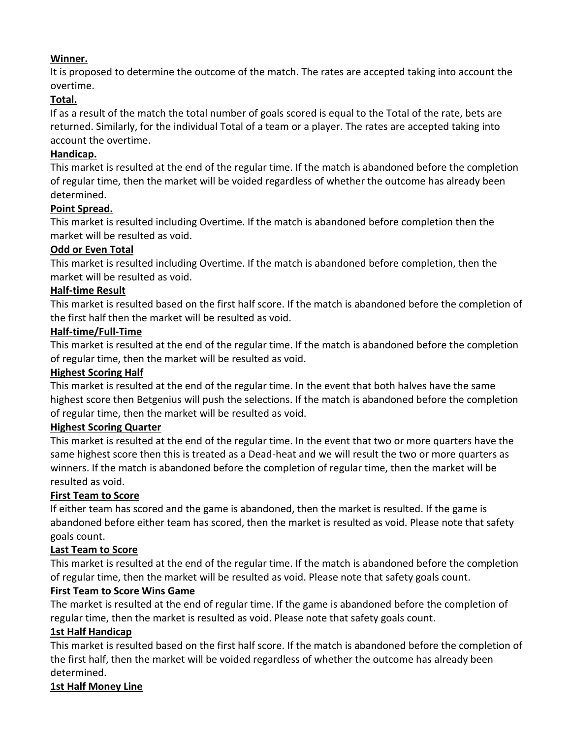**Winner.**

It is proposed to determine the outcome of the match. The rates are accepted taking into account the overtime.

**Total.**

If as a result of the match the total number of goals scored is equal to the Total of the rate, bets are returned. Similarly, for the individual Total of a team or a player. The rates are accepted taking into account the overtime.

**Handicap.**

This market is resulted at the end of the regular time. If the match is abandoned before the completion of regular time, then the market will be voided regardless of whether the outcome has already been determined.

**Point Spread.**

This market is resulted including Overtime. If the match is abandoned before completion then the market will be resulted as void.

**Odd or Even Total**

This market is resulted including Overtime. If the match is abandoned before completion, then the market will be resulted as void.

**Half-time Result**

This market is resulted based on the first half score. If the match is abandoned before the completion of the first half then the market will be resulted as void.

**Half-time/Full-Time**

This market is resulted at the end of the regular time. If the match is abandoned before the completion of regular time, then the market will be resulted as void.

**Highest Scoring Half**

This market is resulted at the end of the regular time. In the event that both halves have the same highest score then Betgenius will push the selections. If the match is abandoned before the completion of regular time, then the market will be resulted as void.

**Highest Scoring Quarter**

This market is resulted at the end of the regular time. In the event that two or more quarters have the same highest score then this is treated as a Dead-heat and we will result the two or more quarters as winners. If the match is abandoned before the completion of regular time, then the market will be resulted as void.

**First Team to Score**

If either team has scored and the game is abandoned, then the market is resulted. If the game is abandoned before either team has scored, then the market is resulted as void. Please note that safety goals count.

**Last Team to Score**

This market is resulted at the end of the regular time. If the match is abandoned before the completion of regular time, then the market will be resulted as void. Please note that safety goals count.

**First Team to Score Wins Game**

The market is resulted at the end of regular time. If the game is abandoned before the completion of regular time, then the market is resulted as void. Please note that safety goals count.

**1st Half Handicap**

This market is resulted based on the first half score. If the match is abandoned before the completion of the first half, then the market will be voided regardless of whether the outcome has already been determined.

**1st Half Money Line**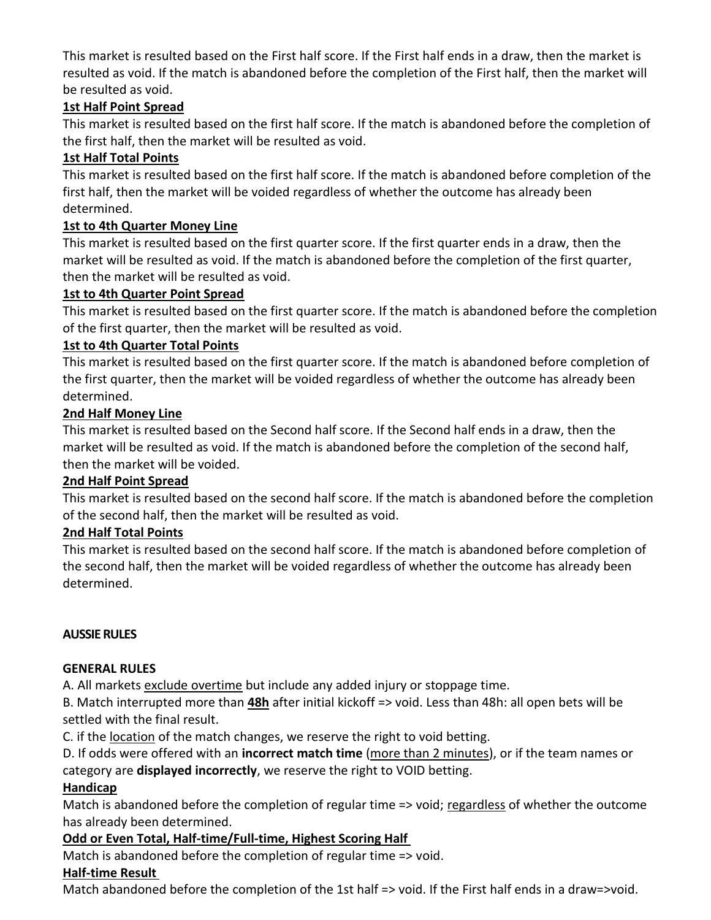This market is resulted based on the First half score. If the First half ends in a draw, then the market is resulted as void. If the match is abandoned before the completion of the First half, then the market will be resulted as void.

**1st Half Point Spread**

This market is resulted based on the first half score. If the match is abandoned before the completion of the first half, then the market will be resulted as void.

**1st Half Total Points**

This market is resulted based on the first half score. If the match is abandoned before completion of the first half, then the market will be voided regardless of whether the outcome has already been determined.

**1st to 4th Quarter Money Line**

This market is resulted based on the first quarter score. If the first quarter ends in a draw, then the market will be resulted as void. If the match is abandoned before the completion of the first quarter, then the market will be resulted as void.

**1st to 4th Quarter Point Spread**

This market is resulted based on the first quarter score. If the match is abandoned before the completion of the first quarter, then the market will be resulted as void.

**1st to 4th Quarter Total Points**

This market is resulted based on the first quarter score. If the match is abandoned before completion of the first quarter, then the market will be voided regardless of whether the outcome has already been determined.

**2nd Half Money Line**

This market is resulted based on the Second half score. If the Second half ends in a draw, then the market will be resulted as void. If the match is abandoned before the completion of the second half, then the market will be voided.

**2nd Half Point Spread**

This market is resulted based on the second half score. If the match is abandoned before the completion of the second half, then the market will be resulted as void.

**2nd Half Total Points**

This market is resulted based on the second half score. If the match is abandoned before completion of the second half, then the market will be voided regardless of whether the outcome has already been determined.

## AUSSIE RULES

### GENERAL RULES

A. All markets exclude overtime but include any added injury or stoppage time.

B. Match interrupted more than **48h** after initial kickoff => void. Less than 48h: all open bets will be settled with the final result.

C. if the location of the match changes, we reserve the right to void betting.

D. If odds were offered with an **incorrect match time** (more than 2 minutes), or if the team names or category are **displayed incorrectly**, we reserve the right to VOID betting.

**Handicap**

Match is abandoned before the completion of regular time => void; regardless of whether the outcome has already been determined.

**Odd or Even Total, Half-time/Full-time, Highest Scoring Half**

Match is abandoned before the completion of regular time => void.

**Half-time Result**

Match abandoned before the completion of the 1st half => void. If the First half ends in a draw=>void.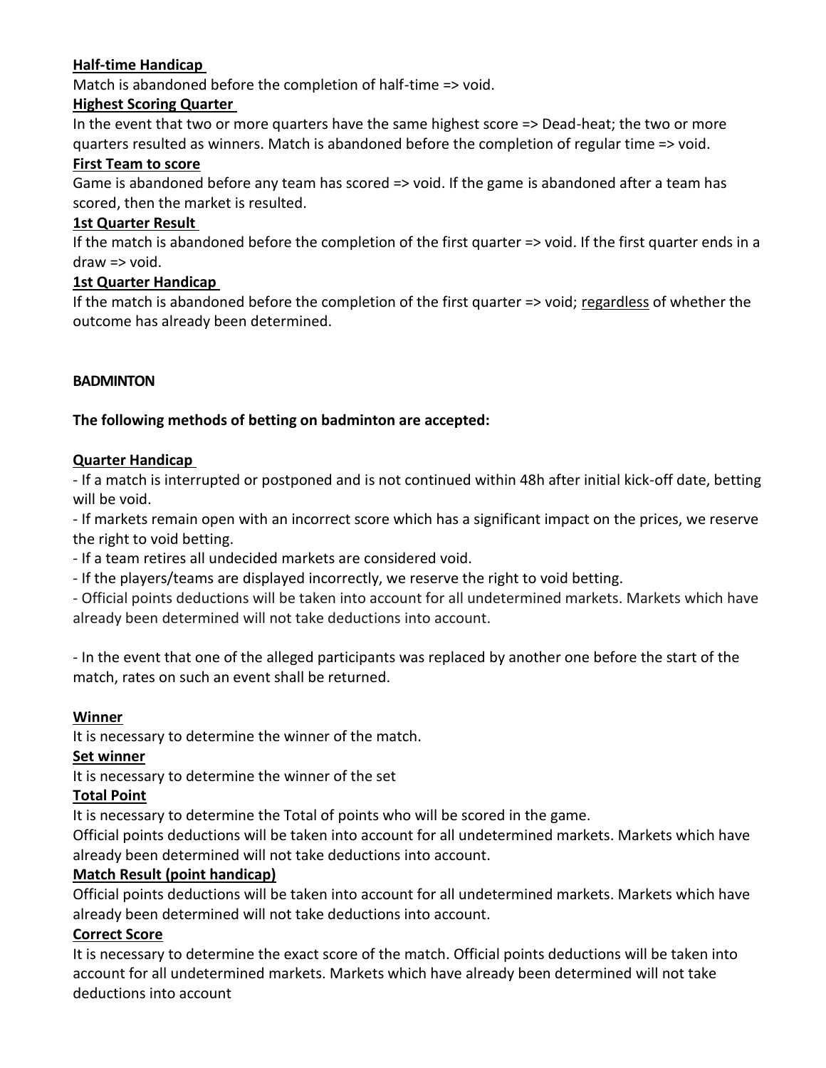**Half-time Handicap**

Match is abandoned before the completion of half-time => void.

**Highest Scoring Quarter**

In the event that two or more quarters have the same highest score => Dead-heat; the two or more quarters resulted as winners. Match is abandoned before the completion of regular time => void.

**First Team to score**

Game is abandoned before any team has scored => void. If the game is abandoned after a team has scored, then the market is resulted.

**1st Quarter Result**

If the match is abandoned before the completion of the first quarter => void. If the first quarter ends in a draw => void.

**1st Quarter Handicap**

If the match is abandoned before the completion of the first quarter => void; regardless of whether the outcome has already been determined.

**BADMINTON**

**The following methods of betting on badminton are accepted:**

**Quarter Handicap**

- If a match is interrupted or postponed and is not continued within 48h after initial kick-off date, betting will be void.
- If markets remain open with an incorrect score which has a significant impact on the prices, we reserve the right to void betting.
- If a team retires all undecided markets are considered void.
- If the players/teams are displayed incorrectly, we reserve the right to void betting.
- Official points deductions will be taken into account for all undetermined markets. Markets which have already been determined will not take deductions into account.

- In the event that one of the alleged participants was replaced by another one before the start of the match, rates on such an event shall be returned.

**Winner**

It is necessary to determine the winner of the match.

**Set winner**

It is necessary to determine the winner of the set

**Total Point**

It is necessary to determine the Total of points who will be scored in the game.

Official points deductions will be taken into account for all undetermined markets. Markets which have already been determined will not take deductions into account.

**Match Result (point handicap)**

Official points deductions will be taken into account for all undetermined markets. Markets which have already been determined will not take deductions into account.

**Correct Score**

It is necessary to determine the exact score of the match. Official points deductions will be taken into account for all undetermined markets. Markets which have already been determined will not take deductions into account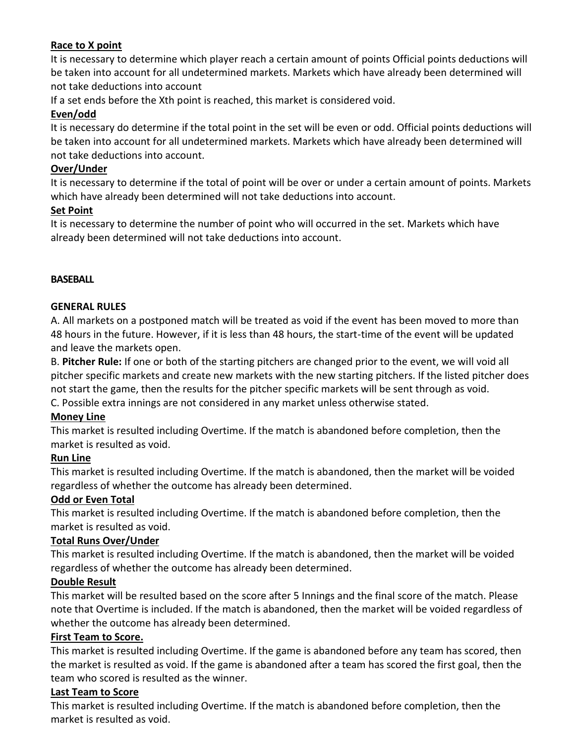**Race to X point**

It is necessary to determine which player reach a certain amount of points Official points deductions will be taken into account for all undetermined markets. Markets which have already been determined will not take deductions into account

If a set ends before the Xth point is reached, this market is considered void.

**Even/odd**

It is necessary do determine if the total point in the set will be even or odd. Official points deductions will be taken into account for all undetermined markets. Markets which have already been determined will not take deductions into account.

**Over/Under**

It is necessary to determine if the total of point will be over or under a certain amount of points. Markets which have already been determined will not take deductions into account.

**Set Point**

It is necessary to determine the number of point who will occurred in the set. Markets which have already been determined will not take deductions into account.

## BASEBALL

### GENERAL RULES

A. All markets on a postponed match will be treated as void if the event has been moved to more than 48 hours in the future. However, if it is less than 48 hours, the start-time of the event will be updated and leave the markets open.

B. **Pitcher Rule:** If one or both of the starting pitchers are changed prior to the event, we will void all pitcher specific markets and create new markets with the new starting pitchers. If the listed pitcher does not start the game, then the results for the pitcher specific markets will be sent through as void.

C. Possible extra innings are not considered in any market unless otherwise stated.

**Money Line**

This market is resulted including Overtime. If the match is abandoned before completion, then the market is resulted as void.

**Run Line**

This market is resulted including Overtime. If the match is abandoned, then the market will be voided regardless of whether the outcome has already been determined.

**Odd or Even Total**

This market is resulted including Overtime. If the match is abandoned before completion, then the market is resulted as void.

**Total Runs Over/Under**

This market is resulted including Overtime. If the match is abandoned, then the market will be voided regardless of whether the outcome has already been determined.

**Double Result**

This market will be resulted based on the score after 5 Innings and the final score of the match. Please note that Overtime is included. If the match is abandoned, then the market will be voided regardless of whether the outcome has already been determined.

**First Team to Score.**

This market is resulted including Overtime. If the game is abandoned before any team has scored, then the market is resulted as void. If the game is abandoned after a team has scored the first goal, then the team who scored is resulted as the winner.

**Last Team to Score**

This market is resulted including Overtime. If the match is abandoned before completion, then the market is resulted as void.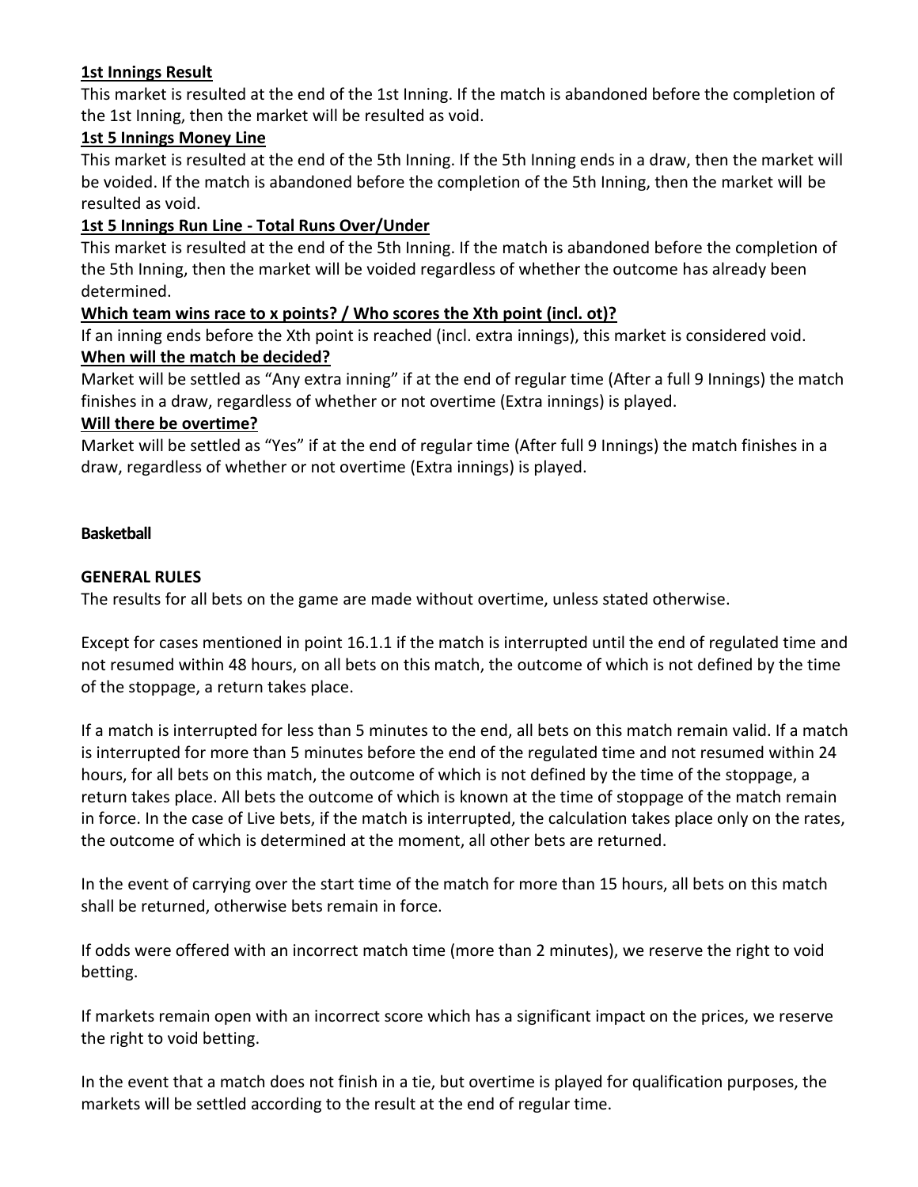**1st Innings Result**

This market is resulted at the end of the 1st Inning. If the match is abandoned before the completion of the 1st Inning, then the market will be resulted as void.

**1st 5 Innings Money Line**

This market is resulted at the end of the 5th Inning. If the 5th Inning ends in a draw, then the market will be voided. If the match is abandoned before the completion of the 5th Inning, then the market will be resulted as void.

**1st 5 Innings Run Line - Total Runs Over/Under**

This market is resulted at the end of the 5th Inning. If the match is abandoned before the completion of the 5th Inning, then the market will be voided regardless of whether the outcome has already been determined.

**Which team wins race to x points? / Who scores the Xth point (incl. ot)?**

If an inning ends before the Xth point is reached (incl. extra innings), this market is considered void.

**When will the match be decided?**

Market will be settled as "Any extra inning" if at the end of regular time (After a full 9 Innings) the match finishes in a draw, regardless of whether or not overtime (Extra innings) is played.

**Will there be overtime?**

Market will be settled as "Yes" if at the end of regular time (After full 9 Innings) the match finishes in a draw, regardless of whether or not overtime (Extra innings) is played.

## Basketball

### GENERAL RULES

The results for all bets on the game are made without overtime, unless stated otherwise.

Except for cases mentioned in point 16.1.1 if the match is interrupted until the end of regulated time and not resumed within 48 hours, on all bets on this match, the outcome of which is not defined by the time of the stoppage, a return takes place.

If a match is interrupted for less than 5 minutes to the end, all bets on this match remain valid. If a match is interrupted for more than 5 minutes before the end of the regulated time and not resumed within 24 hours, for all bets on this match, the outcome of which is not defined by the time of the stoppage, a return takes place. All bets the outcome of which is known at the time of stoppage of the match remain in force. In the case of Live bets, if the match is interrupted, the calculation takes place only on the rates, the outcome of which is determined at the moment, all other bets are returned.

In the event of carrying over the start time of the match for more than 15 hours, all bets on this match shall be returned, otherwise bets remain in force.

If odds were offered with an incorrect match time (more than 2 minutes), we reserve the right to void betting.

If markets remain open with an incorrect score which has a significant impact on the prices, we reserve the right to void betting.

In the event that a match does not finish in a tie, but overtime is played for qualification purposes, the markets will be settled according to the result at the end of regular time.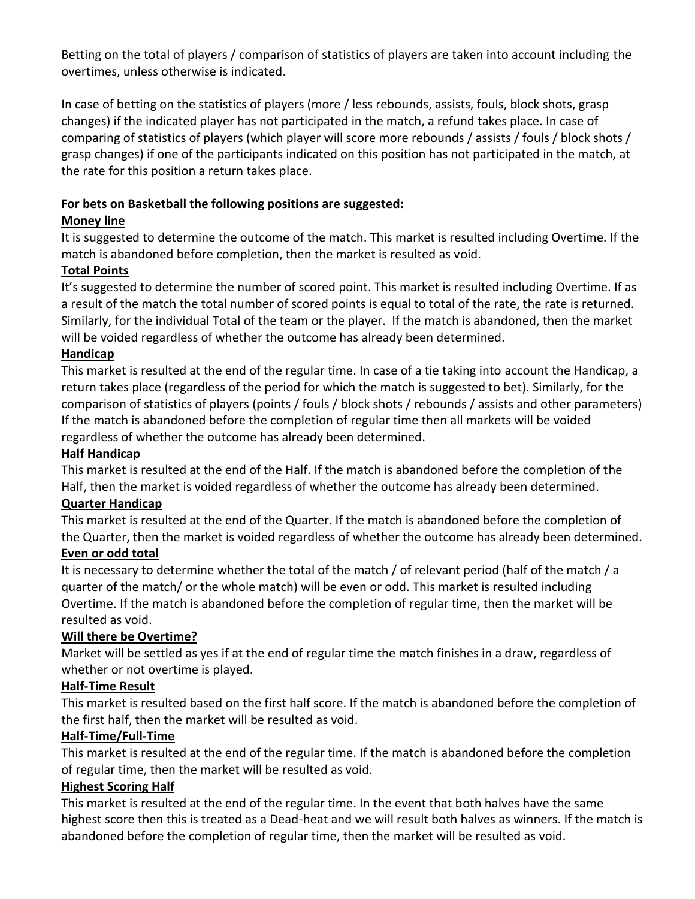Betting on the total of players / comparison of statistics of players are taken into account including the overtimes, unless otherwise is indicated.

In case of betting on the statistics of players (more / less rebounds, assists, fouls, block shots, grasp changes) if the indicated player has not participated in the match, a refund takes place. In case of comparing of statistics of players (which player will score more rebounds / assists / fouls / block shots / grasp changes) if one of the participants indicated on this position has not participated in the match, at the rate for this position a return takes place.

**For bets on Basketball the following positions are suggested:**

**Money line**

It is suggested to determine the outcome of the match. This market is resulted including Overtime. If the match is abandoned before completion, then the market is resulted as void.

**Total Points**

It's suggested to determine the number of scored point. This market is resulted including Overtime. If as a result of the match the total number of scored points is equal to total of the rate, the rate is returned. Similarly, for the individual Total of the team or the player. If the match is abandoned, then the market will be voided regardless of whether the outcome has already been determined.

**Handicap**

This market is resulted at the end of the regular time. In case of a tie taking into account the Handicap, a return takes place (regardless of the period for which the match is suggested to bet). Similarly, for the comparison of statistics of players (points / fouls / block shots / rebounds / assists and other parameters) If the match is abandoned before the completion of regular time then all markets will be voided regardless of whether the outcome has already been determined.

**Half Handicap**

This market is resulted at the end of the Half. If the match is abandoned before the completion of the Half, then the market is voided regardless of whether the outcome has already been determined.

**Quarter Handicap**

This market is resulted at the end of the Quarter. If the match is abandoned before the completion of the Quarter, then the market is voided regardless of whether the outcome has already been determined.

**Even or odd total**

It is necessary to determine whether the total of the match / of relevant period (half of the match / a quarter of the match/ or the whole match) will be even or odd. This market is resulted including Overtime. If the match is abandoned before the completion of regular time, then the market will be resulted as void.

**Will there be Overtime?**

Market will be settled as yes if at the end of regular time the match finishes in a draw, regardless of whether or not overtime is played.

**Half-Time Result**

This market is resulted based on the first half score. If the match is abandoned before the completion of the first half, then the market will be resulted as void.

**Half-Time/Full-Time**

This market is resulted at the end of the regular time. If the match is abandoned before the completion of regular time, then the market will be resulted as void.

**Highest Scoring Half**

This market is resulted at the end of the regular time. In the event that both halves have the same highest score then this is treated as a Dead-heat and we will result both halves as winners. If the match is abandoned before the completion of regular time, then the market will be resulted as void.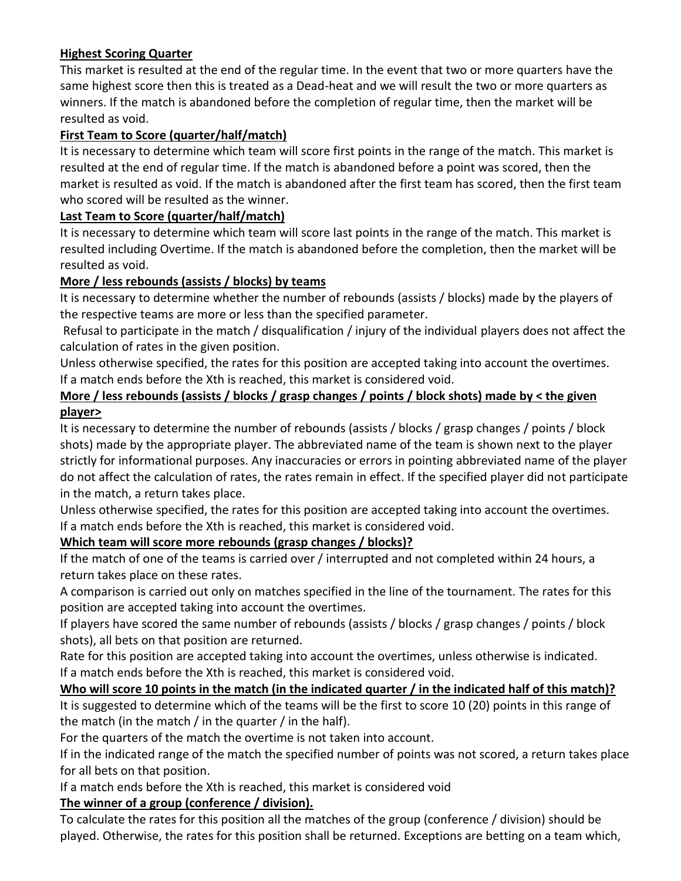**Highest Scoring Quarter**

This market is resulted at the end of the regular time. In the event that two or more quarters have the same highest score then this is treated as a Dead-heat and we will result the two or more quarters as winners. If the match is abandoned before the completion of regular time, then the market will be resulted as void.

**First Team to Score (quarter/half/match)**

It is necessary to determine which team will score first points in the range of the match. This market is resulted at the end of regular time. If the match is abandoned before a point was scored, then the market is resulted as void. If the match is abandoned after the first team has scored, then the first team who scored will be resulted as the winner.

**Last Team to Score (quarter/half/match)**

It is necessary to determine which team will score last points in the range of the match. This market is resulted including Overtime. If the match is abandoned before the completion, then the market will be resulted as void.

**More / less rebounds (assists / blocks) by teams**

It is necessary to determine whether the number of rebounds (assists / blocks) made by the players of the respective teams are more or less than the specified parameter.

Refusal to participate in the match / disqualification / injury of the individual players does not affect the calculation of rates in the given position.

Unless otherwise specified, the rates for this position are accepted taking into account the overtimes.

If a match ends before the Xth is reached, this market is considered void.

**More / less rebounds (assists / blocks / grasp changes / points / block shots) made by < the given player>**

It is necessary to determine the number of rebounds (assists / blocks / grasp changes / points / block shots) made by the appropriate player. The abbreviated name of the team is shown next to the player strictly for informational purposes. Any inaccuracies or errors in pointing abbreviated name of the player do not affect the calculation of rates, the rates remain in effect. If the specified player did not participate in the match, a return takes place.

Unless otherwise specified, the rates for this position are accepted taking into account the overtimes.

If a match ends before the Xth is reached, this market is considered void.

**Which team will score more rebounds (grasp changes / blocks)?**

If the match of one of the teams is carried over / interrupted and not completed within 24 hours, a return takes place on these rates.

A comparison is carried out only on matches specified in the line of the tournament. The rates for this position are accepted taking into account the overtimes.

If players have scored the same number of rebounds (assists / blocks / grasp changes / points / block shots), all bets on that position are returned.

Rate for this position are accepted taking into account the overtimes, unless otherwise is indicated.

If a match ends before the Xth is reached, this market is considered void.

**Who will score 10 points in the match (in the indicated quarter / in the indicated half of this match)?**

It is suggested to determine which of the teams will be the first to score 10 (20) points in this range of the match (in the match / in the quarter / in the half).

For the quarters of the match the overtime is not taken into account.

If in the indicated range of the match the specified number of points was not scored, a return takes place for all bets on that position.

If a match ends before the Xth is reached, this market is considered void

**The winner of a group (conference / division).**

To calculate the rates for this position all the matches of the group (conference / division) should be played. Otherwise, the rates for this position shall be returned. Exceptions are betting on a team which,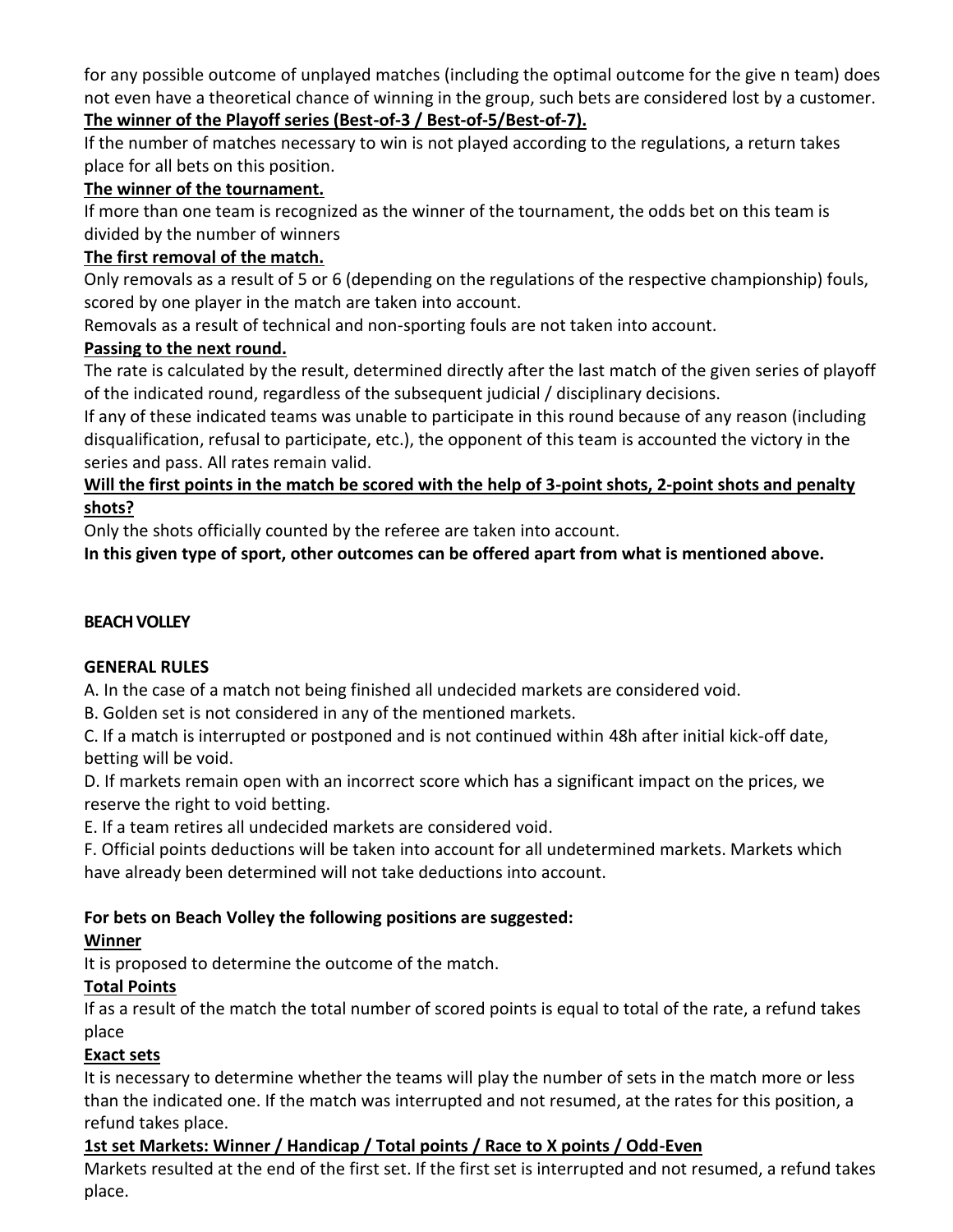for any possible outcome of unplayed matches (including the optimal outcome for the give n team) does not even have a theoretical chance of winning in the group, such bets are considered lost by a customer.

**The winner of the Playoff series (Best-of-3 / Best-of-5/Best-of-7).**

If the number of matches necessary to win is not played according to the regulations, a return takes place for all bets on this position.

**The winner of the tournament.**

If more than one team is recognized as the winner of the tournament, the odds bet on this team is divided by the number of winners

**The first removal of the match.**

Only removals as a result of 5 or 6 (depending on the regulations of the respective championship) fouls, scored by one player in the match are taken into account.

Removals as a result of technical and non-sporting fouls are not taken into account.

**Passing to the next round.**

The rate is calculated by the result, determined directly after the last match of the given series of playoff of the indicated round, regardless of the subsequent judicial / disciplinary decisions.

If any of these indicated teams was unable to participate in this round because of any reason (including disqualification, refusal to participate, etc.), the opponent of this team is accounted the victory in the series and pass. All rates remain valid.

**Will the first points in the match be scored with the help of 3-point shots, 2-point shots and penalty shots?**

Only the shots officially counted by the referee are taken into account.

**In this given type of sport, other outcomes can be offered apart from what is mentioned above.**

## BEACH VOLLEY

### GENERAL RULES

A. In the case of a match not being finished all undecided markets are considered void.

B. Golden set is not considered in any of the mentioned markets.

C. If a match is interrupted or postponed and is not continued within 48h after initial kick-off date, betting will be void.

D. If markets remain open with an incorrect score which has a significant impact on the prices, we reserve the right to void betting.

E. If a team retires all undecided markets are considered void.

F. Official points deductions will be taken into account for all undetermined markets. Markets which have already been determined will not take deductions into account.

**For bets on Beach Volley the following positions are suggested:**

**Winner**

It is proposed to determine the outcome of the match.

**Total Points**

If as a result of the match the total number of scored points is equal to total of the rate, a refund takes place

**Exact sets**

It is necessary to determine whether the teams will play the number of sets in the match more or less than the indicated one. If the match was interrupted and not resumed, at the rates for this position, a refund takes place.

**1st set Markets: Winner / Handicap / Total points / Race to X points / Odd-Even**

Markets resulted at the end of the first set. If the first set is interrupted and not resumed, a refund takes place.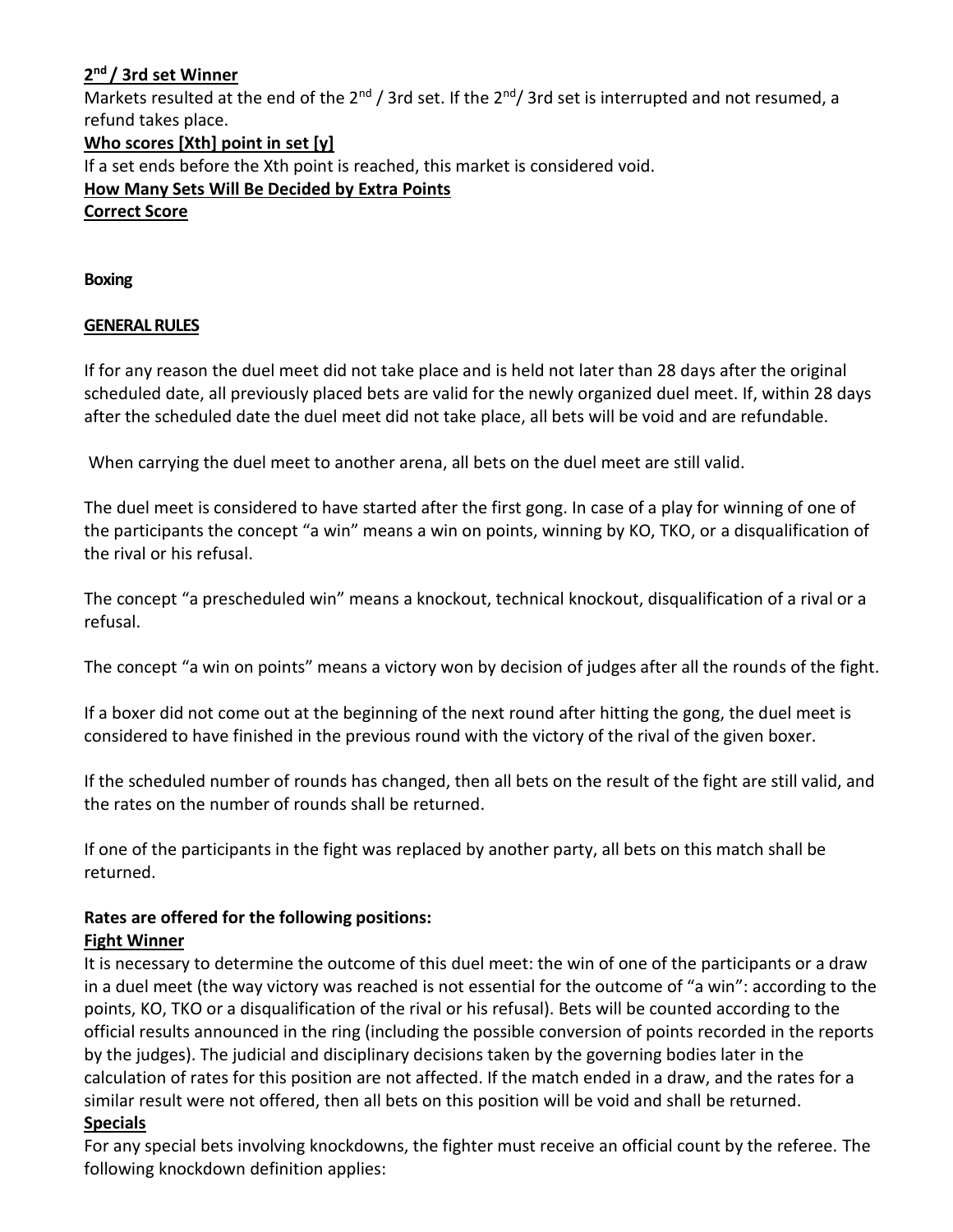**$2^{nd}$ / 3rd set Winner**

Markets resulted at the end of the $2^{nd}$ / 3rd set. If the $2^{nd}$/ 3rd set is interrupted and not resumed, a refund takes place.

**Who scores [Xth] point in set [y]**

If a set ends before the Xth point is reached, this market is considered void.

**How Many Sets Will Be Decided by Extra Points**

**Correct Score**

**Boxing**

**GENERAL RULES**

If for any reason the duel meet did not take place and is held not later than 28 days after the original scheduled date, all previously placed bets are valid for the newly organized duel meet. If, within 28 days after the scheduled date the duel meet did not take place, all bets will be void and are refundable.

When carrying the duel meet to another arena, all bets on the duel meet are still valid.

The duel meet is considered to have started after the first gong. In case of a play for winning of one of the participants the concept "a win" means a win on points, winning by KO, TKO, or a disqualification of the rival or his refusal.

The concept "a prescheduled win" means a knockout, technical knockout, disqualification of a rival or a refusal.

The concept "a win on points" means a victory won by decision of judges after all the rounds of the fight.

If a boxer did not come out at the beginning of the next round after hitting the gong, the duel meet is considered to have finished in the previous round with the victory of the rival of the given boxer.

If the scheduled number of rounds has changed, then all bets on the result of the fight are still valid, and the rates on the number of rounds shall be returned.

If one of the participants in the fight was replaced by another party, all bets on this match shall be returned.

**Rates are offered for the following positions:**

**Fight Winner**

It is necessary to determine the outcome of this duel meet: the win of one of the participants or a draw in a duel meet (the way victory was reached is not essential for the outcome of "a win": according to the points, KO, TKO or a disqualification of the rival or his refusal). Bets will be counted according to the official results announced in the ring (including the possible conversion of points recorded in the reports by the judges). The judicial and disciplinary decisions taken by the governing bodies later in the calculation of rates for this position are not affected. If the match ended in a draw, and the rates for a similar result were not offered, then all bets on this position will be void and shall be returned.

**Specials**

For any special bets involving knockdowns, the fighter must receive an official count by the referee. The following knockdown definition applies: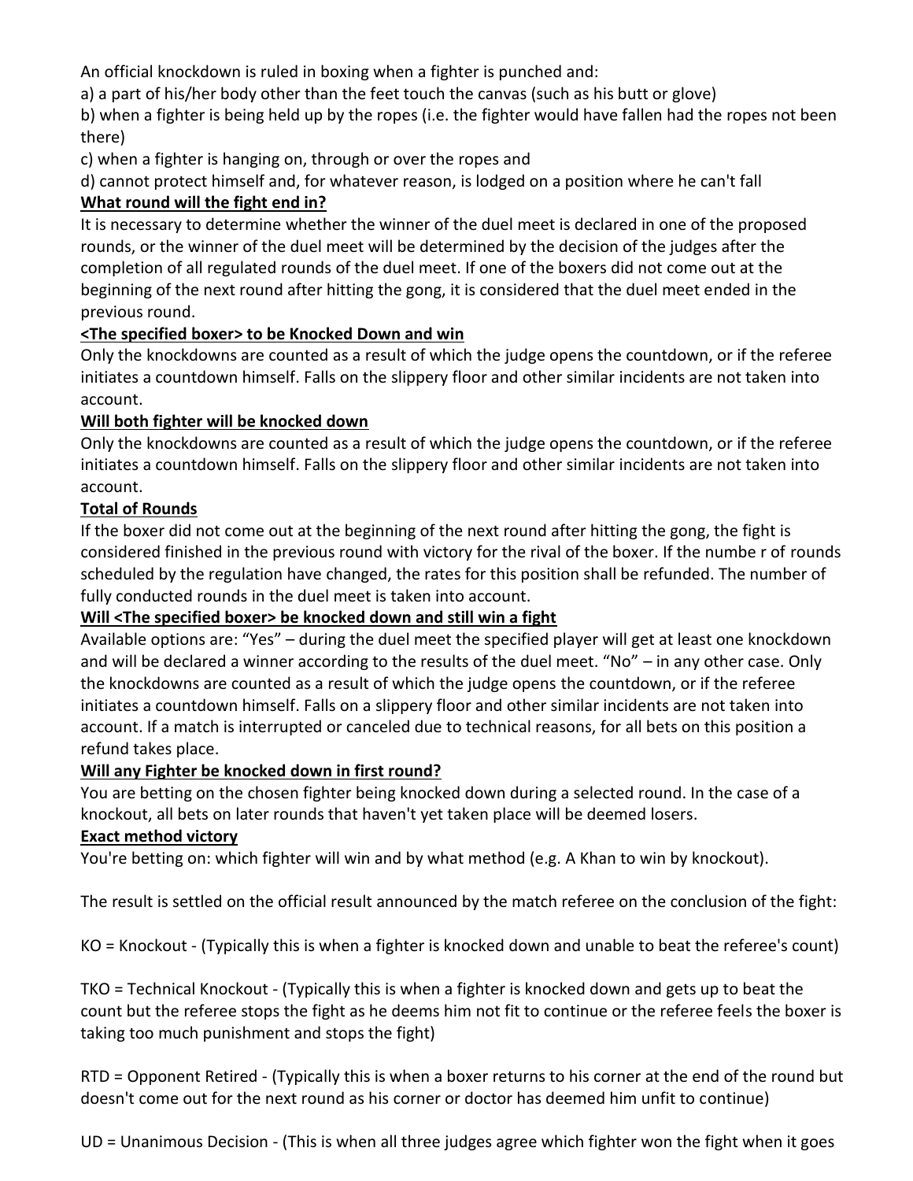An official knockdown is ruled in boxing when a fighter is punched and:

a) a part of his/her body other than the feet touch the canvas (such as his butt or glove)

b) when a fighter is being held up by the ropes (i.e. the fighter would have fallen had the ropes not been there)

c) when a fighter is hanging on, through or over the ropes and

d) cannot protect himself and, for whatever reason, is lodged on a position where he can't fall

**What round will the fight end in?**

It is necessary to determine whether the winner of the duel meet is declared in one of the proposed rounds, or the winner of the duel meet will be determined by the decision of the judges after the completion of all regulated rounds of the duel meet. If one of the boxers did not come out at the beginning of the next round after hitting the gong, it is considered that the duel meet ended in the previous round.

**<The specified boxer> to be Knocked Down and win**

Only the knockdowns are counted as a result of which the judge opens the countdown, or if the referee initiates a countdown himself. Falls on the slippery floor and other similar incidents are not taken into account.

**Will both fighter will be knocked down**

Only the knockdowns are counted as a result of which the judge opens the countdown, or if the referee initiates a countdown himself. Falls on the slippery floor and other similar incidents are not taken into account.

**Total of Rounds**

If the boxer did not come out at the beginning of the next round after hitting the gong, the fight is considered finished in the previous round with victory for the rival of the boxer. If the numbe r of rounds scheduled by the regulation have changed, the rates for this position shall be refunded. The number of fully conducted rounds in the duel meet is taken into account.

**Will <The specified boxer> be knocked down and still win a fight**

Available options are: "Yes" – during the duel meet the specified player will get at least one knockdown and will be declared a winner according to the results of the duel meet. "No" – in any other case. Only the knockdowns are counted as a result of which the judge opens the countdown, or if the referee initiates a countdown himself. Falls on a slippery floor and other similar incidents are not taken into account. If a match is interrupted or canceled due to technical reasons, for all bets on this position a refund takes place.

**Will any Fighter be knocked down in first round?**

You are betting on the chosen fighter being knocked down during a selected round. In the case of a knockout, all bets on later rounds that haven't yet taken place will be deemed losers.

**Exact method victory**

You're betting on: which fighter will win and by what method (e.g. A Khan to win by knockout).

The result is settled on the official result announced by the match referee on the conclusion of the fight:

KO = Knockout - (Typically this is when a fighter is knocked down and unable to beat the referee's count)

TKO = Technical Knockout - (Typically this is when a fighter is knocked down and gets up to beat the count but the referee stops the fight as he deems him not fit to continue or the referee feels the boxer is taking too much punishment and stops the fight)

RTD = Opponent Retired - (Typically this is when a boxer returns to his corner at the end of the round but doesn't come out for the next round as his corner or doctor has deemed him unfit to continue)

UD = Unanimous Decision - (This is when all three judges agree which fighter won the fight when it goes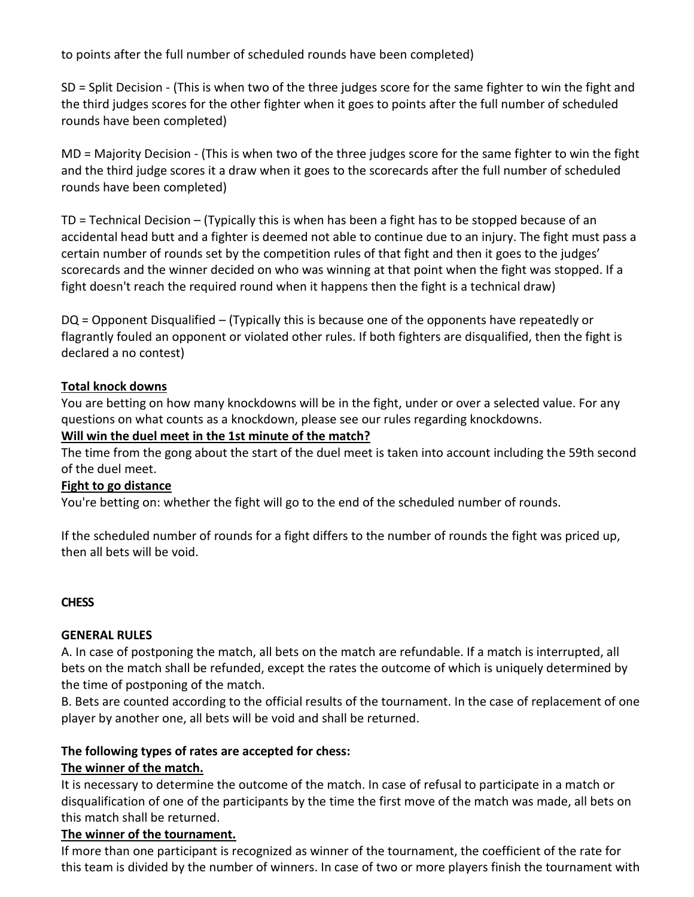to points after the full number of scheduled rounds have been completed)

SD = Split Decision - (This is when two of the three judges score for the same fighter to win the fight and the third judges scores for the other fighter when it goes to points after the full number of scheduled rounds have been completed)

MD = Majority Decision - (This is when two of the three judges score for the same fighter to win the fight and the third judge scores it a draw when it goes to the scorecards after the full number of scheduled rounds have been completed)

TD = Technical Decision – (Typically this is when has been a fight has to be stopped because of an accidental head butt and a fighter is deemed not able to continue due to an injury. The fight must pass a certain number of rounds set by the competition rules of that fight and then it goes to the judges' scorecards and the winner decided on who was winning at that point when the fight was stopped. If a fight doesn't reach the required round when it happens then the fight is a technical draw)

DQ = Opponent Disqualified – (Typically this is because one of the opponents have repeatedly or flagrantly fouled an opponent or violated other rules. If both fighters are disqualified, then the fight is declared a no contest)

**Total knock downs**
You are betting on how many knockdowns will be in the fight, under or over a selected value. For any questions on what counts as a knockdown, please see our rules regarding knockdowns.

**Will win the duel meet in the 1st minute of the match?**
The time from the gong about the start of the duel meet is taken into account including the 59th second of the duel meet.

**Fight to go distance**
You're betting on: whether the fight will go to the end of the scheduled number of rounds.

If the scheduled number of rounds for a fight differs to the number of rounds the fight was priced up, then all bets will be void.

## CHESS

### GENERAL RULES

A. In case of postponing the match, all bets on the match are refundable. If a match is interrupted, all bets on the match shall be refunded, except the rates the outcome of which is uniquely determined by the time of postponing of the match.

B. Bets are counted according to the official results of the tournament. In the case of replacement of one player by another one, all bets will be void and shall be returned.

**The following types of rates are accepted for chess:**

**The winner of the match.**
It is necessary to determine the outcome of the match. In case of refusal to participate in a match or disqualification of one of the participants by the time the first move of the match was made, all bets on this match shall be returned.

**The winner of the tournament.**
If more than one participant is recognized as winner of the tournament, the coefficient of the rate for this team is divided by the number of winners. In case of two or more players finish the tournament with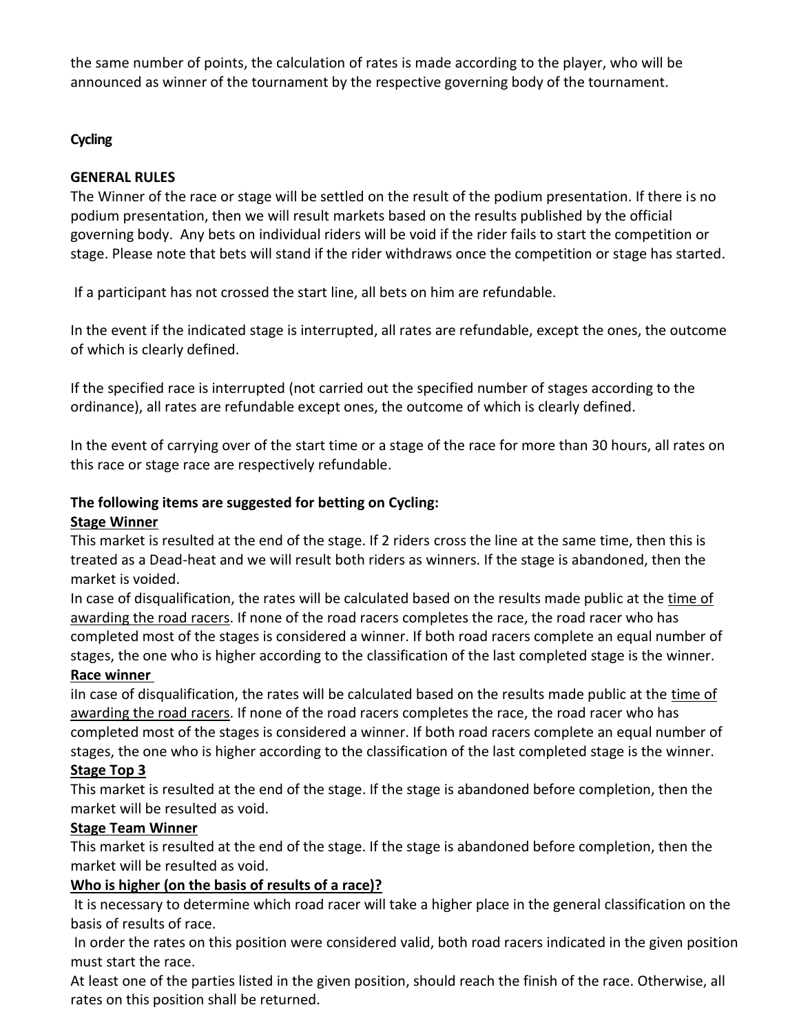the same number of points, the calculation of rates is made according to the player, who will be announced as winner of the tournament by the respective governing body of the tournament.

## Cycling

**GENERAL RULES**

The Winner of the race or stage will be settled on the result of the podium presentation. If there is no podium presentation, then we will result markets based on the results published by the official governing body. Any bets on individual riders will be void if the rider fails to start the competition or stage. Please note that bets will stand if the rider withdraws once the competition or stage has started.

If a participant has not crossed the start line, all bets on him are refundable.

In the event if the indicated stage is interrupted, all rates are refundable, except the ones, the outcome of which is clearly defined.

If the specified race is interrupted (not carried out the specified number of stages according to the ordinance), all rates are refundable except ones, the outcome of which is clearly defined.

In the event of carrying over of the start time or a stage of the race for more than 30 hours, all rates on this race or stage race are respectively refundable.

**The following items are suggested for betting on Cycling:**

**Stage Winner**

This market is resulted at the end of the stage. If 2 riders cross the line at the same time, then this is treated as a Dead-heat and we will result both riders as winners. If the stage is abandoned, then the market is voided.

In case of disqualification, the rates will be calculated based on the results made public at the time of awarding the road racers. If none of the road racers completes the race, the road racer who has completed most of the stages is considered a winner. If both road racers complete an equal number of stages, the one who is higher according to the classification of the last completed stage is the winner.

**Race winner**

iIn case of disqualification, the rates will be calculated based on the results made public at the time of awarding the road racers. If none of the road racers completes the race, the road racer who has completed most of the stages is considered a winner. If both road racers complete an equal number of stages, the one who is higher according to the classification of the last completed stage is the winner.

**Stage Top 3**

This market is resulted at the end of the stage. If the stage is abandoned before completion, then the market will be resulted as void.

**Stage Team Winner**

This market is resulted at the end of the stage. If the stage is abandoned before completion, then the market will be resulted as void.

**Who is higher (on the basis of results of a race)?**

It is necessary to determine which road racer will take a higher place in the general classification on the basis of results of race.

In order the rates on this position were considered valid, both road racers indicated in the given position must start the race.

At least one of the parties listed in the given position, should reach the finish of the race. Otherwise, all rates on this position shall be returned.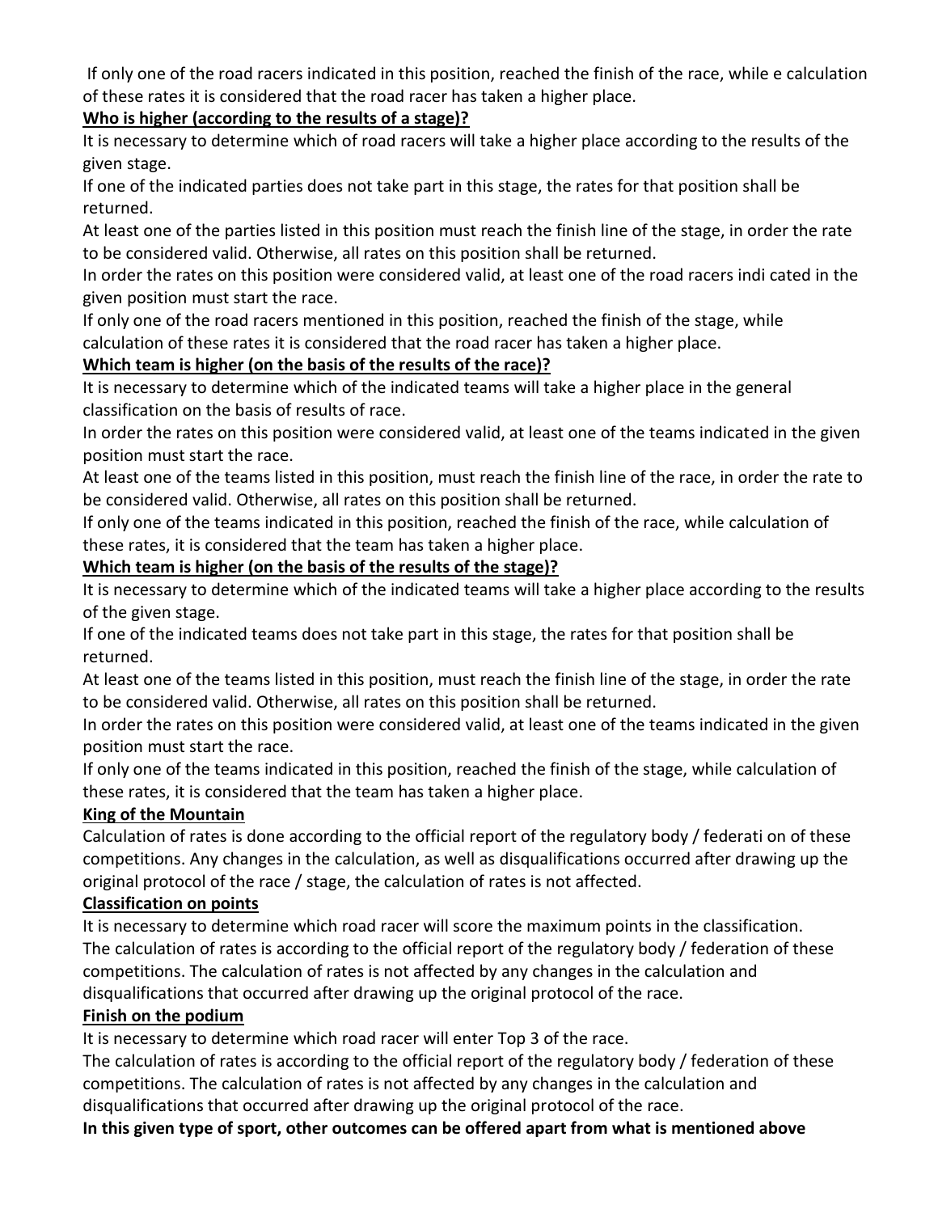If only one of the road racers indicated in this position, reached the finish of the race, while e calculation of these rates it is considered that the road racer has taken a higher place.

**Who is higher (according to the results of a stage)?**

It is necessary to determine which of road racers will take a higher place according to the results of the given stage.

If one of the indicated parties does not take part in this stage, the rates for that position shall be returned.

At least one of the parties listed in this position must reach the finish line of the stage, in order the rate to be considered valid. Otherwise, all rates on this position shall be returned.

In order the rates on this position were considered valid, at least one of the road racers indi cated in the given position must start the race.

If only one of the road racers mentioned in this position, reached the finish of the stage, while calculation of these rates it is considered that the road racer has taken a higher place.

**Which team is higher (on the basis of the results of the race)?**

It is necessary to determine which of the indicated teams will take a higher place in the general classification on the basis of results of race.

In order the rates on this position were considered valid, at least one of the teams indicated in the given position must start the race.

At least one of the teams listed in this position, must reach the finish line of the race, in order the rate to be considered valid. Otherwise, all rates on this position shall be returned.

If only one of the teams indicated in this position, reached the finish of the race, while calculation of these rates, it is considered that the team has taken a higher place.

**Which team is higher (on the basis of the results of the stage)?**

It is necessary to determine which of the indicated teams will take a higher place according to the results of the given stage.

If one of the indicated teams does not take part in this stage, the rates for that position shall be returned.

At least one of the teams listed in this position, must reach the finish line of the stage, in order the rate to be considered valid. Otherwise, all rates on this position shall be returned.

In order the rates on this position were considered valid, at least one of the teams indicated in the given position must start the race.

If only one of the teams indicated in this position, reached the finish of the stage, while calculation of these rates, it is considered that the team has taken a higher place.

**King of the Mountain**

Calculation of rates is done according to the official report of the regulatory body / federati on of these competitions. Any changes in the calculation, as well as disqualifications occurred after drawing up the original protocol of the race / stage, the calculation of rates is not affected.

**Classification on points**

It is necessary to determine which road racer will score the maximum points in the classification.
The calculation of rates is according to the official report of the regulatory body / federation of these competitions. The calculation of rates is not affected by any changes in the calculation and disqualifications that occurred after drawing up the original protocol of the race.

**Finish on the podium**

It is necessary to determine which road racer will enter Top 3 of the race.
The calculation of rates is according to the official report of the regulatory body / federation of these competitions. The calculation of rates is not affected by any changes in the calculation and disqualifications that occurred after drawing up the original protocol of the race.

**In this given type of sport, other outcomes can be offered apart from what is mentioned above**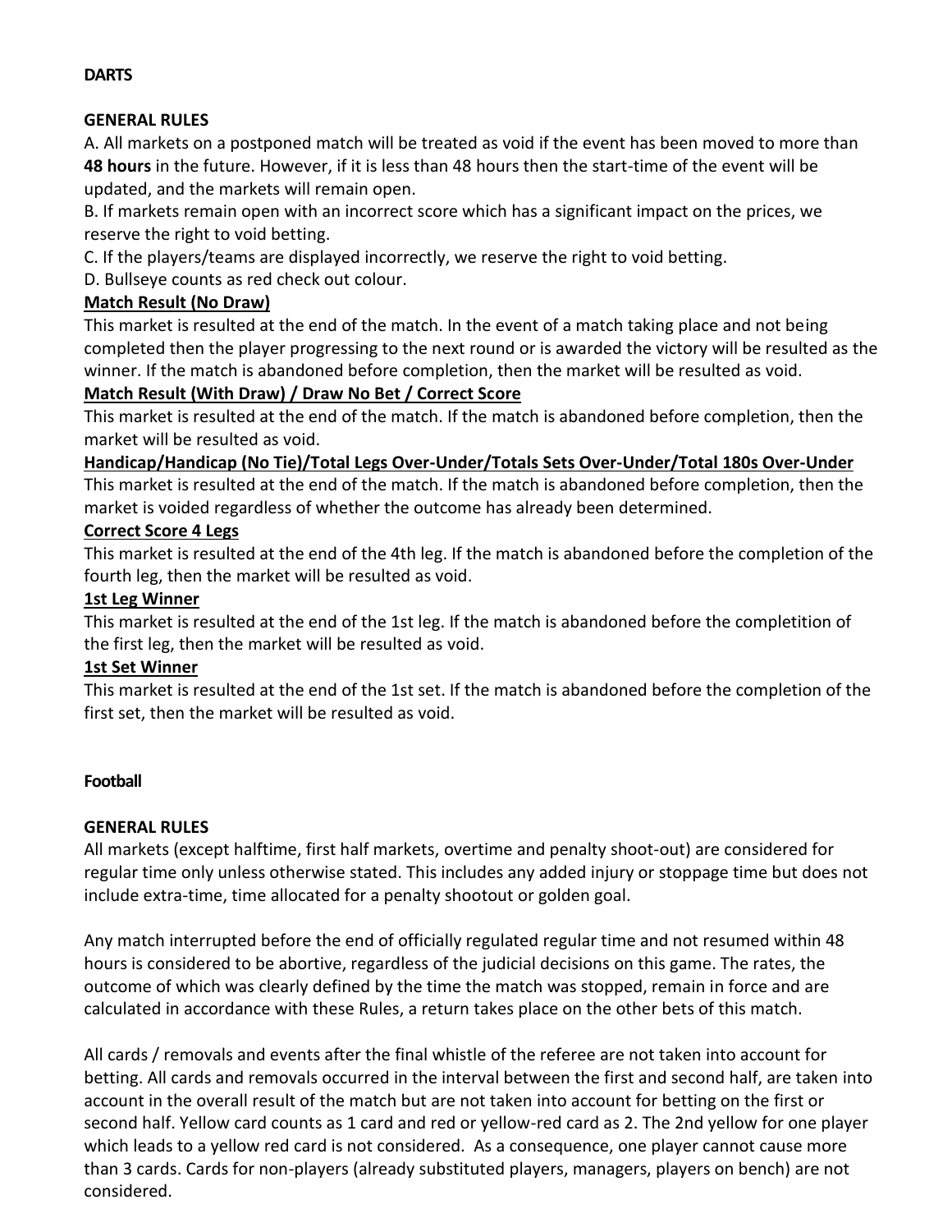**DARTS**

**GENERAL RULES**

A. All markets on a postponed match will be treated as void if the event has been moved to more than **48 hours** in the future. However, if it is less than 48 hours then the start-time of the event will be updated, and the markets will remain open.
B. If markets remain open with an incorrect score which has a significant impact on the prices, we reserve the right to void betting.
C. If the players/teams are displayed incorrectly, we reserve the right to void betting.
D. Bullseye counts as red check out colour.

**Match Result (No Draw)**

This market is resulted at the end of the match. In the event of a match taking place and not being completed then the player progressing to the next round or is awarded the victory will be resulted as the winner. If the match is abandoned before completion, then the market will be resulted as void.

**Match Result (With Draw) / Draw No Bet / Correct Score**

This market is resulted at the end of the match. If the match is abandoned before completion, then the market will be resulted as void.

**Handicap/Handicap (No Tie)/Total Legs Over-Under/Totals Sets Over-Under/Total 180s Over-Under**

This market is resulted at the end of the match. If the match is abandoned before completion, then the market is voided regardless of whether the outcome has already been determined.

**Correct Score 4 Legs**

This market is resulted at the end of the 4th leg. If the match is abandoned before the completion of the fourth leg, then the market will be resulted as void.

**1st Leg Winner**

This market is resulted at the end of the 1st leg. If the match is abandoned before the completition of the first leg, then the market will be resulted as void.

**1st Set Winner**

This market is resulted at the end of the 1st set. If the match is abandoned before the completion of the first set, then the market will be resulted as void.

**Football**

**GENERAL RULES**

All markets (except halftime, first half markets, overtime and penalty shoot-out) are considered for regular time only unless otherwise stated. This includes any added injury or stoppage time but does not include extra-time, time allocated for a penalty shootout or golden goal.

Any match interrupted before the end of officially regulated regular time and not resumed within 48 hours is considered to be abortive, regardless of the judicial decisions on this game. The rates, the outcome of which was clearly defined by the time the match was stopped, remain in force and are calculated in accordance with these Rules, a return takes place on the other bets of this match.

All cards / removals and events after the final whistle of the referee are not taken into account for betting. All cards and removals occurred in the interval between the first and second half, are taken into account in the overall result of the match but are not taken into account for betting on the first or second half. Yellow card counts as 1 card and red or yellow-red card as 2. The 2nd yellow for one player which leads to a yellow red card is not considered. As a consequence, one player cannot cause more than 3 cards. Cards for non-players (already substituted players, managers, players on bench) are not considered.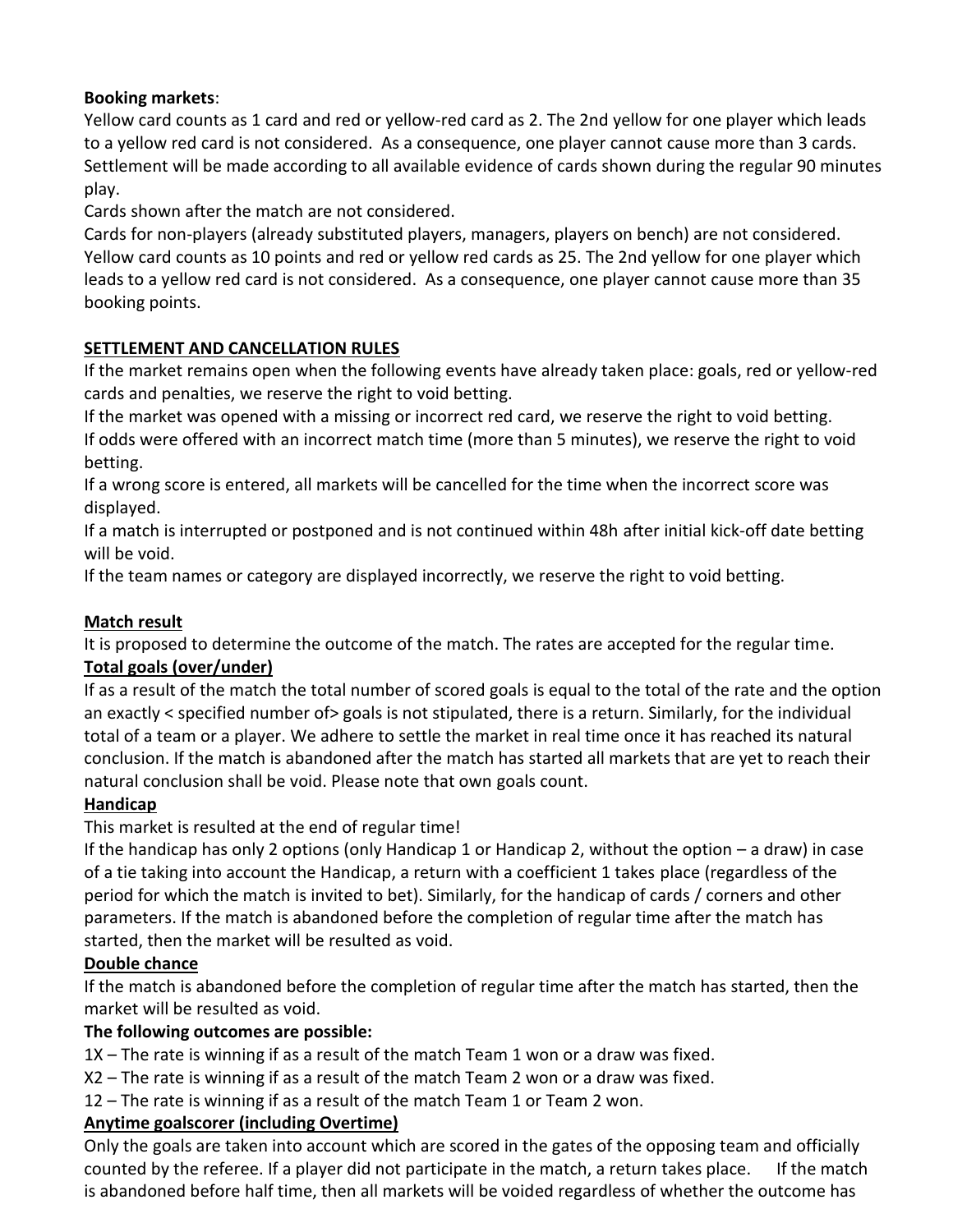**Booking markets**:

Yellow card counts as 1 card and red or yellow-red card as 2. The 2nd yellow for one player which leads to a yellow red card is not considered. As a consequence, one player cannot cause more than 3 cards. Settlement will be made according to all available evidence of cards shown during the regular 90 minutes play.

Cards shown after the match are not considered.

Cards for non-players (already substituted players, managers, players on bench) are not considered. Yellow card counts as 10 points and red or yellow red cards as 25. The 2nd yellow for one player which leads to a yellow red card is not considered. As a consequence, one player cannot cause more than 35 booking points.

**SETTLEMENT AND CANCELLATION RULES**

If the market remains open when the following events have already taken place: goals, red or yellow-red cards and penalties, we reserve the right to void betting.

If the market was opened with a missing or incorrect red card, we reserve the right to void betting.

If odds were offered with an incorrect match time (more than 5 minutes), we reserve the right to void betting.

If a wrong score is entered, all markets will be cancelled for the time when the incorrect score was displayed.

If a match is interrupted or postponed and is not continued within 48h after initial kick-off date betting will be void.

If the team names or category are displayed incorrectly, we reserve the right to void betting.

**Match result**

It is proposed to determine the outcome of the match. The rates are accepted for the regular time.

**Total goals (over/under)**

If as a result of the match the total number of scored goals is equal to the total of the rate and the option an exactly < specified number of> goals is not stipulated, there is a return. Similarly, for the individual total of a team or a player. We adhere to settle the market in real time once it has reached its natural conclusion. If the match is abandoned after the match has started all markets that are yet to reach their natural conclusion shall be void. Please note that own goals count.

**Handicap**

This market is resulted at the end of regular time!

If the handicap has only 2 options (only Handicap 1 or Handicap 2, without the option – a draw) in case of a tie taking into account the Handicap, a return with a coefficient 1 takes place (regardless of the period for which the match is invited to bet). Similarly, for the handicap of cards / corners and other parameters. If the match is abandoned before the completion of regular time after the match has started, then the market will be resulted as void.

**Double chance**

If the match is abandoned before the completion of regular time after the match has started, then the market will be resulted as void.

**The following outcomes are possible:**

1X – The rate is winning if as a result of the match Team 1 won or a draw was fixed.

X2 – The rate is winning if as a result of the match Team 2 won or a draw was fixed.

12 – The rate is winning if as a result of the match Team 1 or Team 2 won.

**Anytime goalscorer (including Overtime)**

Only the goals are taken into account which are scored in the gates of the opposing team and officially counted by the referee. If a player did not participate in the match, a return takes place. If the match is abandoned before half time, then all markets will be voided regardless of whether the outcome has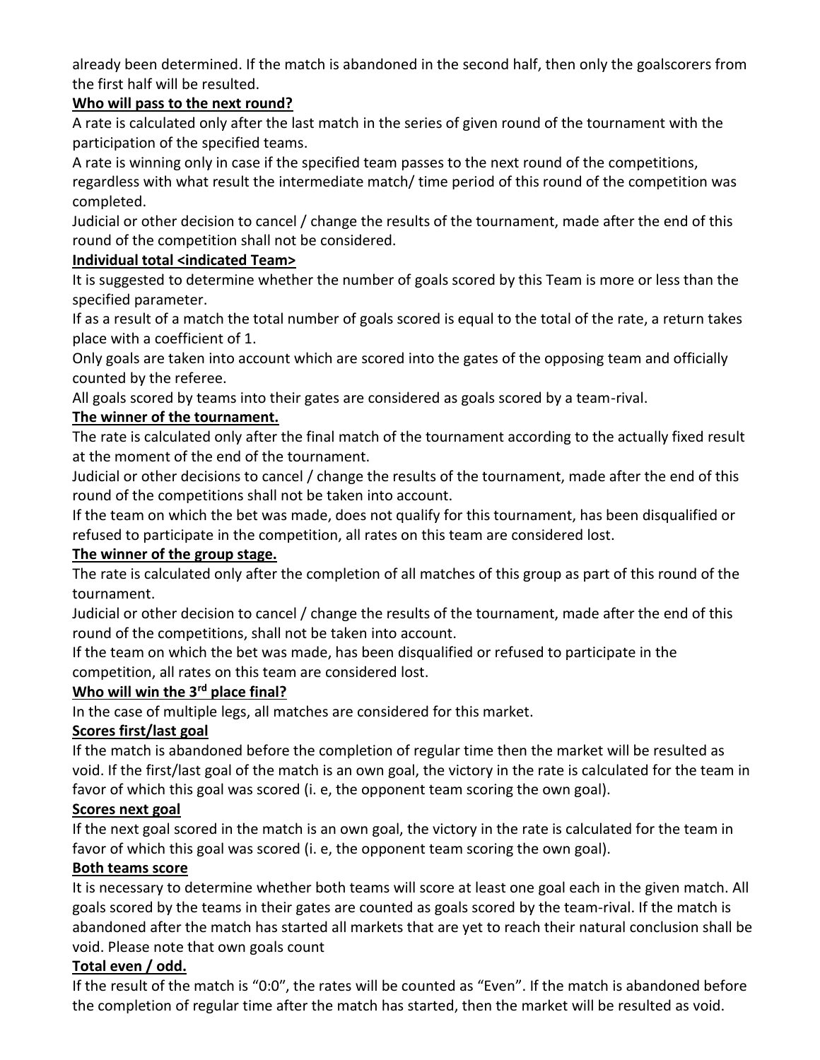already been determined. If the match is abandoned in the second half, then only the goalscorers from the first half will be resulted.

**Who will pass to the next round?**

A rate is calculated only after the last match in the series of given round of the tournament with the participation of the specified teams.

A rate is winning only in case if the specified team passes to the next round of the competitions, regardless with what result the intermediate match/ time period of this round of the competition was completed.

Judicial or other decision to cancel / change the results of the tournament, made after the end of this round of the competition shall not be considered.

**Individual total <indicated Team>**

It is suggested to determine whether the number of goals scored by this Team is more or less than the specified parameter.

If as a result of a match the total number of goals scored is equal to the total of the rate, a return takes place with a coefficient of 1.

Only goals are taken into account which are scored into the gates of the opposing team and officially counted by the referee.

All goals scored by teams into their gates are considered as goals scored by a team-rival.

**The winner of the tournament.**

The rate is calculated only after the final match of the tournament according to the actually fixed result at the moment of the end of the tournament.

Judicial or other decisions to cancel / change the results of the tournament, made after the end of this round of the competitions shall not be taken into account.

If the team on which the bet was made, does not qualify for this tournament, has been disqualified or refused to participate in the competition, all rates on this team are considered lost.

**The winner of the group stage.**

The rate is calculated only after the completion of all matches of this group as part of this round of the tournament.

Judicial or other decision to cancel / change the results of the tournament, made after the end of this round of the competitions, shall not be taken into account.

If the team on which the bet was made, has been disqualified or refused to participate in the competition, all rates on this team are considered lost.

**Who will win the 3rd place final?**

In the case of multiple legs, all matches are considered for this market.

**Scores first/last goal**

If the match is abandoned before the completion of regular time then the market will be resulted as void. If the first/last goal of the match is an own goal, the victory in the rate is calculated for the team in favor of which this goal was scored (i. e, the opponent team scoring the own goal).

**Scores next goal**

If the next goal scored in the match is an own goal, the victory in the rate is calculated for the team in favor of which this goal was scored (i. e, the opponent team scoring the own goal).

**Both teams score**

It is necessary to determine whether both teams will score at least one goal each in the given match. All goals scored by the teams in their gates are counted as goals scored by the team-rival. If the match is abandoned after the match has started all markets that are yet to reach their natural conclusion shall be void. Please note that own goals count

**Total even / odd.**

If the result of the match is "0:0", the rates will be counted as "Even". If the match is abandoned before the completion of regular time after the match has started, then the market will be resulted as void.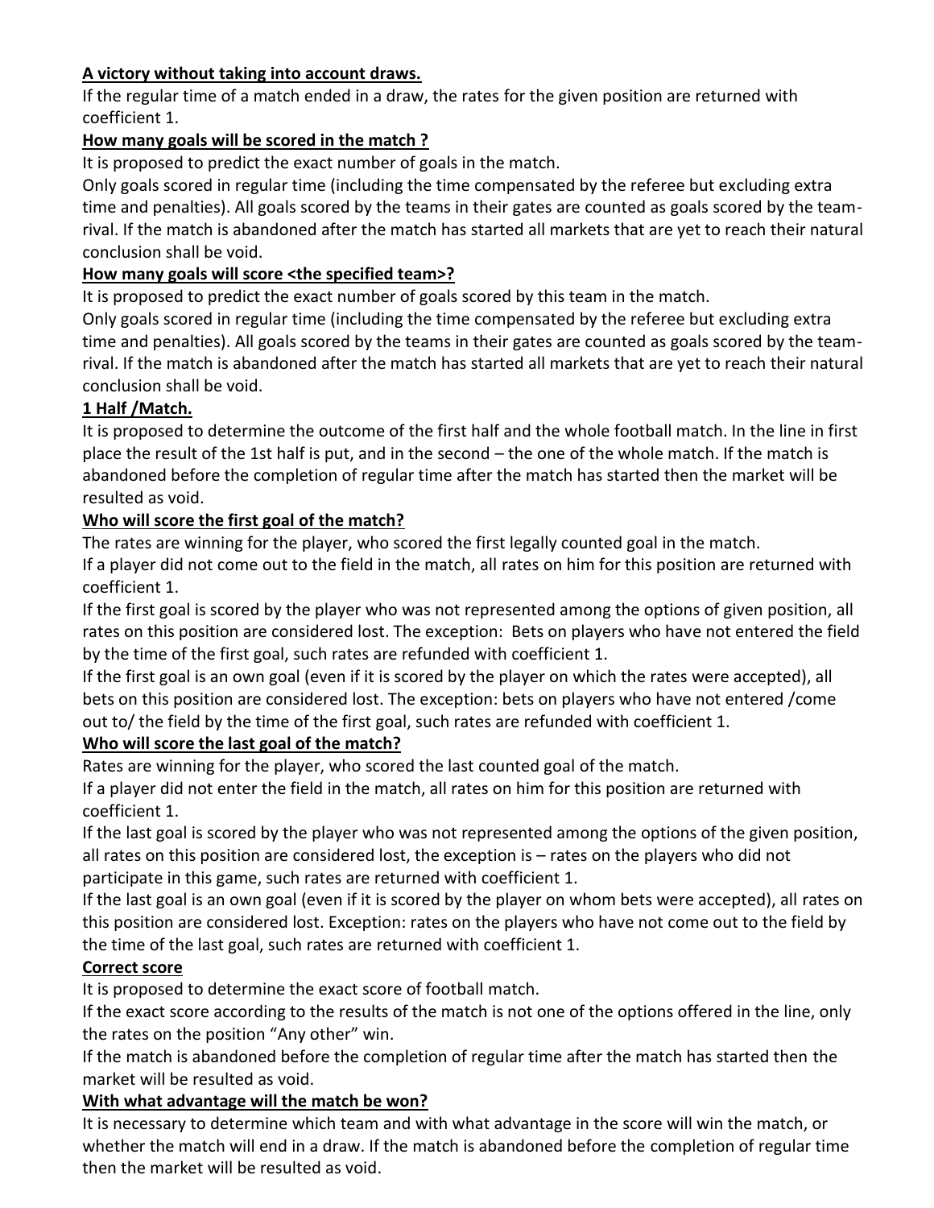**A victory without taking into account draws.**

If the regular time of a match ended in a draw, the rates for the given position are returned with coefficient 1.

**How many goals will be scored in the match ?**

It is proposed to predict the exact number of goals in the match.

Only goals scored in regular time (including the time compensated by the referee but excluding extra time and penalties). All goals scored by the teams in their gates are counted as goals scored by the team-rival. If the match is abandoned after the match has started all markets that are yet to reach their natural conclusion shall be void.

**How many goals will score <the specified team>?**

It is proposed to predict the exact number of goals scored by this team in the match.

Only goals scored in regular time (including the time compensated by the referee but excluding extra time and penalties). All goals scored by the teams in their gates are counted as goals scored by the team-rival. If the match is abandoned after the match has started all markets that are yet to reach their natural conclusion shall be void.

**1 Half /Match.**

It is proposed to determine the outcome of the first half and the whole football match. In the line in first place the result of the 1st half is put, and in the second – the one of the whole match. If the match is abandoned before the completion of regular time after the match has started then the market will be resulted as void.

**Who will score the first goal of the match?**

The rates are winning for the player, who scored the first legally counted goal in the match.

If a player did not come out to the field in the match, all rates on him for this position are returned with coefficient 1.

If the first goal is scored by the player who was not represented among the options of given position, all rates on this position are considered lost. The exception: Bets on players who have not entered the field by the time of the first goal, such rates are refunded with coefficient 1.

If the first goal is an own goal (even if it is scored by the player on which the rates were accepted), all bets on this position are considered lost. The exception: bets on players who have not entered /come out to/ the field by the time of the first goal, such rates are refunded with coefficient 1.

**Who will score the last goal of the match?**

Rates are winning for the player, who scored the last counted goal of the match.

If a player did not enter the field in the match, all rates on him for this position are returned with coefficient 1.

If the last goal is scored by the player who was not represented among the options of the given position, all rates on this position are considered lost, the exception is – rates on the players who did not participate in this game, such rates are returned with coefficient 1.

If the last goal is an own goal (even if it is scored by the player on whom bets were accepted), all rates on this position are considered lost. Exception: rates on the players who have not come out to the field by the time of the last goal, such rates are returned with coefficient 1.

**Correct score**

It is proposed to determine the exact score of football match.

If the exact score according to the results of the match is not one of the options offered in the line, only the rates on the position "Any other" win.

If the match is abandoned before the completion of regular time after the match has started then the market will be resulted as void.

**With what advantage will the match be won?**

It is necessary to determine which team and with what advantage in the score will win the match, or whether the match will end in a draw. If the match is abandoned before the completion of regular time then the market will be resulted as void.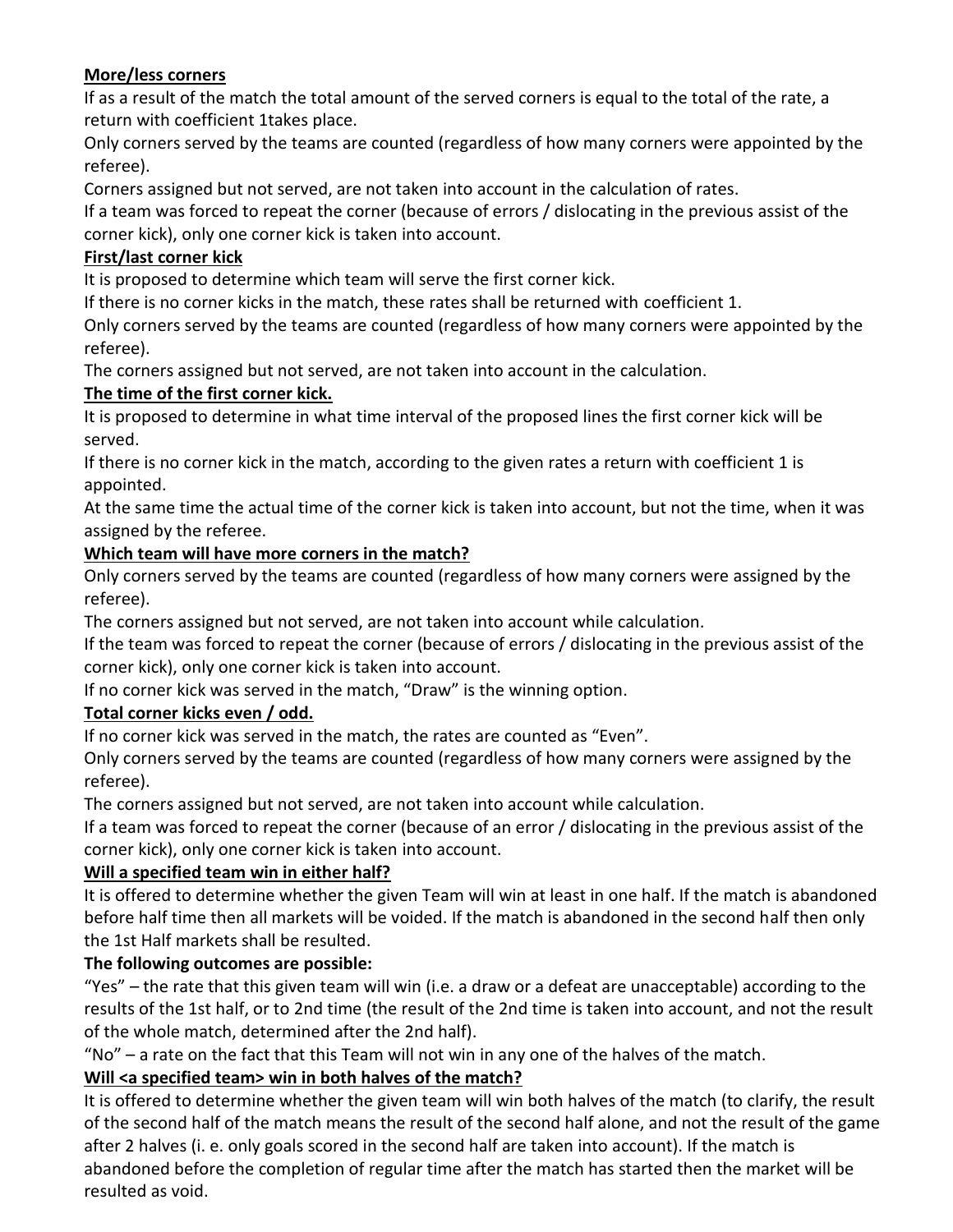**More/less corners**

If as a result of the match the total amount of the served corners is equal to the total of the rate, a return with coefficient 1takes place.

Only corners served by the teams are counted (regardless of how many corners were appointed by the referee).

Corners assigned but not served, are not taken into account in the calculation of rates.

If a team was forced to repeat the corner (because of errors / dislocating in the previous assist of the corner kick), only one corner kick is taken into account.

**First/last corner kick**

It is proposed to determine which team will serve the first corner kick.

If there is no corner kicks in the match, these rates shall be returned with coefficient 1.

Only corners served by the teams are counted (regardless of how many corners were appointed by the referee).

The corners assigned but not served, are not taken into account in the calculation.

**The time of the first corner kick.**

It is proposed to determine in what time interval of the proposed lines the first corner kick will be served.

If there is no corner kick in the match, according to the given rates a return with coefficient 1 is appointed.

At the same time the actual time of the corner kick is taken into account, but not the time, when it was assigned by the referee.

**Which team will have more corners in the match?**

Only corners served by the teams are counted (regardless of how many corners were assigned by the referee).

The corners assigned but not served, are not taken into account while calculation.

If the team was forced to repeat the corner (because of errors / dislocating in the previous assist of the corner kick), only one corner kick is taken into account.

If no corner kick was served in the match, “Draw” is the winning option.

**Total corner kicks even / odd.**

If no corner kick was served in the match, the rates are counted as “Even”.

Only corners served by the teams are counted (regardless of how many corners were assigned by the referee).

The corners assigned but not served, are not taken into account while calculation.

If a team was forced to repeat the corner (because of an error / dislocating in the previous assist of the corner kick), only one corner kick is taken into account.

**Will a specified team win in either half?**

It is offered to determine whether the given Team will win at least in one half. If the match is abandoned before half time then all markets will be voided. If the match is abandoned in the second half then only the 1st Half markets shall be resulted.

**The following outcomes are possible:**

“Yes” – the rate that this given team will win (i.e. a draw or a defeat are unacceptable) according to the results of the 1st half, or to 2nd time (the result of the 2nd time is taken into account, and not the result of the whole match, determined after the 2nd half).

“No” – a rate on the fact that this Team will not win in any one of the halves of the match.

**Will <a specified team> win in both halves of the match?**

It is offered to determine whether the given team will win both halves of the match (to clarify, the result of the second half of the match means the result of the second half alone, and not the result of the game after 2 halves (i. e. only goals scored in the second half are taken into account). If the match is abandoned before the completion of regular time after the match has started then the market will be resulted as void.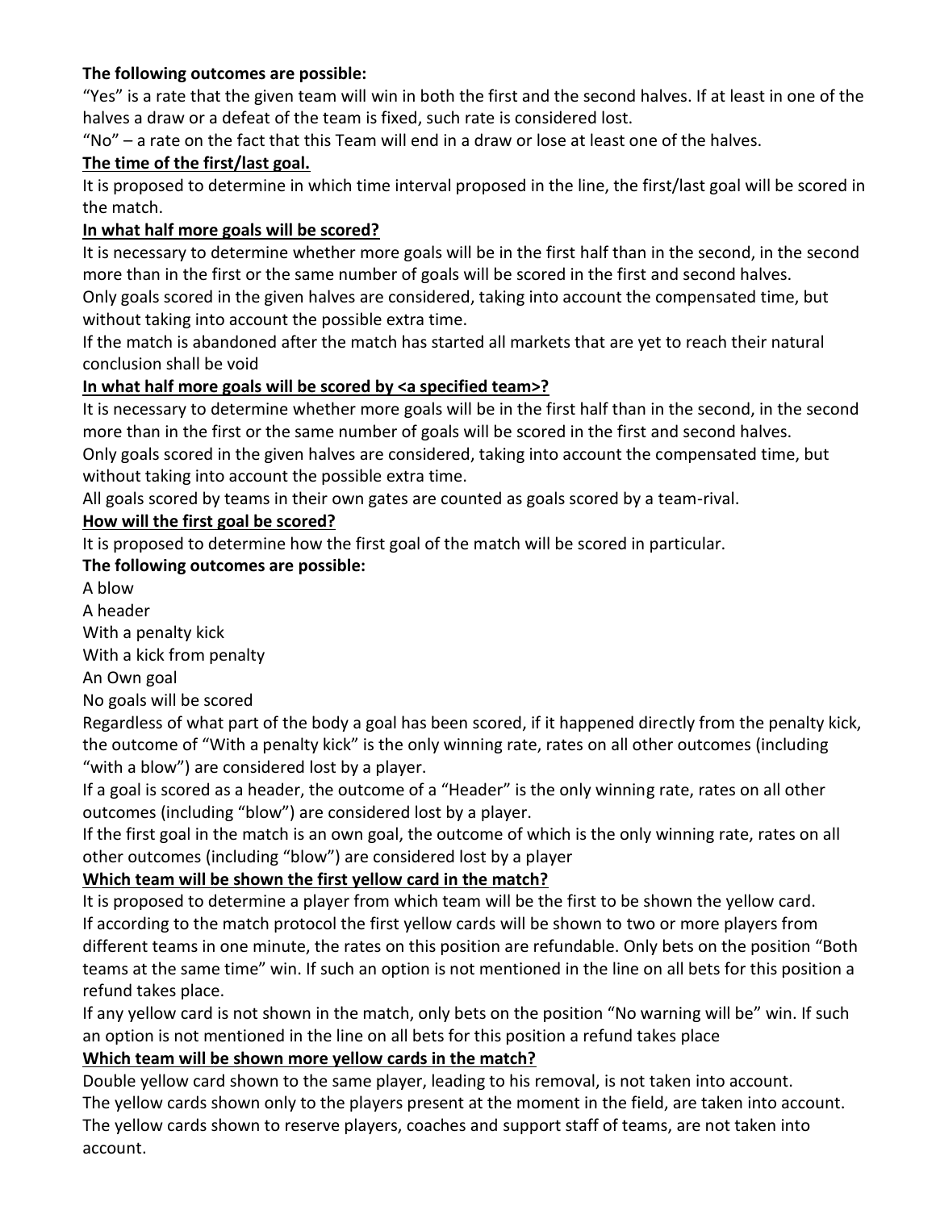**The following outcomes are possible:**

"Yes" is a rate that the given team will win in both the first and the second halves. If at least in one of the halves a draw or a defeat of the team is fixed, such rate is considered lost.

"No" – a rate on the fact that this Team will end in a draw or lose at least one of the halves.

**The time of the first/last goal.**

It is proposed to determine in which time interval proposed in the line, the first/last goal will be scored in the match.

**In what half more goals will be scored?**

It is necessary to determine whether more goals will be in the first half than in the second, in the second more than in the first or the same number of goals will be scored in the first and second halves.

Only goals scored in the given halves are considered, taking into account the compensated time, but without taking into account the possible extra time.

If the match is abandoned after the match has started all markets that are yet to reach their natural conclusion shall be void

**In what half more goals will be scored by <a specified team>?**

It is necessary to determine whether more goals will be in the first half than in the second, in the second more than in the first or the same number of goals will be scored in the first and second halves.

Only goals scored in the given halves are considered, taking into account the compensated time, but without taking into account the possible extra time.

All goals scored by teams in their own gates are counted as goals scored by a team-rival.

**How will the first goal be scored?**

It is proposed to determine how the first goal of the match will be scored in particular.

**The following outcomes are possible:**

A blow

A header

With a penalty kick

With a kick from penalty

An Own goal

No goals will be scored

Regardless of what part of the body a goal has been scored, if it happened directly from the penalty kick, the outcome of "With a penalty kick" is the only winning rate, rates on all other outcomes (including "with a blow") are considered lost by a player.

If a goal is scored as a header, the outcome of a "Header" is the only winning rate, rates on all other outcomes (including "blow") are considered lost by a player.

If the first goal in the match is an own goal, the outcome of which is the only winning rate, rates on all other outcomes (including "blow") are considered lost by a player

**Which team will be shown the first yellow card in the match?**

It is proposed to determine a player from which team will be the first to be shown the yellow card.

If according to the match protocol the first yellow cards will be shown to two or more players from different teams in one minute, the rates on this position are refundable. Only bets on the position "Both teams at the same time" win. If such an option is not mentioned in the line on all bets for this position a refund takes place.

If any yellow card is not shown in the match, only bets on the position "No warning will be" win. If such an option is not mentioned in the line on all bets for this position a refund takes place

**Which team will be shown more yellow cards in the match?**

Double yellow card shown to the same player, leading to his removal, is not taken into account.

The yellow cards shown only to the players present at the moment in the field, are taken into account.

The yellow cards shown to reserve players, coaches and support staff of teams, are not taken into account.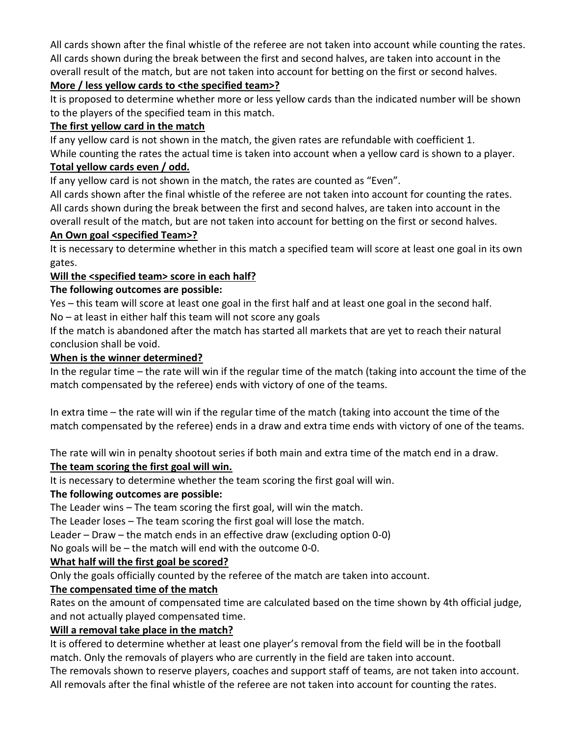All cards shown after the final whistle of the referee are not taken into account while counting the rates. All cards shown during the break between the first and second halves, are taken into account in the overall result of the match, but are not taken into account for betting on the first or second halves.

**More / less yellow cards to <the specified team>?**

It is proposed to determine whether more or less yellow cards than the indicated number will be shown to the players of the specified team in this match.

**The first yellow card in the match**

If any yellow card is not shown in the match, the given rates are refundable with coefficient 1.
While counting the rates the actual time is taken into account when a yellow card is shown to a player.

**Total yellow cards even / odd.**

If any yellow card is not shown in the match, the rates are counted as "Even".
All cards shown after the final whistle of the referee are not taken into account for counting the rates.
All cards shown during the break between the first and second halves, are taken into account in the overall result of the match, but are not taken into account for betting on the first or second halves.

**An Own goal <specified Team>?**

It is necessary to determine whether in this match a specified team will score at least one goal in its own gates.

**Will the <specified team> score in each half?**

**The following outcomes are possible:**

Yes – this team will score at least one goal in the first half and at least one goal in the second half.
No – at least in either half this team will not score any goals
If the match is abandoned after the match has started all markets that are yet to reach their natural conclusion shall be void.

**When is the winner determined?**

In the regular time – the rate will win if the regular time of the match (taking into account the time of the match compensated by the referee) ends with victory of one of the teams.

In extra time – the rate will win if the regular time of the match (taking into account the time of the match compensated by the referee) ends in a draw and extra time ends with victory of one of the teams.

The rate will win in penalty shootout series if both main and extra time of the match end in a draw.

**The team scoring the first goal will win.**

It is necessary to determine whether the team scoring the first goal will win.

**The following outcomes are possible:**

The Leader wins – The team scoring the first goal, will win the match.
The Leader loses – The team scoring the first goal will lose the match.
Leader – Draw – the match ends in an effective draw (excluding option 0-0)
No goals will be – the match will end with the outcome 0-0.

**What half will the first goal be scored?**

Only the goals officially counted by the referee of the match are taken into account.

**The compensated time of the match**

Rates on the amount of compensated time are calculated based on the time shown by 4th official judge, and not actually played compensated time.

**Will a removal take place in the match?**

It is offered to determine whether at least one player's removal from the field will be in the football match. Only the removals of players who are currently in the field are taken into account.
The removals shown to reserve players, coaches and support staff of teams, are not taken into account.
All removals after the final whistle of the referee are not taken into account for counting the rates.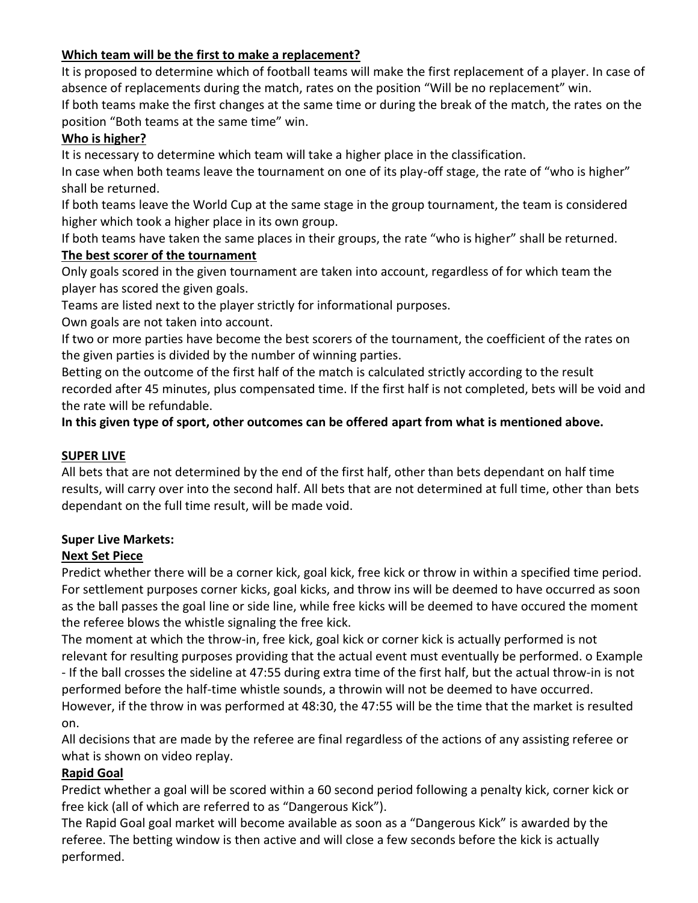**<u>Which team will be the first to make a replacement?</u>**

It is proposed to determine which of football teams will make the first replacement of a player. In case of absence of replacements during the match, rates on the position "Will be no replacement" win.

If both teams make the first changes at the same time or during the break of the match, the rates on the position "Both teams at the same time" win.

**<u>Who is higher?</u>**

It is necessary to determine which team will take a higher place in the classification.

In case when both teams leave the tournament on one of its play-off stage, the rate of "who is higher" shall be returned.

If both teams leave the World Cup at the same stage in the group tournament, the team is considered higher which took a higher place in its own group.

If both teams have taken the same places in their groups, the rate "who is higher" shall be returned.

**<u>The best scorer of the tournament</u>**

Only goals scored in the given tournament are taken into account, regardless of for which team the player has scored the given goals.

Teams are listed next to the player strictly for informational purposes.

Own goals are not taken into account.

If two or more parties have become the best scorers of the tournament, the coefficient of the rates on the given parties is divided by the number of winning parties.

Betting on the outcome of the first half of the match is calculated strictly according to the result recorded after 45 minutes, plus compensated time. If the first half is not completed, bets will be void and the rate will be refundable.

**In this given type of sport, other outcomes can be offered apart from what is mentioned above.**

**<u>SUPER LIVE</u>**

All bets that are not determined by the end of the first half, other than bets dependant on half time results, will carry over into the second half. All bets that are not determined at full time, other than bets dependant on the full time result, will be made void.

**Super Live Markets:**

**<u>Next Set Piece</u>**

Predict whether there will be a corner kick, goal kick, free kick or throw in within a specified time period. For settlement purposes corner kicks, goal kicks, and throw ins will be deemed to have occurred as soon as the ball passes the goal line or side line, while free kicks will be deemed to have occured the moment the referee blows the whistle signaling the free kick.

The moment at which the throw-in, free kick, goal kick or corner kick is actually performed is not relevant for resulting purposes providing that the actual event must eventually be performed. o Example - If the ball crosses the sideline at 47:55 during extra time of the first half, but the actual throw-in is not performed before the half-time whistle sounds, a throwin will not be deemed to have occurred. However, if the throw in was performed at 48:30, the 47:55 will be the time that the market is resulted on.

All decisions that are made by the referee are final regardless of the actions of any assisting referee or what is shown on video replay.

**<u>Rapid Goal</u>**

Predict whether a goal will be scored within a 60 second period following a penalty kick, corner kick or free kick (all of which are referred to as "Dangerous Kick").

The Rapid Goal goal market will become available as soon as a "Dangerous Kick" is awarded by the referee. The betting window is then active and will close a few seconds before the kick is actually performed.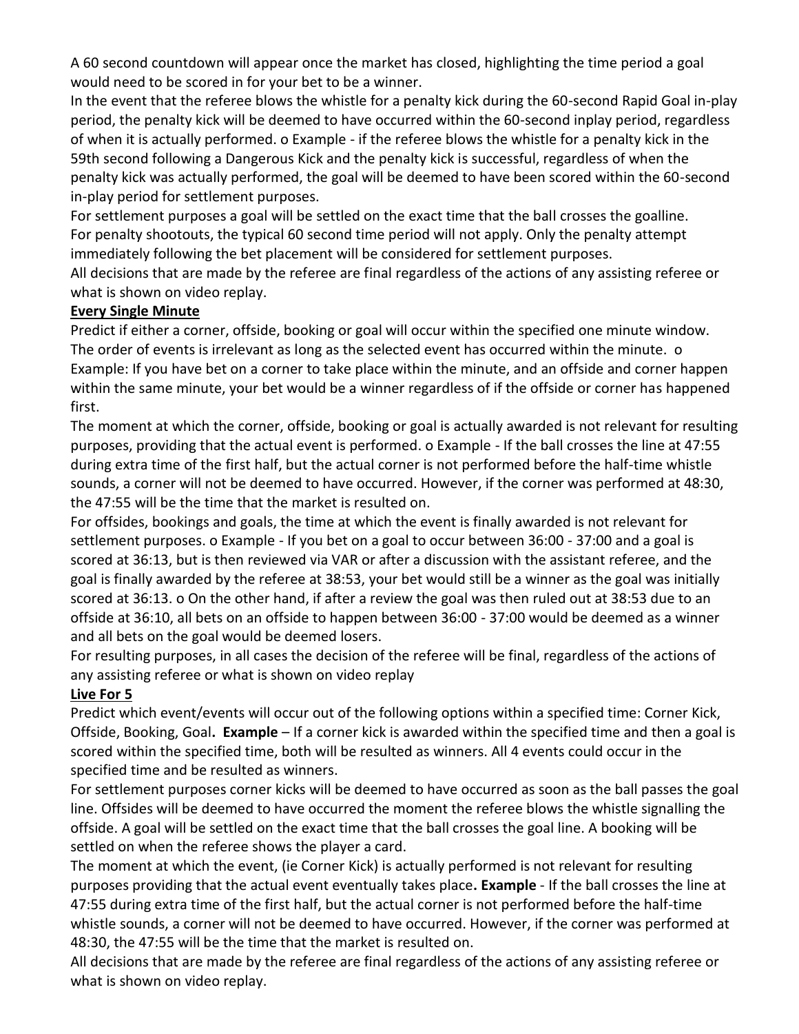A 60 second countdown will appear once the market has closed, highlighting the time period a goal would need to be scored in for your bet to be a winner.

In the event that the referee blows the whistle for a penalty kick during the 60-second Rapid Goal in-play period, the penalty kick will be deemed to have occurred within the 60-second inplay period, regardless of when it is actually performed. o Example - if the referee blows the whistle for a penalty kick in the 59th second following a Dangerous Kick and the penalty kick is successful, regardless of when the penalty kick was actually performed, the goal will be deemed to have been scored within the 60-second in-play period for settlement purposes.

For settlement purposes a goal will be settled on the exact time that the ball crosses the goalline.

For penalty shootouts, the typical 60 second time period will not apply. Only the penalty attempt immediately following the bet placement will be considered for settlement purposes.

All decisions that are made by the referee are final regardless of the actions of any assisting referee or what is shown on video replay.

**Every Single Minute**

Predict if either a corner, offside, booking or goal will occur within the specified one minute window. The order of events is irrelevant as long as the selected event has occurred within the minute. o Example: If you have bet on a corner to take place within the minute, and an offside and corner happen within the same minute, your bet would be a winner regardless of if the offside or corner has happened first.

The moment at which the corner, offside, booking or goal is actually awarded is not relevant for resulting purposes, providing that the actual event is performed. o Example - If the ball crosses the line at 47:55 during extra time of the first half, but the actual corner is not performed before the half-time whistle sounds, a corner will not be deemed to have occurred. However, if the corner was performed at 48:30, the 47:55 will be the time that the market is resulted on.

For offsides, bookings and goals, the time at which the event is finally awarded is not relevant for settlement purposes. o Example - If you bet on a goal to occur between 36:00 - 37:00 and a goal is scored at 36:13, but is then reviewed via VAR or after a discussion with the assistant referee, and the goal is finally awarded by the referee at 38:53, your bet would still be a winner as the goal was initially scored at 36:13. o On the other hand, if after a review the goal was then ruled out at 38:53 due to an offside at 36:10, all bets on an offside to happen between 36:00 - 37:00 would be deemed as a winner and all bets on the goal would be deemed losers.

For resulting purposes, in all cases the decision of the referee will be final, regardless of the actions of any assisting referee or what is shown on video replay

**Live For 5**

Predict which event/events will occur out of the following options within a specified time: Corner Kick, Offside, Booking, Goal**. Example** – If a corner kick is awarded within the specified time and then a goal is scored within the specified time, both will be resulted as winners. All 4 events could occur in the specified time and be resulted as winners.

For settlement purposes corner kicks will be deemed to have occurred as soon as the ball passes the goal line. Offsides will be deemed to have occurred the moment the referee blows the whistle signalling the offside. A goal will be settled on the exact time that the ball crosses the goal line. A booking will be settled on when the referee shows the player a card.

The moment at which the event, (ie Corner Kick) is actually performed is not relevant for resulting purposes providing that the actual event eventually takes place**. Example** - If the ball crosses the line at 47:55 during extra time of the first half, but the actual corner is not performed before the half-time whistle sounds, a corner will not be deemed to have occurred. However, if the corner was performed at 48:30, the 47:55 will be the time that the market is resulted on.

All decisions that are made by the referee are final regardless of the actions of any assisting referee or what is shown on video replay.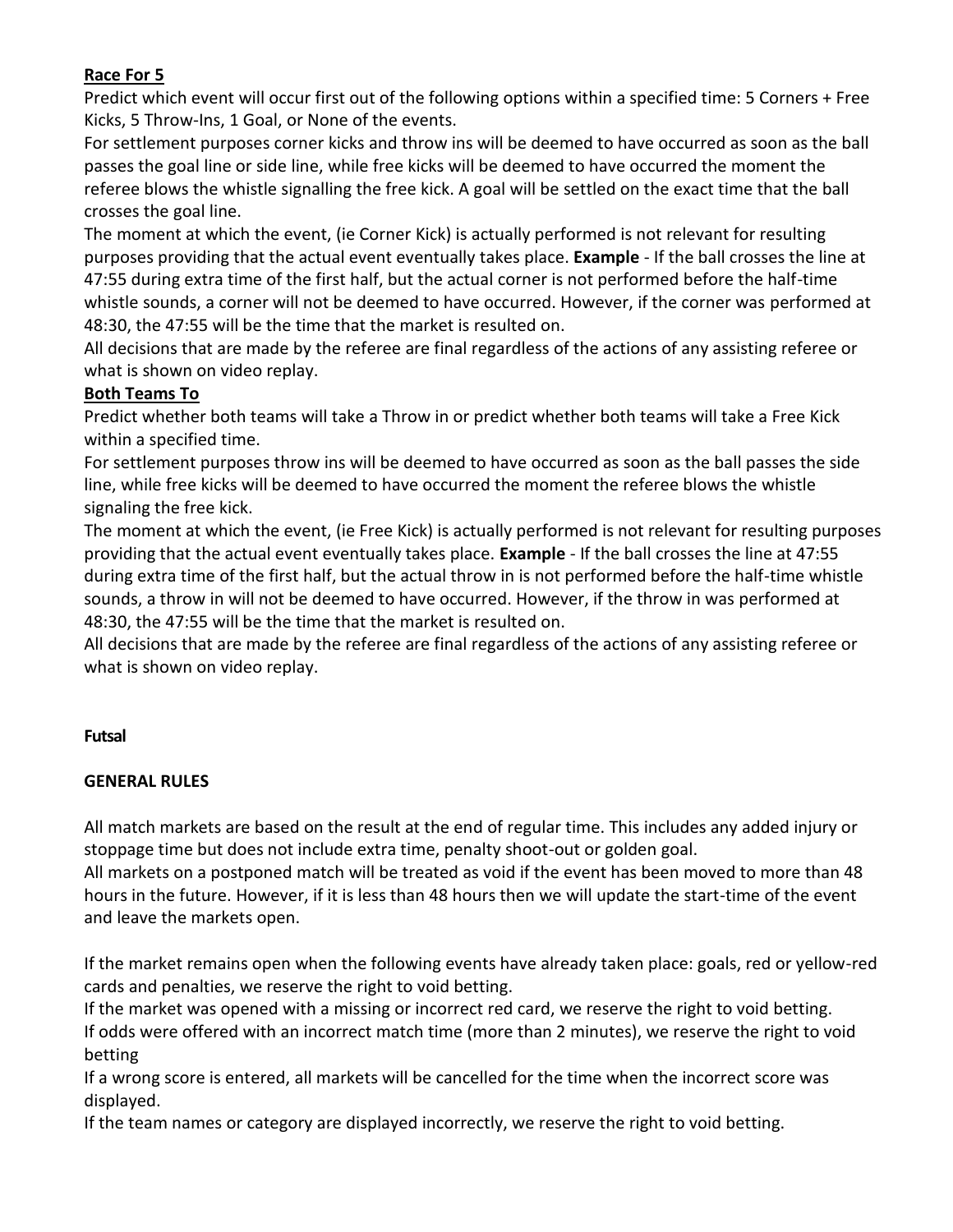**Race For 5**

Predict which event will occur first out of the following options within a specified time: 5 Corners + Free Kicks, 5 Throw-Ins, 1 Goal, or None of the events.

For settlement purposes corner kicks and throw ins will be deemed to have occurred as soon as the ball passes the goal line or side line, while free kicks will be deemed to have occurred the moment the referee blows the whistle signalling the free kick. A goal will be settled on the exact time that the ball crosses the goal line.

The moment at which the event, (ie Corner Kick) is actually performed is not relevant for resulting purposes providing that the actual event eventually takes place. **Example** - If the ball crosses the line at 47:55 during extra time of the first half, but the actual corner is not performed before the half-time whistle sounds, a corner will not be deemed to have occurred. However, if the corner was performed at 48:30, the 47:55 will be the time that the market is resulted on.

All decisions that are made by the referee are final regardless of the actions of any assisting referee or what is shown on video replay.

**Both Teams To**

Predict whether both teams will take a Throw in or predict whether both teams will take a Free Kick within a specified time.

For settlement purposes throw ins will be deemed to have occurred as soon as the ball passes the side line, while free kicks will be deemed to have occurred the moment the referee blows the whistle signaling the free kick.

The moment at which the event, (ie Free Kick) is actually performed is not relevant for resulting purposes providing that the actual event eventually takes place. **Example** - If the ball crosses the line at 47:55 during extra time of the first half, but the actual throw in is not performed before the half-time whistle sounds, a throw in will not be deemed to have occurred. However, if the throw in was performed at 48:30, the 47:55 will be the time that the market is resulted on.

All decisions that are made by the referee are final regardless of the actions of any assisting referee or what is shown on video replay.

## Futsal

### GENERAL RULES

All match markets are based on the result at the end of regular time. This includes any added injury or stoppage time but does not include extra time, penalty shoot-out or golden goal.

All markets on a postponed match will be treated as void if the event has been moved to more than 48 hours in the future. However, if it is less than 48 hours then we will update the start-time of the event and leave the markets open.

If the market remains open when the following events have already taken place: goals, red or yellow-red cards and penalties, we reserve the right to void betting.

If the market was opened with a missing or incorrect red card, we reserve the right to void betting.

If odds were offered with an incorrect match time (more than 2 minutes), we reserve the right to void betting

If a wrong score is entered, all markets will be cancelled for the time when the incorrect score was displayed.

If the team names or category are displayed incorrectly, we reserve the right to void betting.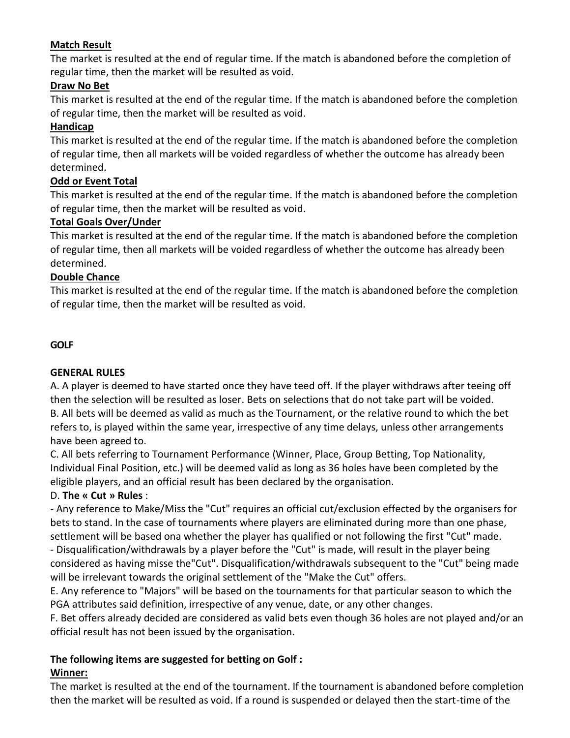**Match Result**
The market is resulted at the end of regular time. If the match is abandoned before the completion of regular time, then the market will be resulted as void.

**Draw No Bet**
This market is resulted at the end of the regular time. If the match is abandoned before the completion of regular time, then the market will be resulted as void.

**Handicap**
This market is resulted at the end of the regular time. If the match is abandoned before the completion of regular time, then all markets will be voided regardless of whether the outcome has already been determined.

**Odd or Event Total**
This market is resulted at the end of the regular time. If the match is abandoned before the completion of regular time, then the market will be resulted as void.

**Total Goals Over/Under**
This market is resulted at the end of the regular time. If the match is abandoned before the completion of regular time, then all markets will be voided regardless of whether the outcome has already been determined.

**Double Chance**
This market is resulted at the end of the regular time. If the match is abandoned before the completion of regular time, then the market will be resulted as void.

## GOLF

**GENERAL RULES**

A. A player is deemed to have started once they have teed off. If the player withdraws after teeing off then the selection will be resulted as loser. Bets on selections that do not take part will be voided.
B. All bets will be deemed as valid as much as the Tournament, or the relative round to which the bet refers to, is played within the same year, irrespective of any time delays, unless other arrangements have been agreed to.
C. All bets referring to Tournament Performance (Winner, Place, Group Betting, Top Nationality, Individual Final Position, etc.) will be deemed valid as long as 36 holes have been completed by the eligible players, and an official result has been declared by the organisation.
D. **The « Cut » Rules** :
- Any reference to Make/Miss the "Cut" requires an official cut/exclusion effected by the organisers for bets to stand. In the case of tournaments where players are eliminated during more than one phase, settlement will be based ona whether the player has qualified or not following the first "Cut" made.
- Disqualification/withdrawals by a player before the "Cut" is made, will result in the player being considered as having misse the"Cut". Disqualification/withdrawals subsequent to the "Cut" being made will be irrelevant towards the original settlement of the "Make the Cut" offers.

E. Any reference to "Majors" will be based on the tournaments for that particular season to which the PGA attributes said definition, irrespective of any venue, date, or any other changes.
F. Bet offers already decided are considered as valid bets even though 36 holes are not played and/or an official result has not been issued by the organisation.

**The following items are suggested for betting on Golf :**

**Winner:**
The market is resulted at the end of the tournament. If the tournament is abandoned before completion then the market will be resulted as void. If a round is suspended or delayed then the start-time of the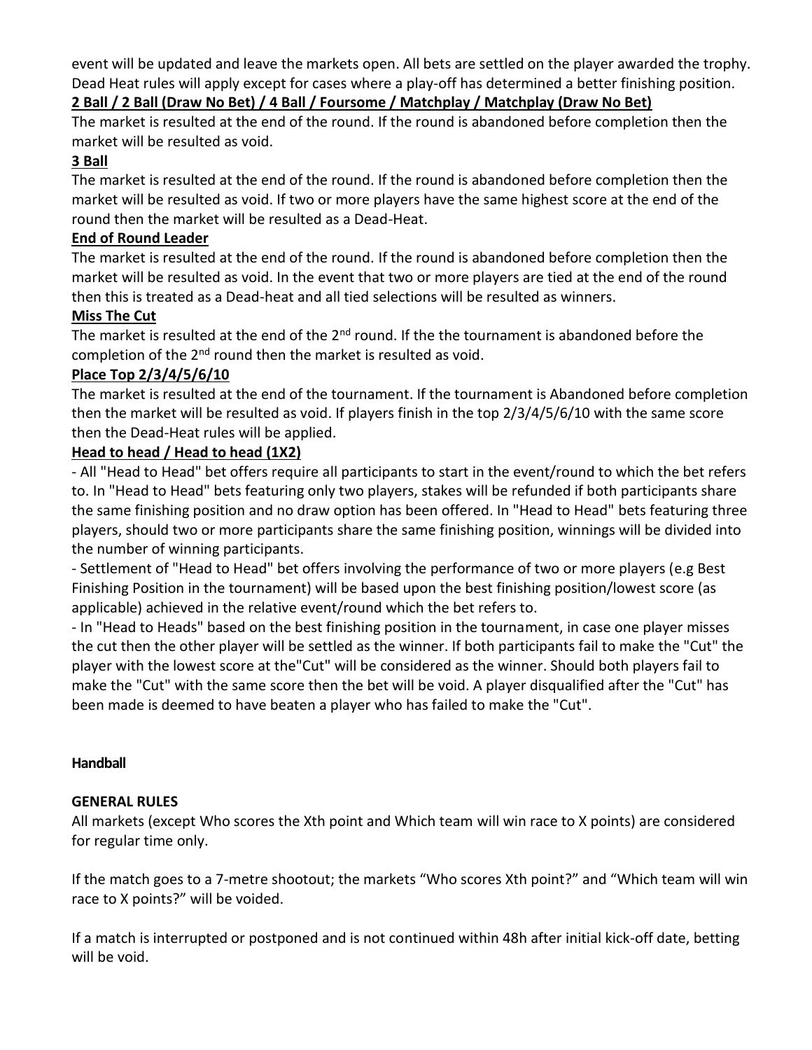event will be updated and leave the markets open. All bets are settled on the player awarded the trophy. Dead Heat rules will apply except for cases where a play-off has determined a better finishing position.

**2 Ball / 2 Ball (Draw No Bet) / 4 Ball / Foursome / Matchplay / Matchplay (Draw No Bet)**

The market is resulted at the end of the round. If the round is abandoned before completion then the market will be resulted as void.

**3 Ball**

The market is resulted at the end of the round. If the round is abandoned before completion then the market will be resulted as void. If two or more players have the same highest score at the end of the round then the market will be resulted as a Dead-Heat.

**End of Round Leader**

The market is resulted at the end of the round. If the round is abandoned before completion then the market will be resulted as void. In the event that two or more players are tied at the end of the round then this is treated as a Dead-heat and all tied selections will be resulted as winners.

**Miss The Cut**

The market is resulted at the end of the 2nd round. If the the tournament is abandoned before the completion of the 2nd round then the market is resulted as void.

**Place Top 2/3/4/5/6/10**

The market is resulted at the end of the tournament. If the tournament is Abandoned before completion then the market will be resulted as void. If players finish in the top 2/3/4/5/6/10 with the same score then the Dead-Heat rules will be applied.

**Head to head / Head to head (1X2)**

- All "Head to Head" bet offers require all participants to start in the event/round to which the bet refers to. In "Head to Head" bets featuring only two players, stakes will be refunded if both participants share the same finishing position and no draw option has been offered. In "Head to Head" bets featuring three players, should two or more participants share the same finishing position, winnings will be divided into the number of winning participants.
- Settlement of "Head to Head" bet offers involving the performance of two or more players (e.g Best Finishing Position in the tournament) will be based upon the best finishing position/lowest score (as applicable) achieved in the relative event/round which the bet refers to.
- In "Head to Heads" based on the best finishing position in the tournament, in case one player misses the cut then the other player will be settled as the winner. If both participants fail to make the "Cut" the player with the lowest score at the"Cut" will be considered as the winner. Should both players fail to make the "Cut" with the same score then the bet will be void. A player disqualified after the "Cut" has been made is deemed to have beaten a player who has failed to make the "Cut".

## Handball

### GENERAL RULES

All markets (except Who scores the Xth point and Which team will win race to X points) are considered for regular time only.

If the match goes to a 7-metre shootout; the markets "Who scores Xth point?" and "Which team will win race to X points?" will be voided.

If a match is interrupted or postponed and is not continued within 48h after initial kick-off date, betting will be void.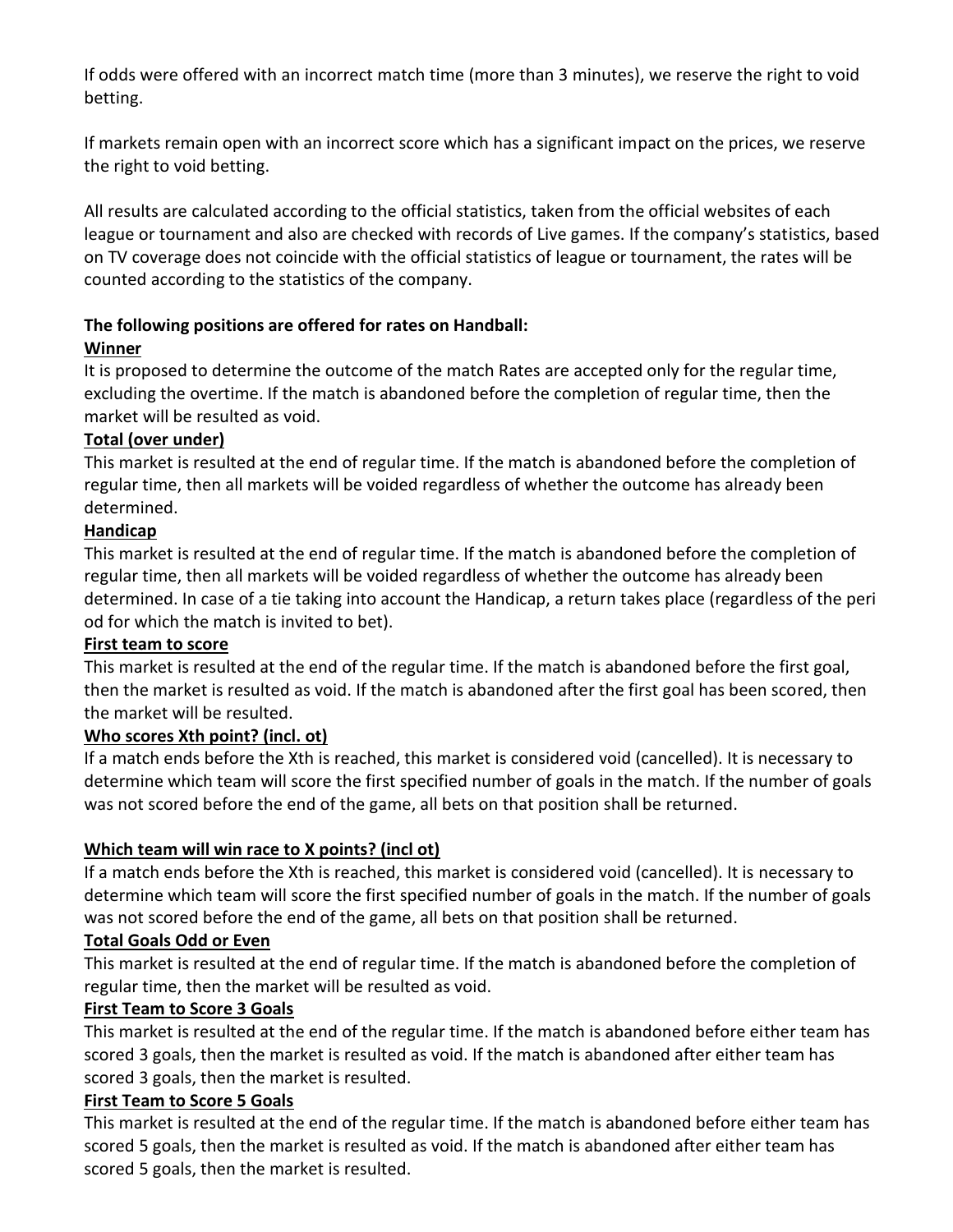If odds were offered with an incorrect match time (more than 3 minutes), we reserve the right to void betting.

If markets remain open with an incorrect score which has a significant impact on the prices, we reserve the right to void betting.

All results are calculated according to the official statistics, taken from the official websites of each league or tournament and also are checked with records of Live games. If the company's statistics, based on TV coverage does not coincide with the official statistics of league or tournament, the rates will be counted according to the statistics of the company.

**The following positions are offered for rates on Handball:**

**Winner**

It is proposed to determine the outcome of the match Rates are accepted only for the regular time, excluding the overtime. If the match is abandoned before the completion of regular time, then the market will be resulted as void.

**Total (over under)**

This market is resulted at the end of regular time. If the match is abandoned before the completion of regular time, then all markets will be voided regardless of whether the outcome has already been determined.

**Handicap**

This market is resulted at the end of regular time. If the match is abandoned before the completion of regular time, then all markets will be voided regardless of whether the outcome has already been determined. In case of a tie taking into account the Handicap, a return takes place (regardless of the peri od for which the match is invited to bet).

**First team to score**

This market is resulted at the end of the regular time. If the match is abandoned before the first goal, then the market is resulted as void. If the match is abandoned after the first goal has been scored, then the market will be resulted.

**Who scores Xth point? (incl. ot)**

If a match ends before the Xth is reached, this market is considered void (cancelled). It is necessary to determine which team will score the first specified number of goals in the match. If the number of goals was not scored before the end of the game, all bets on that position shall be returned.

**Which team will win race to X points? (incl ot)**

If a match ends before the Xth is reached, this market is considered void (cancelled). It is necessary to determine which team will score the first specified number of goals in the match. If the number of goals was not scored before the end of the game, all bets on that position shall be returned.

**Total Goals Odd or Even**

This market is resulted at the end of regular time. If the match is abandoned before the completion of regular time, then the market will be resulted as void.

**First Team to Score 3 Goals**

This market is resulted at the end of the regular time. If the match is abandoned before either team has scored 3 goals, then the market is resulted as void. If the match is abandoned after either team has scored 3 goals, then the market is resulted.

**First Team to Score 5 Goals**

This market is resulted at the end of the regular time. If the match is abandoned before either team has scored 5 goals, then the market is resulted as void. If the match is abandoned after either team has scored 5 goals, then the market is resulted.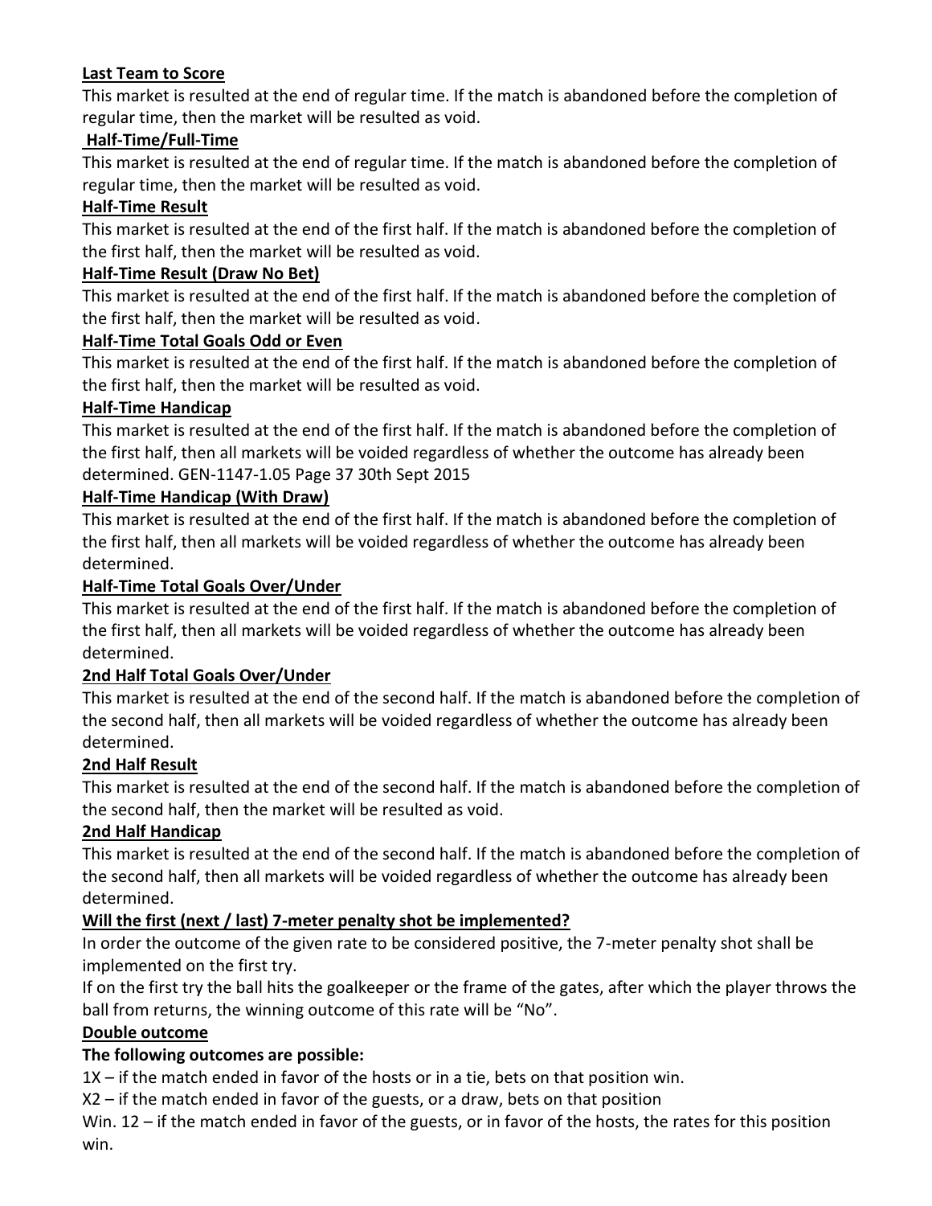**Last Team to Score**

This market is resulted at the end of regular time. If the match is abandoned before the completion of regular time, then the market will be resulted as void.

**Half-Time/Full-Time**

This market is resulted at the end of regular time. If the match is abandoned before the completion of regular time, then the market will be resulted as void.

**Half-Time Result**

This market is resulted at the end of the first half. If the match is abandoned before the completion of the first half, then the market will be resulted as void.

**Half-Time Result (Draw No Bet)**

This market is resulted at the end of the first half. If the match is abandoned before the completion of the first half, then the market will be resulted as void.

**Half-Time Total Goals Odd or Even**

This market is resulted at the end of the first half. If the match is abandoned before the completion of the first half, then the market will be resulted as void.

**Half-Time Handicap**

This market is resulted at the end of the first half. If the match is abandoned before the completion of the first half, then all markets will be voided regardless of whether the outcome has already been determined. GEN-1147-1.05 Page 37 30th Sept 2015

**Half-Time Handicap (With Draw)**

This market is resulted at the end of the first half. If the match is abandoned before the completion of the first half, then all markets will be voided regardless of whether the outcome has already been determined.

**Half-Time Total Goals Over/Under**

This market is resulted at the end of the first half. If the match is abandoned before the completion of the first half, then all markets will be voided regardless of whether the outcome has already been determined.

**2nd Half Total Goals Over/Under**

This market is resulted at the end of the second half. If the match is abandoned before the completion of the second half, then all markets will be voided regardless of whether the outcome has already been determined.

**2nd Half Result**

This market is resulted at the end of the second half. If the match is abandoned before the completion of the second half, then the market will be resulted as void.

**2nd Half Handicap**

This market is resulted at the end of the second half. If the match is abandoned before the completion of the second half, then all markets will be voided regardless of whether the outcome has already been determined.

**Will the first (next / last) 7-meter penalty shot be implemented?**

In order the outcome of the given rate to be considered positive, the 7-meter penalty shot shall be implemented on the first try.

If on the first try the ball hits the goalkeeper or the frame of the gates, after which the player throws the ball from returns, the winning outcome of this rate will be "No".

**Double outcome**

**The following outcomes are possible:**

1X – if the match ended in favor of the hosts or in a tie, bets on that position win.

X2 – if the match ended in favor of the guests, or a draw, bets on that position

Win. 12 – if the match ended in favor of the guests, or in favor of the hosts, the rates for this position win.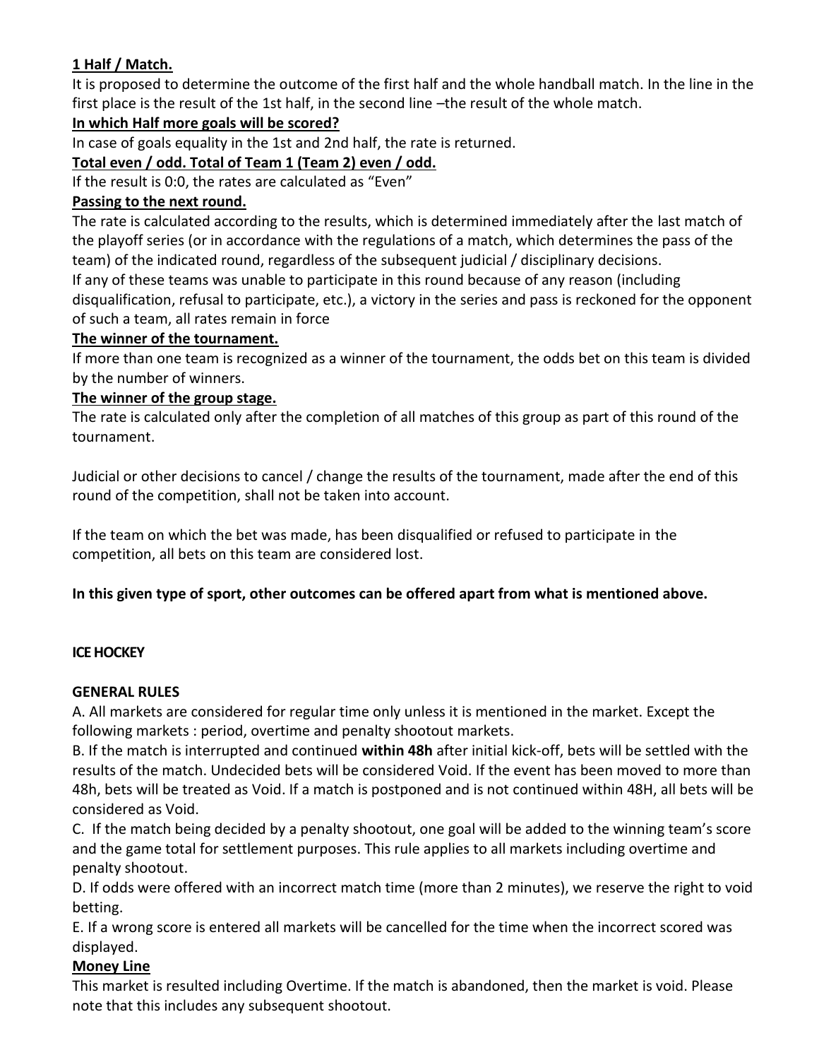**1 Half / Match.**

It is proposed to determine the outcome of the first half and the whole handball match. In the line in the first place is the result of the 1st half, in the second line –the result of the whole match.

**In which Half more goals will be scored?**

In case of goals equality in the 1st and 2nd half, the rate is returned.

**Total even / odd. Total of Team 1 (Team 2) even / odd.**

If the result is 0:0, the rates are calculated as “Even”

**Passing to the next round.**

The rate is calculated according to the results, which is determined immediately after the last match of the playoff series (or in accordance with the regulations of a match, which determines the pass of the team) of the indicated round, regardless of the subsequent judicial / disciplinary decisions.

If any of these teams was unable to participate in this round because of any reason (including disqualification, refusal to participate, etc.), a victory in the series and pass is reckoned for the opponent of such a team, all rates remain in force

**The winner of the tournament.**

If more than one team is recognized as a winner of the tournament, the odds bet on this team is divided by the number of winners.

**The winner of the group stage.**

The rate is calculated only after the completion of all matches of this group as part of this round of the tournament.

Judicial or other decisions to cancel / change the results of the tournament, made after the end of this round of the competition, shall not be taken into account.

If the team on which the bet was made, has been disqualified or refused to participate in the competition, all bets on this team are considered lost.

**In this given type of sport, other outcomes can be offered apart from what is mentioned above.**

## ICE HOCKEY

### GENERAL RULES

A. All markets are considered for regular time only unless it is mentioned in the market. Except the following markets : period, overtime and penalty shootout markets.

B. If the match is interrupted and continued **within 48h** after initial kick-off, bets will be settled with the results of the match. Undecided bets will be considered Void. If the event has been moved to more than 48h, bets will be treated as Void. If a match is postponed and is not continued within 48H, all bets will be considered as Void.

C. If the match being decided by a penalty shootout, one goal will be added to the winning team’s score and the game total for settlement purposes. This rule applies to all markets including overtime and penalty shootout.

D. If odds were offered with an incorrect match time (more than 2 minutes), we reserve the right to void betting.

E. If a wrong score is entered all markets will be cancelled for the time when the incorrect scored was displayed.

**Money Line**

This market is resulted including Overtime. If the match is abandoned, then the market is void. Please note that this includes any subsequent shootout.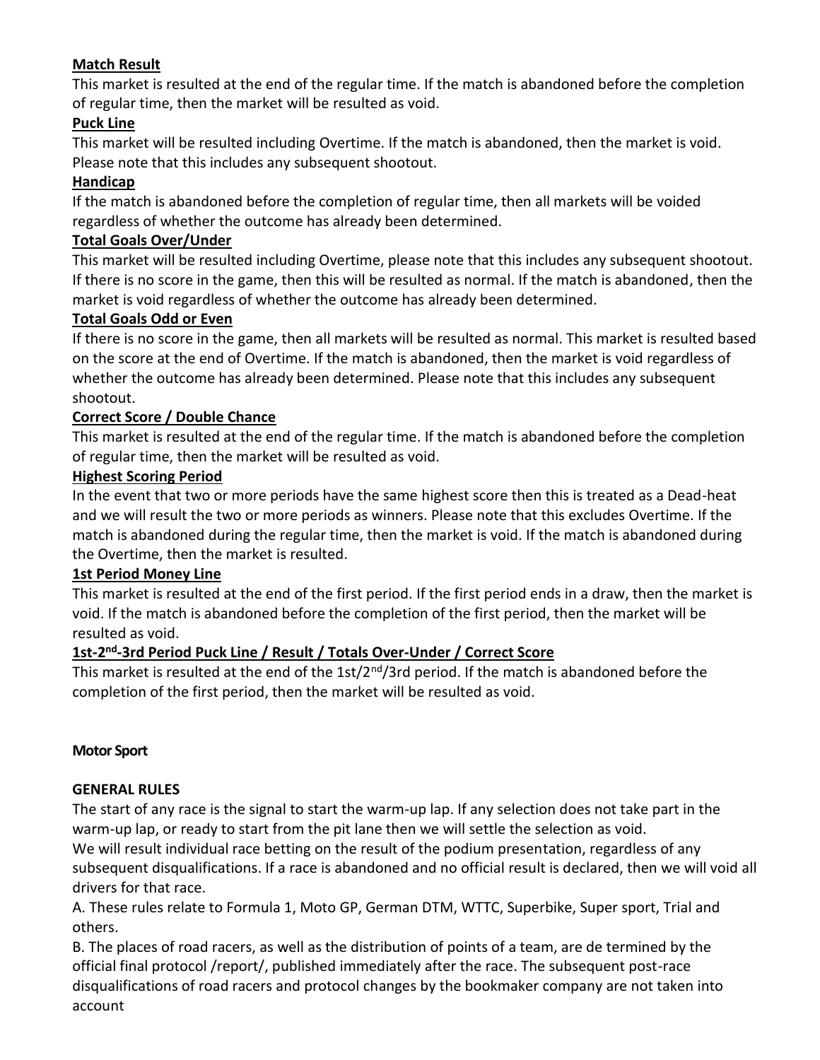**Match Result**

This market is resulted at the end of the regular time. If the match is abandoned before the completion of regular time, then the market will be resulted as void.

**Puck Line**

This market will be resulted including Overtime. If the match is abandoned, then the market is void. Please note that this includes any subsequent shootout.

**Handicap**

If the match is abandoned before the completion of regular time, then all markets will be voided regardless of whether the outcome has already been determined.

**Total Goals Over/Under**

This market will be resulted including Overtime, please note that this includes any subsequent shootout. If there is no score in the game, then this will be resulted as normal. If the match is abandoned, then the market is void regardless of whether the outcome has already been determined.

**Total Goals Odd or Even**

If there is no score in the game, then all markets will be resulted as normal. This market is resulted based on the score at the end of Overtime. If the match is abandoned, then the market is void regardless of whether the outcome has already been determined. Please note that this includes any subsequent shootout.

**Correct Score / Double Chance**

This market is resulted at the end of the regular time. If the match is abandoned before the completion of regular time, then the market will be resulted as void.

**Highest Scoring Period**

In the event that two or more periods have the same highest score then this is treated as a Dead-heat and we will result the two or more periods as winners. Please note that this excludes Overtime. If the match is abandoned during the regular time, then the market is void. If the match is abandoned during the Overtime, then the market is resulted.

**1st Period Money Line**

This market is resulted at the end of the first period. If the first period ends in a draw, then the market is void. If the match is abandoned before the completion of the first period, then the market will be resulted as void.

**1st-2nd-3rd Period Puck Line / Result / Totals Over-Under / Correct Score**

This market is resulted at the end of the 1st/2nd/3rd period. If the match is abandoned before the completion of the first period, then the market will be resulted as void.

## Motor Sport

**GENERAL RULES**

The start of any race is the signal to start the warm-up lap. If any selection does not take part in the warm-up lap, or ready to start from the pit lane then we will settle the selection as void.

We will result individual race betting on the result of the podium presentation, regardless of any subsequent disqualifications. If a race is abandoned and no official result is declared, then we will void all drivers for that race.

A. These rules relate to Formula 1, Moto GP, German DTM, WTTC, Superbike, Super sport, Trial and others.

B. The places of road racers, as well as the distribution of points of a team, are de termined by the official final protocol /report/, published immediately after the race. The subsequent post-race disqualifications of road racers and protocol changes by the bookmaker company are not taken into account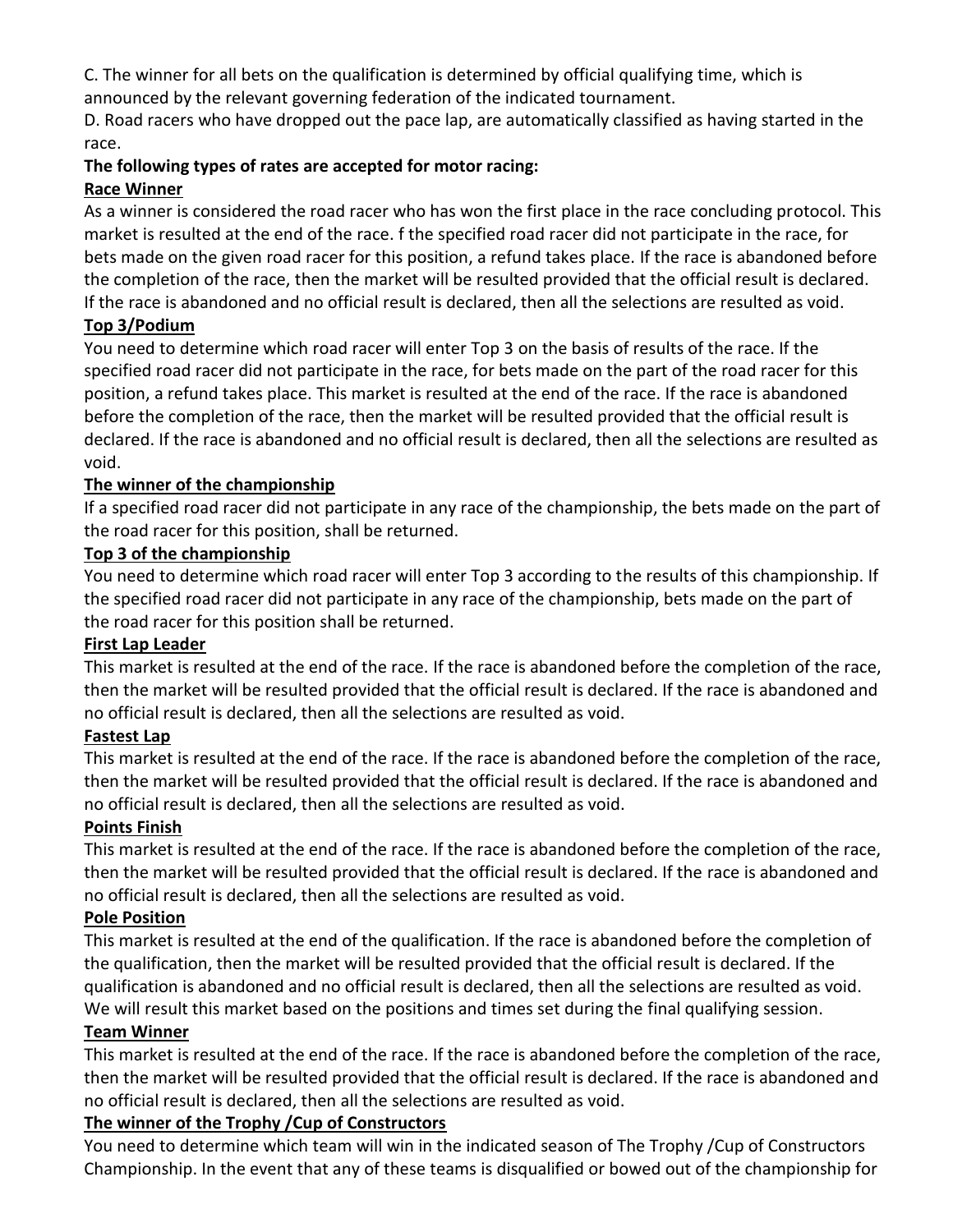C. The winner for all bets on the qualification is determined by official qualifying time, which is announced by the relevant governing federation of the indicated tournament.

D. Road racers who have dropped out the pace lap, are automatically classified as having started in the race.

**The following types of rates are accepted for motor racing:**

**Race Winner**

As a winner is considered the road racer who has won the first place in the race concluding protocol. This market is resulted at the end of the race. f the specified road racer did not participate in the race, for bets made on the given road racer for this position, a refund takes place. If the race is abandoned before the completion of the race, then the market will be resulted provided that the official result is declared. If the race is abandoned and no official result is declared, then all the selections are resulted as void.

**Top 3/Podium**

You need to determine which road racer will enter Top 3 on the basis of results of the race. If the specified road racer did not participate in the race, for bets made on the part of the road racer for this position, a refund takes place. This market is resulted at the end of the race. If the race is abandoned before the completion of the race, then the market will be resulted provided that the official result is declared. If the race is abandoned and no official result is declared, then all the selections are resulted as void.

**The winner of the championship**

If a specified road racer did not participate in any race of the championship, the bets made on the part of the road racer for this position, shall be returned.

**Top 3 of the championship**

You need to determine which road racer will enter Top 3 according to the results of this championship. If the specified road racer did not participate in any race of the championship, bets made on the part of the road racer for this position shall be returned.

**First Lap Leader**

This market is resulted at the end of the race. If the race is abandoned before the completion of the race, then the market will be resulted provided that the official result is declared. If the race is abandoned and no official result is declared, then all the selections are resulted as void.

**Fastest Lap**

This market is resulted at the end of the race. If the race is abandoned before the completion of the race, then the market will be resulted provided that the official result is declared. If the race is abandoned and no official result is declared, then all the selections are resulted as void.

**Points Finish**

This market is resulted at the end of the race. If the race is abandoned before the completion of the race, then the market will be resulted provided that the official result is declared. If the race is abandoned and no official result is declared, then all the selections are resulted as void.

**Pole Position**

This market is resulted at the end of the qualification. If the race is abandoned before the completion of the qualification, then the market will be resulted provided that the official result is declared. If the qualification is abandoned and no official result is declared, then all the selections are resulted as void. We will result this market based on the positions and times set during the final qualifying session.

**Team Winner**

This market is resulted at the end of the race. If the race is abandoned before the completion of the race, then the market will be resulted provided that the official result is declared. If the race is abandoned and no official result is declared, then all the selections are resulted as void.

**The winner of the Trophy /Cup of Constructors**

You need to determine which team will win in the indicated season of The Trophy /Cup of Constructors Championship. In the event that any of these teams is disqualified or bowed out of the championship for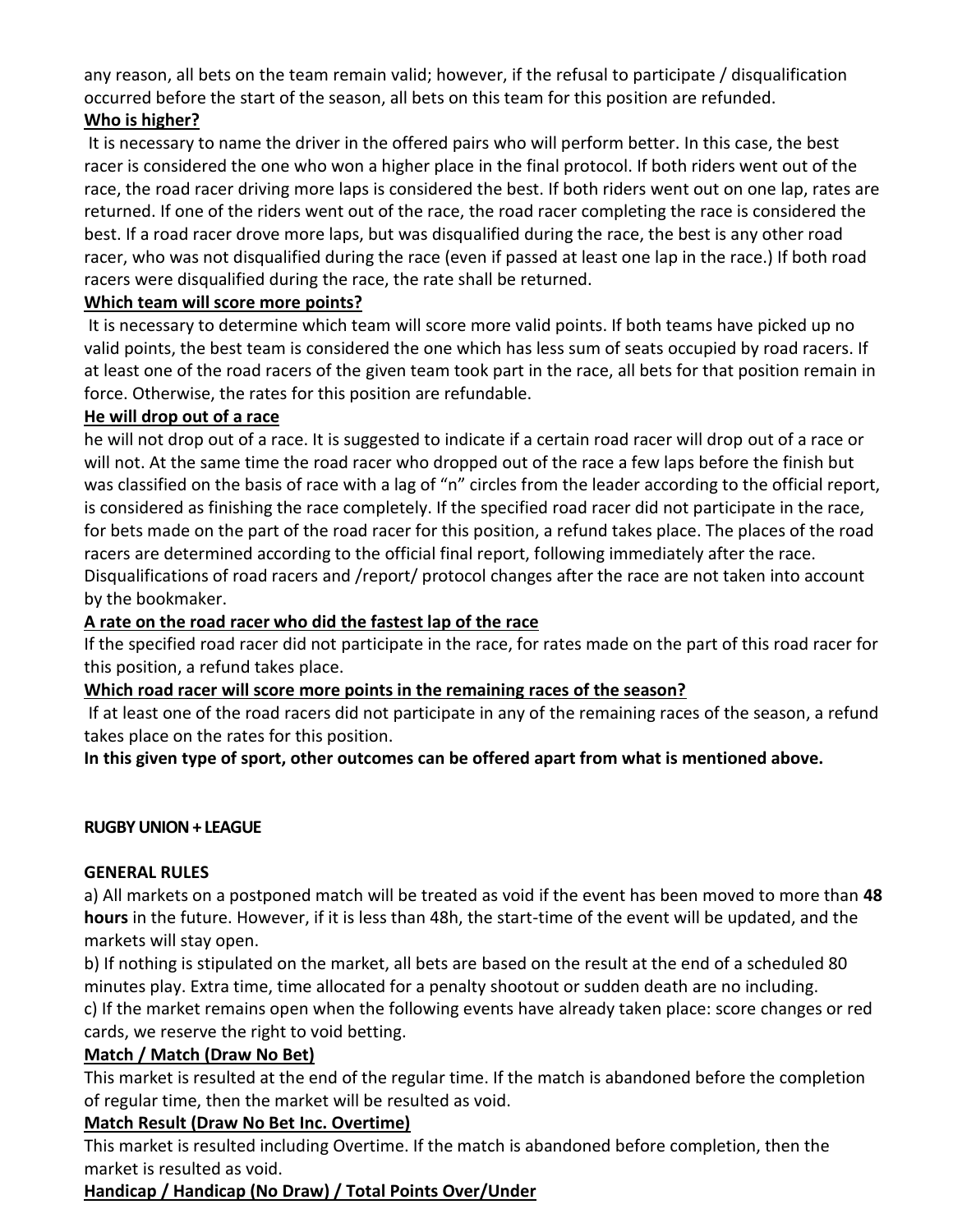any reason, all bets on the team remain valid; however, if the refusal to participate / disqualification occurred before the start of the season, all bets on this team for this position are refunded.

**Who is higher?**

It is necessary to name the driver in the offered pairs who will perform better. In this case, the best racer is considered the one who won a higher place in the final protocol. If both riders went out of the race, the road racer driving more laps is considered the best. If both riders went out on one lap, rates are returned. If one of the riders went out of the race, the road racer completing the race is considered the best. If a road racer drove more laps, but was disqualified during the race, the best is any other road racer, who was not disqualified during the race (even if passed at least one lap in the race.) If both road racers were disqualified during the race, the rate shall be returned.

**Which team will score more points?**

It is necessary to determine which team will score more valid points. If both teams have picked up no valid points, the best team is considered the one which has less sum of seats occupied by road racers. If at least one of the road racers of the given team took part in the race, all bets for that position remain in force. Otherwise, the rates for this position are refundable.

**He will drop out of a race**

he will not drop out of a race. It is suggested to indicate if a certain road racer will drop out of a race or will not. At the same time the road racer who dropped out of the race a few laps before the finish but was classified on the basis of race with a lag of "n" circles from the leader according to the official report, is considered as finishing the race completely. If the specified road racer did not participate in the race, for bets made on the part of the road racer for this position, a refund takes place. The places of the road racers are determined according to the official final report, following immediately after the race. Disqualifications of road racers and /report/ protocol changes after the race are not taken into account by the bookmaker.

**A rate on the road racer who did the fastest lap of the race**

If the specified road racer did not participate in the race, for rates made on the part of this road racer for this position, a refund takes place.

**Which road racer will score more points in the remaining races of the season?**

If at least one of the road racers did not participate in any of the remaining races of the season, a refund takes place on the rates for this position.

**In this given type of sport, other outcomes can be offered apart from what is mentioned above.**

## RUGBY UNION + LEAGUE

**GENERAL RULES**

a) All markets on a postponed match will be treated as void if the event has been moved to more than **48 hours** in the future. However, if it is less than 48h, the start-time of the event will be updated, and the markets will stay open.

b) If nothing is stipulated on the market, all bets are based on the result at the end of a scheduled 80 minutes play. Extra time, time allocated for a penalty shootout or sudden death are no including.

c) If the market remains open when the following events have already taken place: score changes or red cards, we reserve the right to void betting.

**Match / Match (Draw No Bet)**

This market is resulted at the end of the regular time. If the match is abandoned before the completion of regular time, then the market will be resulted as void.

**Match Result (Draw No Bet Inc. Overtime)**

This market is resulted including Overtime. If the match is abandoned before completion, then the market is resulted as void.

**Handicap / Handicap (No Draw) / Total Points Over/Under**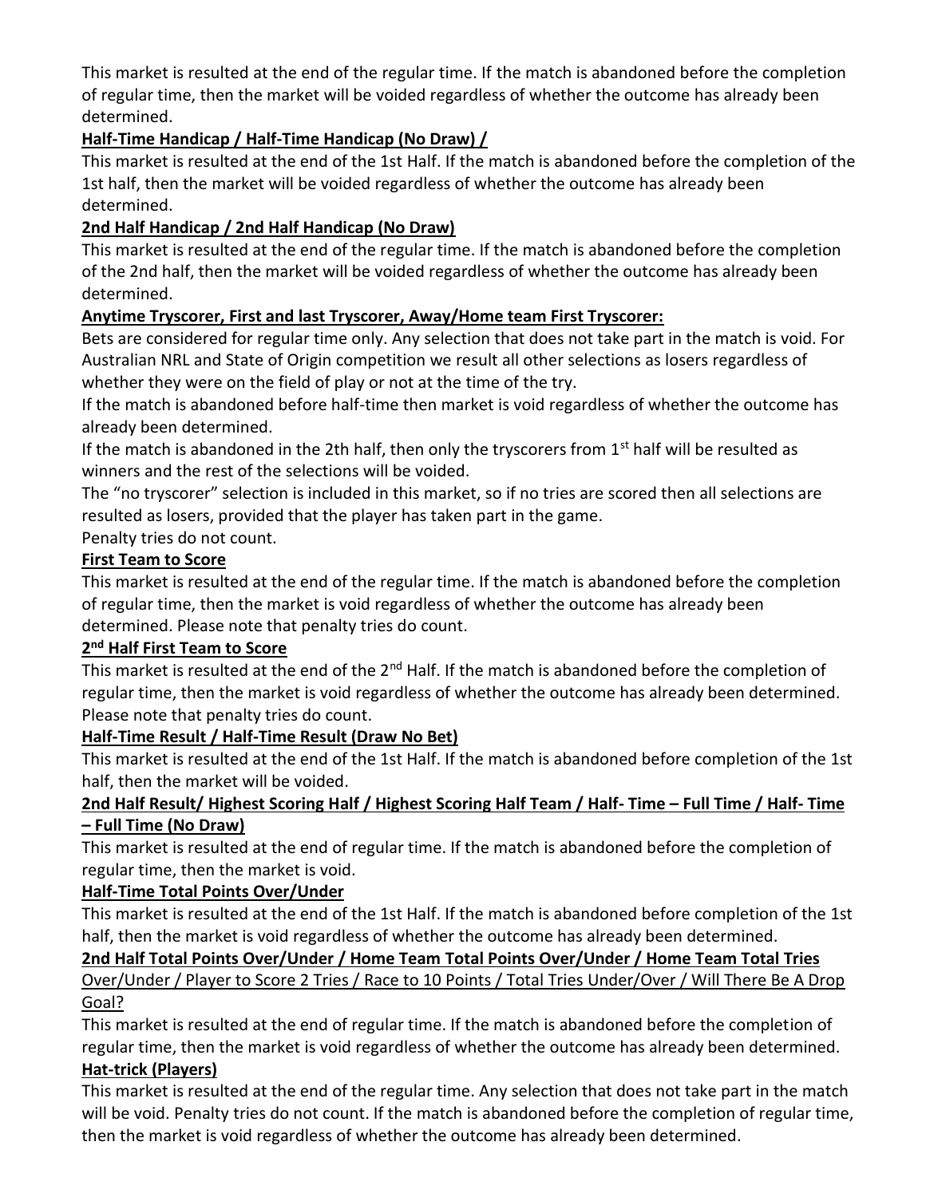This market is resulted at the end of the regular time. If the match is abandoned before the completion of regular time, then the market will be voided regardless of whether the outcome has already been determined.

**Half-Time Handicap / Half-Time Handicap (No Draw) /**

This market is resulted at the end of the 1st Half. If the match is abandoned before the completion of the 1st half, then the market will be voided regardless of whether the outcome has already been determined.

**2nd Half Handicap / 2nd Half Handicap (No Draw)**

This market is resulted at the end of the regular time. If the match is abandoned before the completion of the 2nd half, then the market will be voided regardless of whether the outcome has already been determined.

**Anytime Tryscorer, First and last Tryscorer, Away/Home team First Tryscorer:**

Bets are considered for regular time only. Any selection that does not take part in the match is void. For Australian NRL and State of Origin competition we result all other selections as losers regardless of whether they were on the field of play or not at the time of the try.

If the match is abandoned before half-time then market is void regardless of whether the outcome has already been determined.

If the match is abandoned in the 2th half, then only the tryscorers from 1st half will be resulted as winners and the rest of the selections will be voided.

The "no tryscorer" selection is included in this market, so if no tries are scored then all selections are resulted as losers, provided that the player has taken part in the game.

Penalty tries do not count.

**First Team to Score**

This market is resulted at the end of the regular time. If the match is abandoned before the completion of regular time, then the market is void regardless of whether the outcome has already been determined. Please note that penalty tries do count.

**2nd Half First Team to Score**

This market is resulted at the end of the 2nd Half. If the match is abandoned before the completion of regular time, then the market is void regardless of whether the outcome has already been determined. Please note that penalty tries do count.

**Half-Time Result / Half-Time Result (Draw No Bet)**

This market is resulted at the end of the 1st Half. If the match is abandoned before completion of the 1st half, then the market will be voided.

**2nd Half Result/ Highest Scoring Half / Highest Scoring Half Team / Half- Time – Full Time / Half- Time – Full Time (No Draw)**

This market is resulted at the end of regular time. If the match is abandoned before the completion of regular time, then the market is void.

**Half-Time Total Points Over/Under**

This market is resulted at the end of the 1st Half. If the match is abandoned before completion of the 1st half, then the market is void regardless of whether the outcome has already been determined.

**2nd Half Total Points Over/Under / Home Team Total Points Over/Under / Home Team Total Tries** Over/Under / Player to Score 2 Tries / Race to 10 Points / Total Tries Under/Over / Will There Be A Drop Goal?

This market is resulted at the end of regular time. If the match is abandoned before the completion of regular time, then the market is void regardless of whether the outcome has already been determined.

**Hat-trick (Players)**

This market is resulted at the end of the regular time. Any selection that does not take part in the match will be void. Penalty tries do not count. If the match is abandoned before the completion of regular time, then the market is void regardless of whether the outcome has already been determined.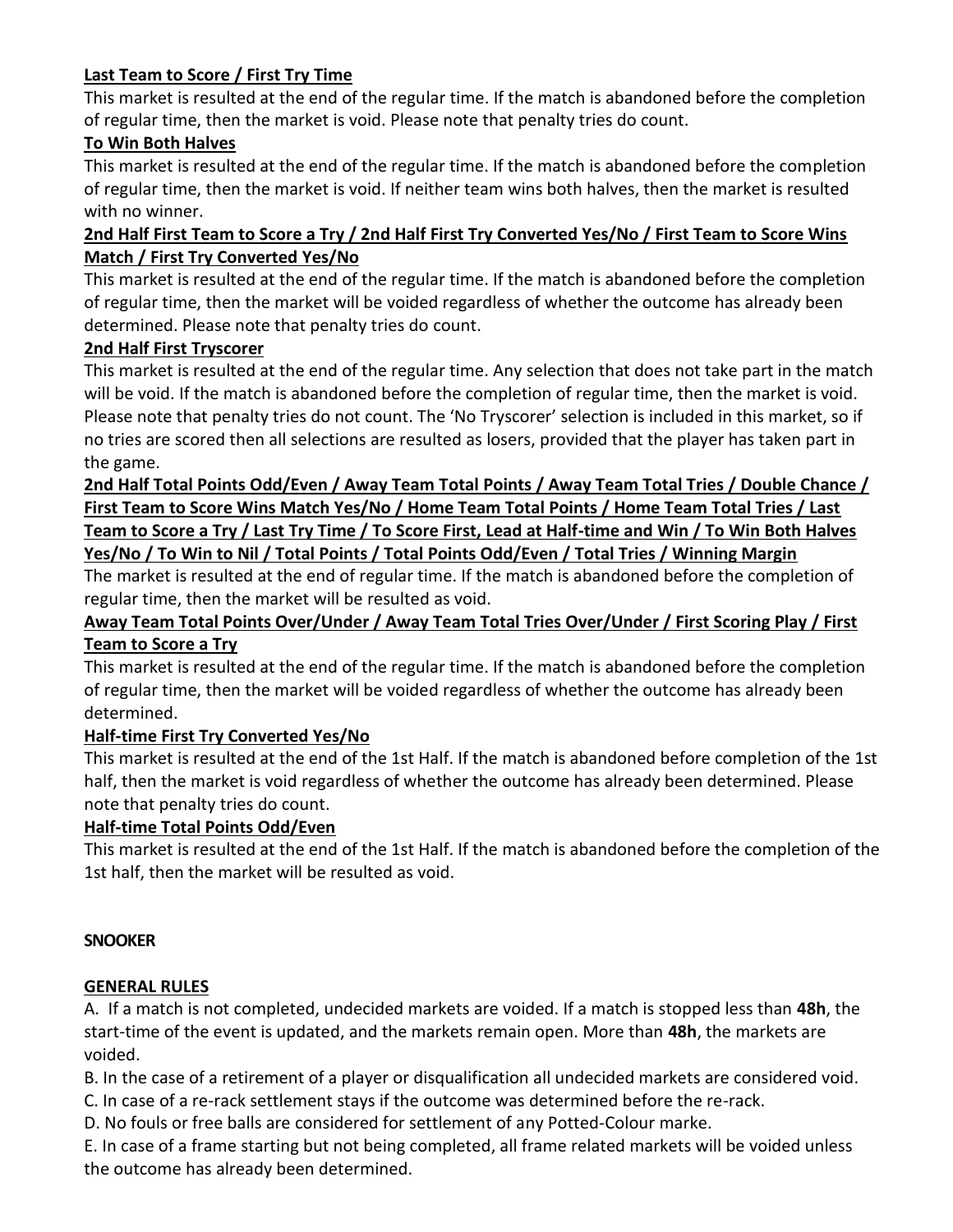**Last Team to Score / First Try Time**

This market is resulted at the end of the regular time. If the match is abandoned before the completion of regular time, then the market is void. Please note that penalty tries do count.

**To Win Both Halves**

This market is resulted at the end of the regular time. If the match is abandoned before the completion of regular time, then the market is void. If neither team wins both halves, then the market is resulted with no winner.

**2nd Half First Team to Score a Try / 2nd Half First Try Converted Yes/No / First Team to Score Wins Match / First Try Converted Yes/No**

This market is resulted at the end of the regular time. If the match is abandoned before the completion of regular time, then the market will be voided regardless of whether the outcome has already been determined. Please note that penalty tries do count.

**2nd Half First Tryscorer**

This market is resulted at the end of the regular time. Any selection that does not take part in the match will be void. If the match is abandoned before the completion of regular time, then the market is void. Please note that penalty tries do not count. The 'No Tryscorer' selection is included in this market, so if no tries are scored then all selections are resulted as losers, provided that the player has taken part in the game.

**2nd Half Total Points Odd/Even / Away Team Total Points / Away Team Total Tries / Double Chance / First Team to Score Wins Match Yes/No / Home Team Total Points / Home Team Total Tries / Last Team to Score a Try / Last Try Time / To Score First, Lead at Half-time and Win / To Win Both Halves Yes/No / To Win to Nil / Total Points / Total Points Odd/Even / Total Tries / Winning Margin**

The market is resulted at the end of regular time. If the match is abandoned before the completion of regular time, then the market will be resulted as void.

**Away Team Total Points Over/Under / Away Team Total Tries Over/Under / First Scoring Play / First Team to Score a Try**

This market is resulted at the end of the regular time. If the match is abandoned before the completion of regular time, then the market will be voided regardless of whether the outcome has already been determined.

**Half-time First Try Converted Yes/No**

This market is resulted at the end of the 1st Half. If the match is abandoned before completion of the 1st half, then the market is void regardless of whether the outcome has already been determined. Please note that penalty tries do count.

**Half-time Total Points Odd/Even**

This market is resulted at the end of the 1st Half. If the match is abandoned before the completion of the 1st half, then the market will be resulted as void.

## SNOOKER

### GENERAL RULES

A. If a match is not completed, undecided markets are voided. If a match is stopped less than **48h**, the start-time of the event is updated, and the markets remain open. More than **48h**, the markets are voided.

B. In the case of a retirement of a player or disqualification all undecided markets are considered void.

C. In case of a re-rack settlement stays if the outcome was determined before the re-rack.

D. No fouls or free balls are considered for settlement of any Potted-Colour marke.

E. In case of a frame starting but not being completed, all frame related markets will be voided unless the outcome has already been determined.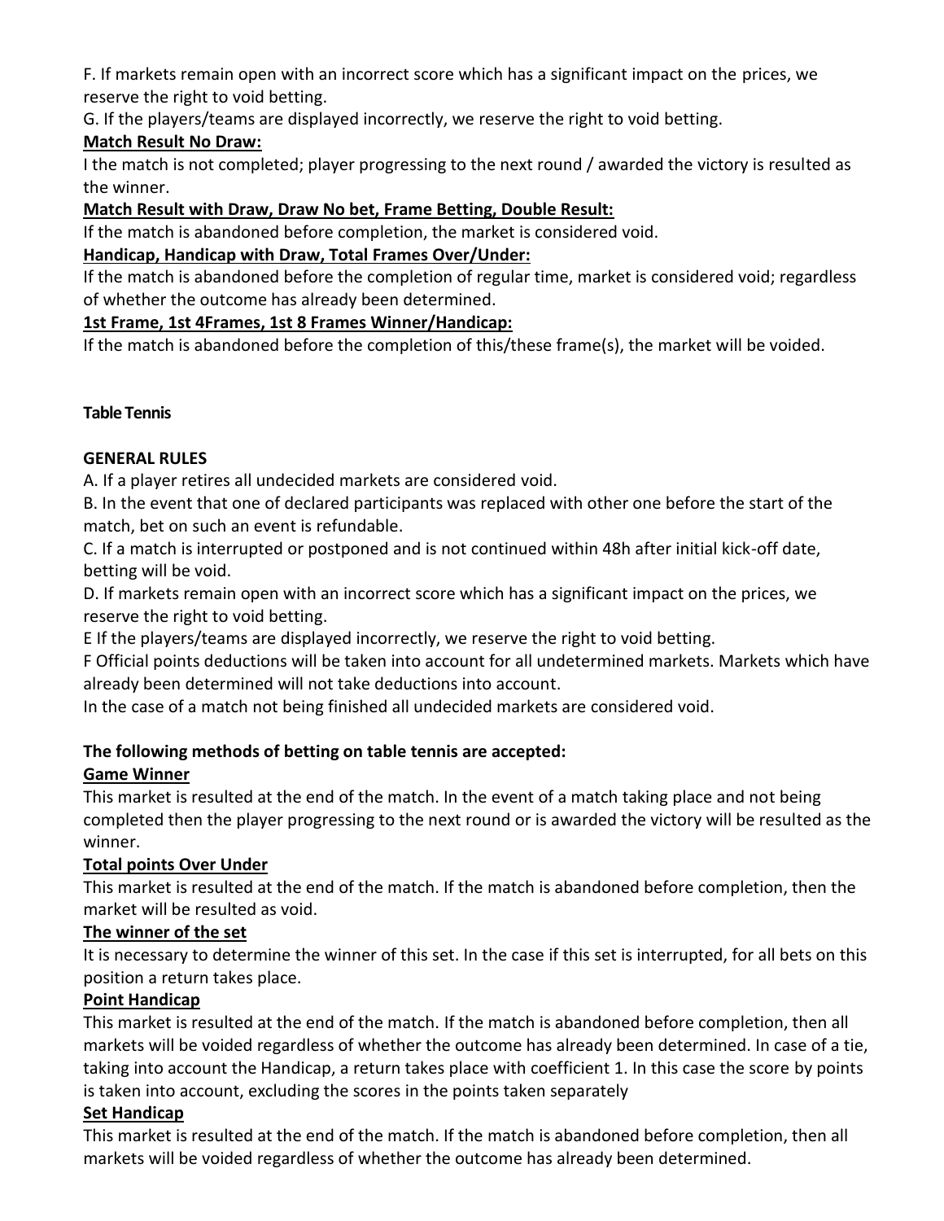F. If markets remain open with an incorrect score which has a significant impact on the prices, we reserve the right to void betting.

G. If the players/teams are displayed incorrectly, we reserve the right to void betting.

**Match Result No Draw:**

I the match is not completed; player progressing to the next round / awarded the victory is resulted as the winner.

**Match Result with Draw, Draw No bet, Frame Betting, Double Result:**

If the match is abandoned before completion, the market is considered void.

**Handicap, Handicap with Draw, Total Frames Over/Under:**

If the match is abandoned before the completion of regular time, market is considered void; regardless of whether the outcome has already been determined.

**1st Frame, 1st 4Frames, 1st 8 Frames Winner/Handicap:**

If the match is abandoned before the completion of this/these frame(s), the market will be voided.

## Table Tennis

### GENERAL RULES

A. If a player retires all undecided markets are considered void.

B. In the event that one of declared participants was replaced with other one before the start of the match, bet on such an event is refundable.

C. If a match is interrupted or postponed and is not continued within 48h after initial kick-off date, betting will be void.

D. If markets remain open with an incorrect score which has a significant impact on the prices, we reserve the right to void betting.

E If the players/teams are displayed incorrectly, we reserve the right to void betting.

F Official points deductions will be taken into account for all undetermined markets. Markets which have already been determined will not take deductions into account.

In the case of a match not being finished all undecided markets are considered void.

### The following methods of betting on table tennis are accepted:

**Game Winner**

This market is resulted at the end of the match. In the event of a match taking place and not being completed then the player progressing to the next round or is awarded the victory will be resulted as the winner.

**Total points Over Under**

This market is resulted at the end of the match. If the match is abandoned before completion, then the market will be resulted as void.

**The winner of the set**

It is necessary to determine the winner of this set. In the case if this set is interrupted, for all bets on this position a return takes place.

**Point Handicap**

This market is resulted at the end of the match. If the match is abandoned before completion, then all markets will be voided regardless of whether the outcome has already been determined. In case of a tie, taking into account the Handicap, a return takes place with coefficient 1. In this case the score by points is taken into account, excluding the scores in the points taken separately

**Set Handicap**

This market is resulted at the end of the match. If the match is abandoned before completion, then all markets will be voided regardless of whether the outcome has already been determined.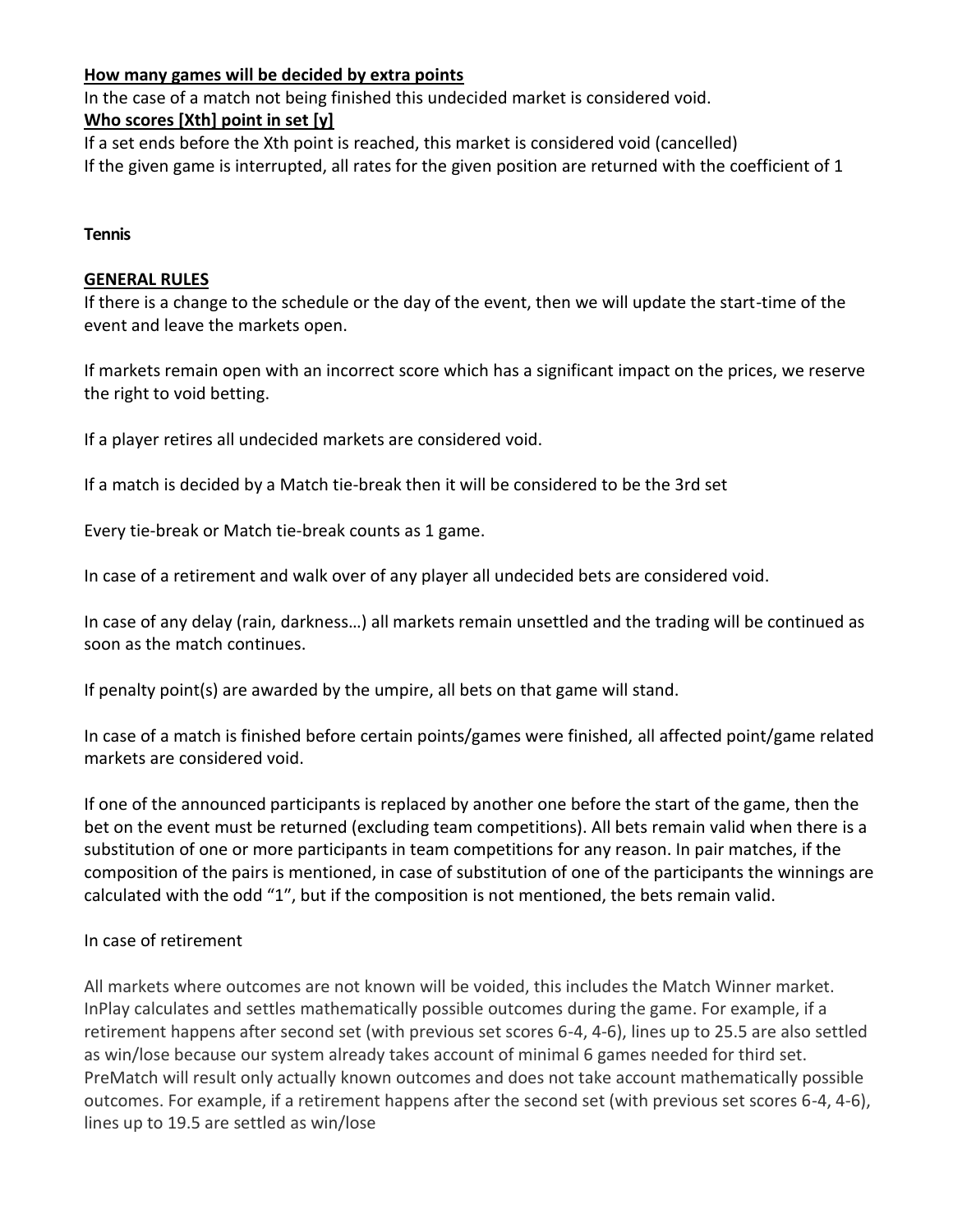**How many games will be decided by extra points**

In the case of a match not being finished this undecided market is considered void.

**Who scores [Xth] point in set [y]**

If a set ends before the Xth point is reached, this market is considered void (cancelled)

If the given game is interrupted, all rates for the given position are returned with the coefficient of 1

**Tennis**

**GENERAL RULES**

If there is a change to the schedule or the day of the event, then we will update the start-time of the event and leave the markets open.

If markets remain open with an incorrect score which has a significant impact on the prices, we reserve the right to void betting.

If a player retires all undecided markets are considered void.

If a match is decided by a Match tie-break then it will be considered to be the 3rd set

Every tie-break or Match tie-break counts as 1 game.

In case of a retirement and walk over of any player all undecided bets are considered void.

In case of any delay (rain, darkness…) all markets remain unsettled and the trading will be continued as soon as the match continues.

If penalty point(s) are awarded by the umpire, all bets on that game will stand.

In case of a match is finished before certain points/games were finished, all affected point/game related markets are considered void.

If one of the announced participants is replaced by another one before the start of the game, then the bet on the event must be returned (excluding team competitions). All bets remain valid when there is a substitution of one or more participants in team competitions for any reason. In pair matches, if the composition of the pairs is mentioned, in case of substitution of one of the participants the winnings are calculated with the odd “1”, but if the composition is not mentioned, the bets remain valid.

In case of retirement

All markets where outcomes are not known will be voided, this includes the Match Winner market. InPlay calculates and settles mathematically possible outcomes during the game. For example, if a retirement happens after second set (with previous set scores 6-4, 4-6), lines up to 25.5 are also settled as win/lose because our system already takes account of minimal 6 games needed for third set. PreMatch will result only actually known outcomes and does not take account mathematically possible outcomes. For example, if a retirement happens after the second set (with previous set scores 6-4, 4-6), lines up to 19.5 are settled as win/lose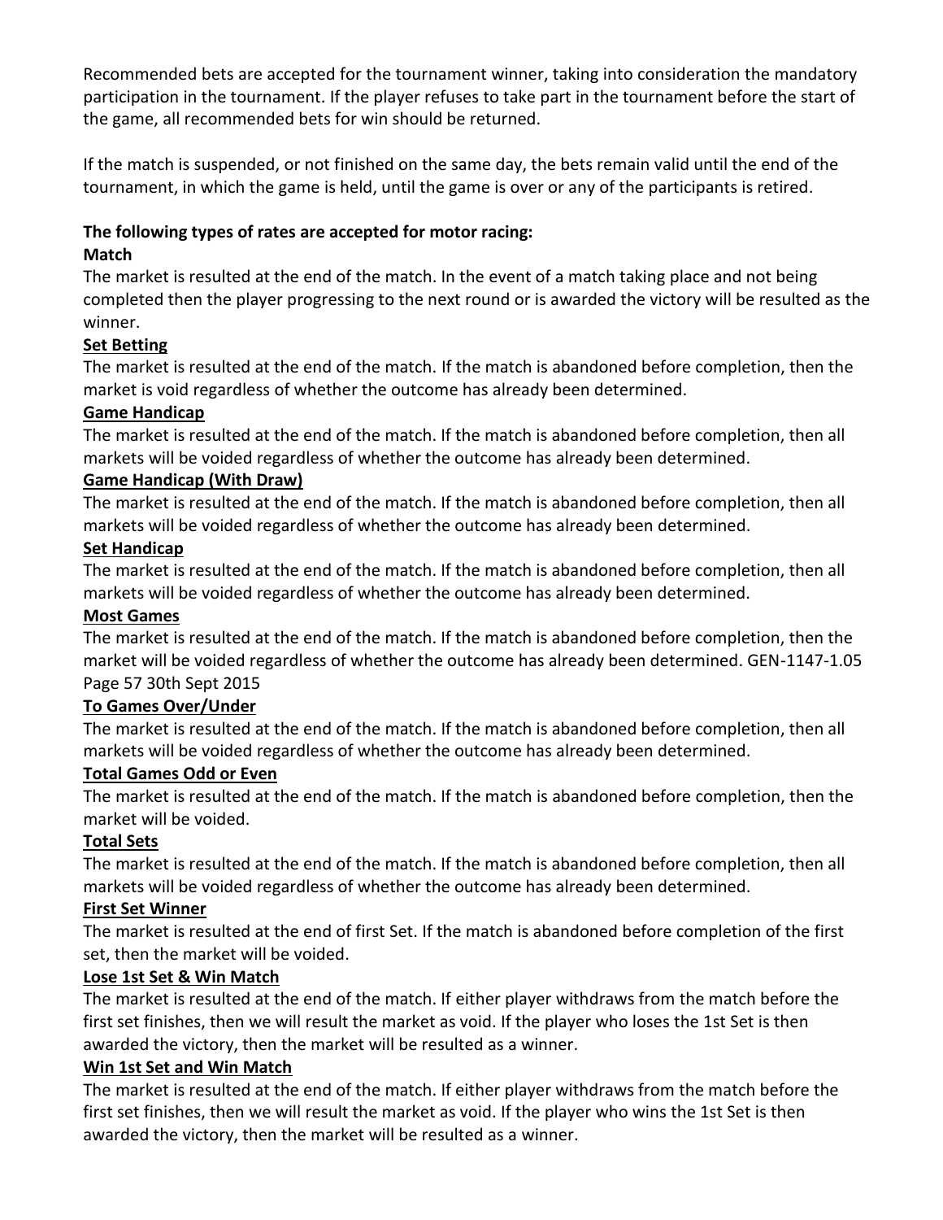Recommended bets are accepted for the tournament winner, taking into consideration the mandatory participation in the tournament. If the player refuses to take part in the tournament before the start of the game, all recommended bets for win should be returned.

If the match is suspended, or not finished on the same day, the bets remain valid until the end of the tournament, in which the game is held, until the game is over or any of the participants is retired.

**The following types of rates are accepted for motor racing:**

**Match**

The market is resulted at the end of the match. In the event of a match taking place and not being completed then the player progressing to the next round or is awarded the victory will be resulted as the winner.

**Set Betting**

The market is resulted at the end of the match. If the match is abandoned before completion, then the market is void regardless of whether the outcome has already been determined.

**Game Handicap**

The market is resulted at the end of the match. If the match is abandoned before completion, then all markets will be voided regardless of whether the outcome has already been determined.

**Game Handicap (With Draw)**

The market is resulted at the end of the match. If the match is abandoned before completion, then all markets will be voided regardless of whether the outcome has already been determined.

**Set Handicap**

The market is resulted at the end of the match. If the match is abandoned before completion, then all markets will be voided regardless of whether the outcome has already been determined.

**Most Games**

The market is resulted at the end of the match. If the match is abandoned before completion, then the market will be voided regardless of whether the outcome has already been determined. GEN-1147-1.05 Page 57 30th Sept 2015

**To Games Over/Under**

The market is resulted at the end of the match. If the match is abandoned before completion, then all markets will be voided regardless of whether the outcome has already been determined.

**Total Games Odd or Even**

The market is resulted at the end of the match. If the match is abandoned before completion, then the market will be voided.

**Total Sets**

The market is resulted at the end of the match. If the match is abandoned before completion, then all markets will be voided regardless of whether the outcome has already been determined.

**First Set Winner**

The market is resulted at the end of first Set. If the match is abandoned before completion of the first set, then the market will be voided.

**Lose 1st Set & Win Match**

The market is resulted at the end of the match. If either player withdraws from the match before the first set finishes, then we will result the market as void. If the player who loses the 1st Set is then awarded the victory, then the market will be resulted as a winner.

**Win 1st Set and Win Match**

The market is resulted at the end of the match. If either player withdraws from the match before the first set finishes, then we will result the market as void. If the player who wins the 1st Set is then awarded the victory, then the market will be resulted as a winner.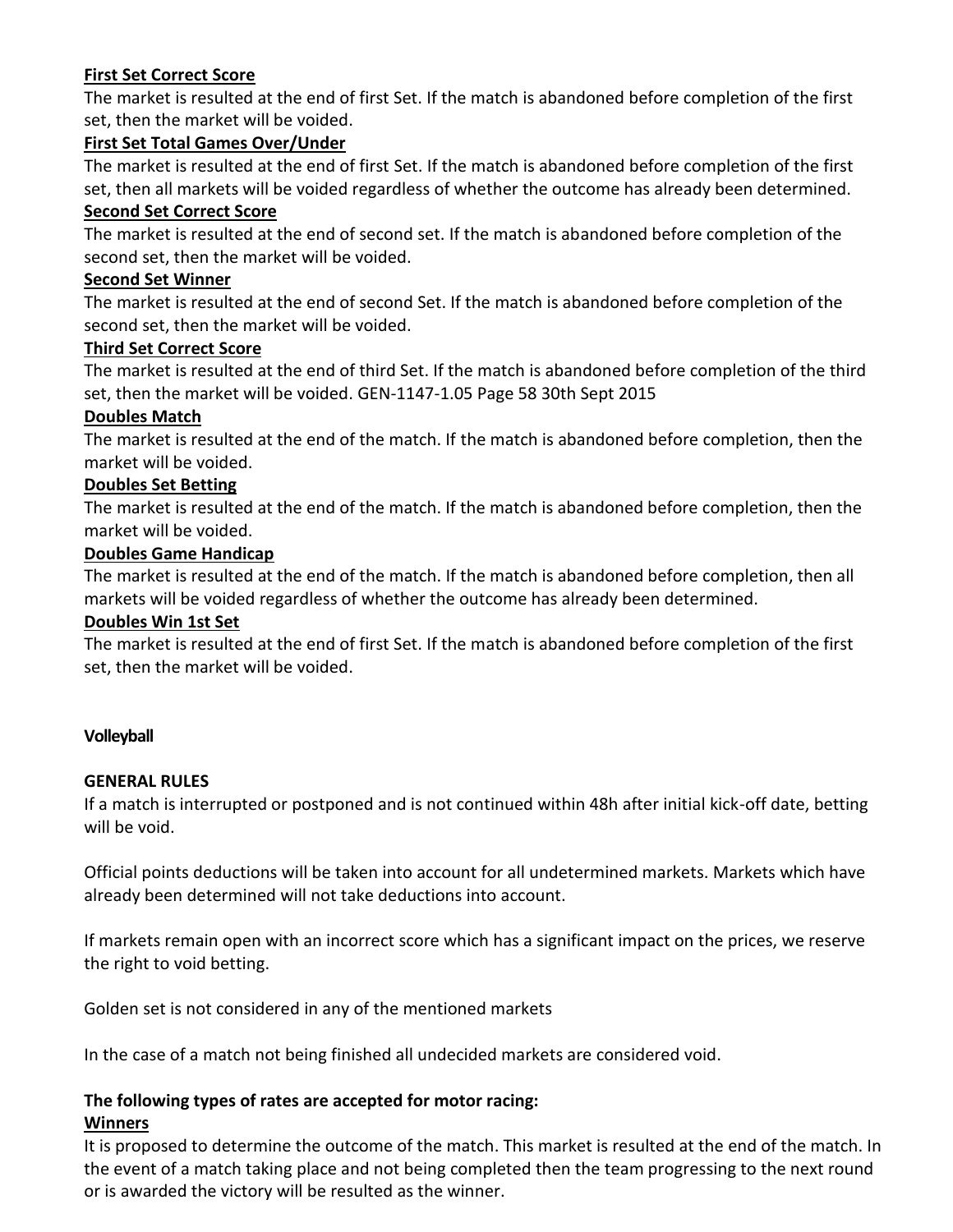**First Set Correct Score**

The market is resulted at the end of first Set. If the match is abandoned before completion of the first set, then the market will be voided.

**First Set Total Games Over/Under**

The market is resulted at the end of first Set. If the match is abandoned before completion of the first set, then all markets will be voided regardless of whether the outcome has already been determined.

**Second Set Correct Score**

The market is resulted at the end of second set. If the match is abandoned before completion of the second set, then the market will be voided.

**Second Set Winner**

The market is resulted at the end of second Set. If the match is abandoned before completion of the second set, then the market will be voided.

**Third Set Correct Score**

The market is resulted at the end of third Set. If the match is abandoned before completion of the third set, then the market will be voided. GEN-1147-1.05 Page 58 30th Sept 2015

**Doubles Match**

The market is resulted at the end of the match. If the match is abandoned before completion, then the market will be voided.

**Doubles Set Betting**

The market is resulted at the end of the match. If the match is abandoned before completion, then the market will be voided.

**Doubles Game Handicap**

The market is resulted at the end of the match. If the match is abandoned before completion, then all markets will be voided regardless of whether the outcome has already been determined.

**Doubles Win 1st Set**

The market is resulted at the end of first Set. If the match is abandoned before completion of the first set, then the market will be voided.

## Volleyball

**GENERAL RULES**

If a match is interrupted or postponed and is not continued within 48h after initial kick-off date, betting will be void.

Official points deductions will be taken into account for all undetermined markets. Markets which have already been determined will not take deductions into account.

If markets remain open with an incorrect score which has a significant impact on the prices, we reserve the right to void betting.

Golden set is not considered in any of the mentioned markets

In the case of a match not being finished all undecided markets are considered void.

**The following types of rates are accepted for motor racing:**

**Winners**

It is proposed to determine the outcome of the match. This market is resulted at the end of the match. In the event of a match taking place and not being completed then the team progressing to the next round or is awarded the victory will be resulted as the winner.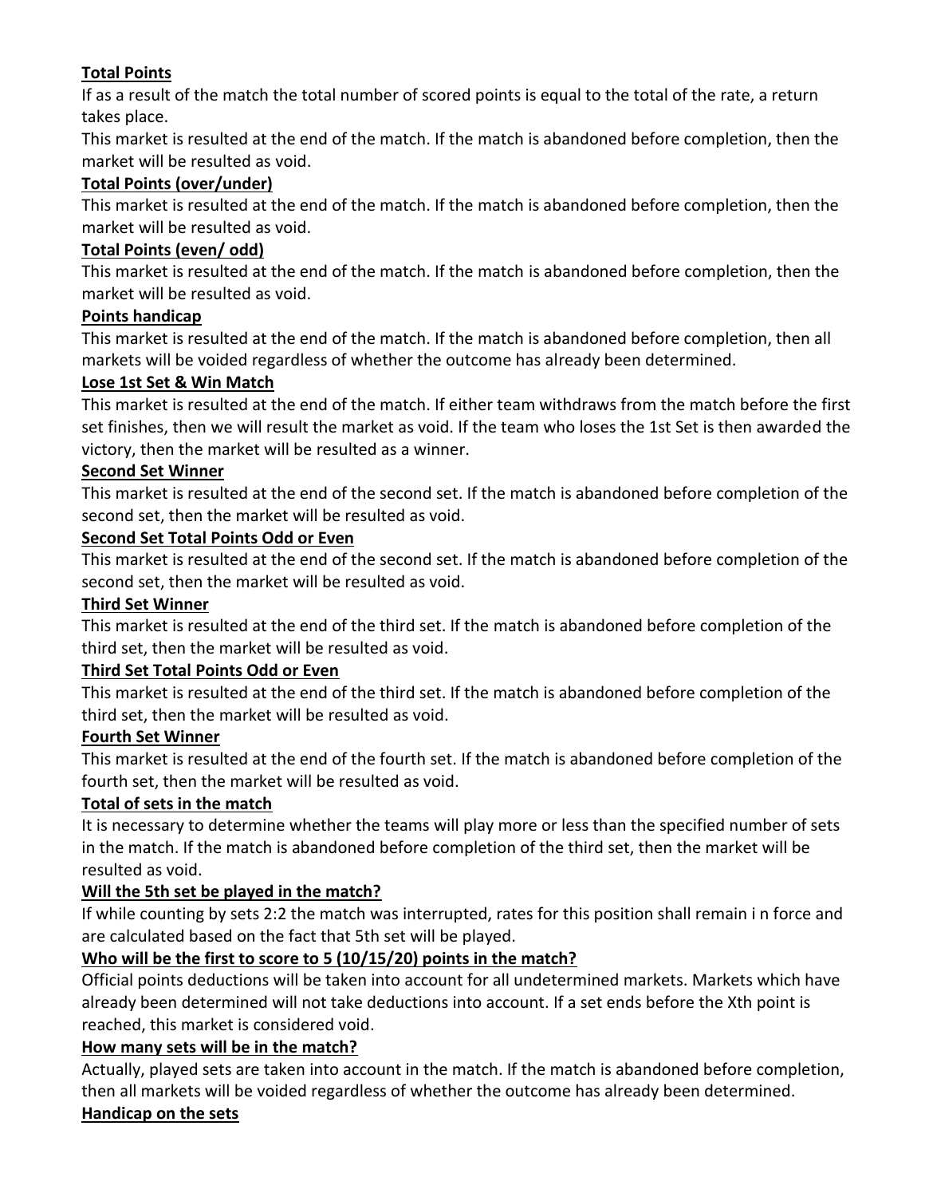**Total Points**

If as a result of the match the total number of scored points is equal to the total of the rate, a return takes place.

This market is resulted at the end of the match. If the match is abandoned before completion, then the market will be resulted as void.

**Total Points (over/under)**

This market is resulted at the end of the match. If the match is abandoned before completion, then the market will be resulted as void.

**Total Points (even/ odd)**

This market is resulted at the end of the match. If the match is abandoned before completion, then the market will be resulted as void.

**Points handicap**

This market is resulted at the end of the match. If the match is abandoned before completion, then all markets will be voided regardless of whether the outcome has already been determined.

**Lose 1st Set & Win Match**

This market is resulted at the end of the match. If either team withdraws from the match before the first set finishes, then we will result the market as void. If the team who loses the 1st Set is then awarded the victory, then the market will be resulted as a winner.

**Second Set Winner**

This market is resulted at the end of the second set. If the match is abandoned before completion of the second set, then the market will be resulted as void.

**Second Set Total Points Odd or Even**

This market is resulted at the end of the second set. If the match is abandoned before completion of the second set, then the market will be resulted as void.

**Third Set Winner**

This market is resulted at the end of the third set. If the match is abandoned before completion of the third set, then the market will be resulted as void.

**Third Set Total Points Odd or Even**

This market is resulted at the end of the third set. If the match is abandoned before completion of the third set, then the market will be resulted as void.

**Fourth Set Winner**

This market is resulted at the end of the fourth set. If the match is abandoned before completion of the fourth set, then the market will be resulted as void.

**Total of sets in the match**

It is necessary to determine whether the teams will play more or less than the specified number of sets in the match. If the match is abandoned before completion of the third set, then the market will be resulted as void.

**Will the 5th set be played in the match?**

If while counting by sets 2:2 the match was interrupted, rates for this position shall remain i n force and are calculated based on the fact that 5th set will be played.

**Who will be the first to score to 5 (10/15/20) points in the match?**

Official points deductions will be taken into account for all undetermined markets. Markets which have already been determined will not take deductions into account. If a set ends before the Xth point is reached, this market is considered void.

**How many sets will be in the match?**

Actually, played sets are taken into account in the match. If the match is abandoned before completion, then all markets will be voided regardless of whether the outcome has already been determined.

**Handicap on the sets**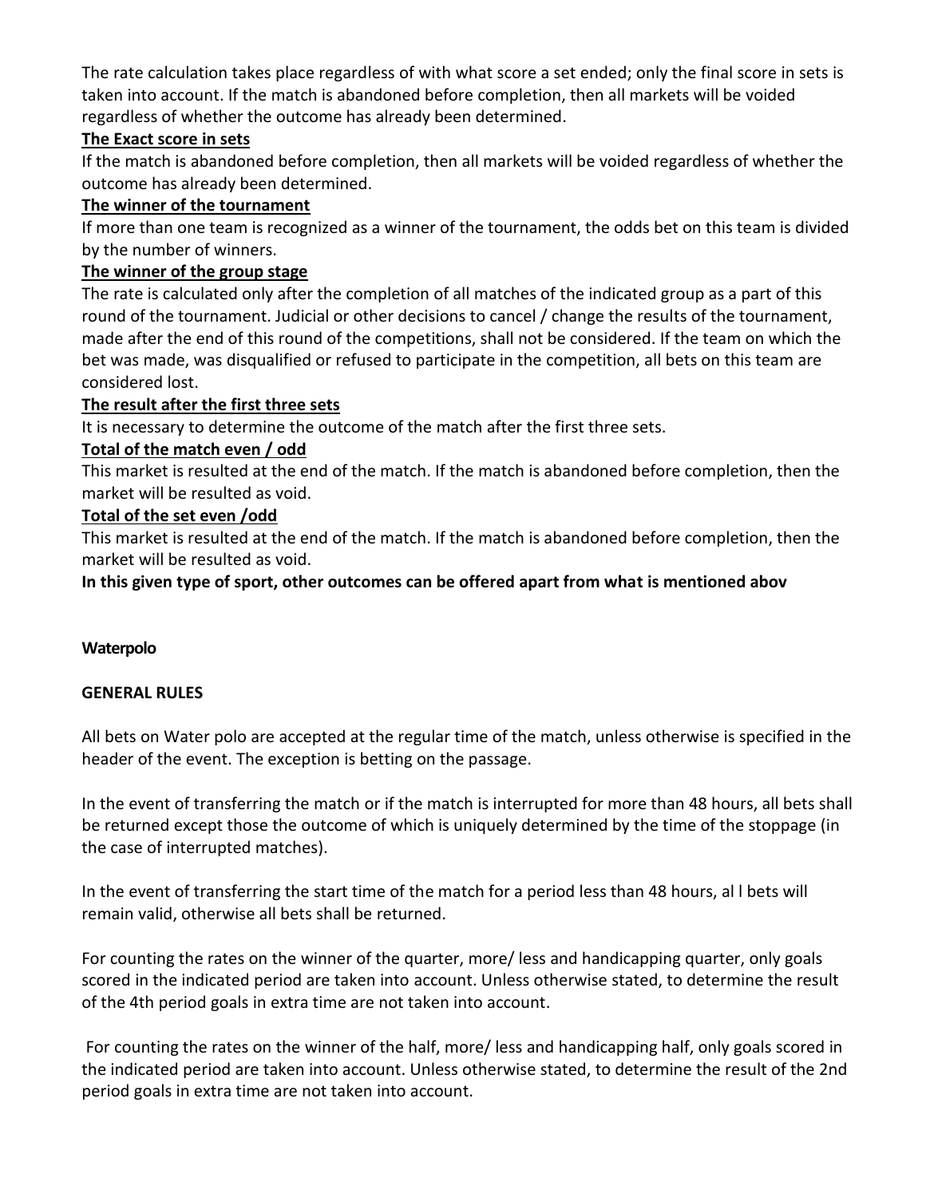The rate calculation takes place regardless of with what score a set ended; only the final score in sets is taken into account. If the match is abandoned before completion, then all markets will be voided regardless of whether the outcome has already been determined.

**The Exact score in sets**

If the match is abandoned before completion, then all markets will be voided regardless of whether the outcome has already been determined.

**The winner of the tournament**

If more than one team is recognized as a winner of the tournament, the odds bet on this team is divided by the number of winners.

**The winner of the group stage**

The rate is calculated only after the completion of all matches of the indicated group as a part of this round of the tournament. Judicial or other decisions to cancel / change the results of the tournament, made after the end of this round of the competitions, shall not be considered. If the team on which the bet was made, was disqualified or refused to participate in the competition, all bets on this team are considered lost.

**The result after the first three sets**

It is necessary to determine the outcome of the match after the first three sets.

**Total of the match even / odd**

This market is resulted at the end of the match. If the match is abandoned before completion, then the market will be resulted as void.

**Total of the set even /odd**

This market is resulted at the end of the match. If the match is abandoned before completion, then the market will be resulted as void.

**In this given type of sport, other outcomes can be offered apart from what is mentioned abov**

## Waterpolo

**GENERAL RULES**

All bets on Water polo are accepted at the regular time of the match, unless otherwise is specified in the header of the event. The exception is betting on the passage.

In the event of transferring the match or if the match is interrupted for more than 48 hours, all bets shall be returned except those the outcome of which is uniquely determined by the time of the stoppage (in the case of interrupted matches).

In the event of transferring the start time of the match for a period less than 48 hours, al l bets will remain valid, otherwise all bets shall be returned.

For counting the rates on the winner of the quarter, more/ less and handicapping quarter, only goals scored in the indicated period are taken into account. Unless otherwise stated, to determine the result of the 4th period goals in extra time are not taken into account.

For counting the rates on the winner of the half, more/ less and handicapping half, only goals scored in the indicated period are taken into account. Unless otherwise stated, to determine the result of the 2nd period goals in extra time are not taken into account.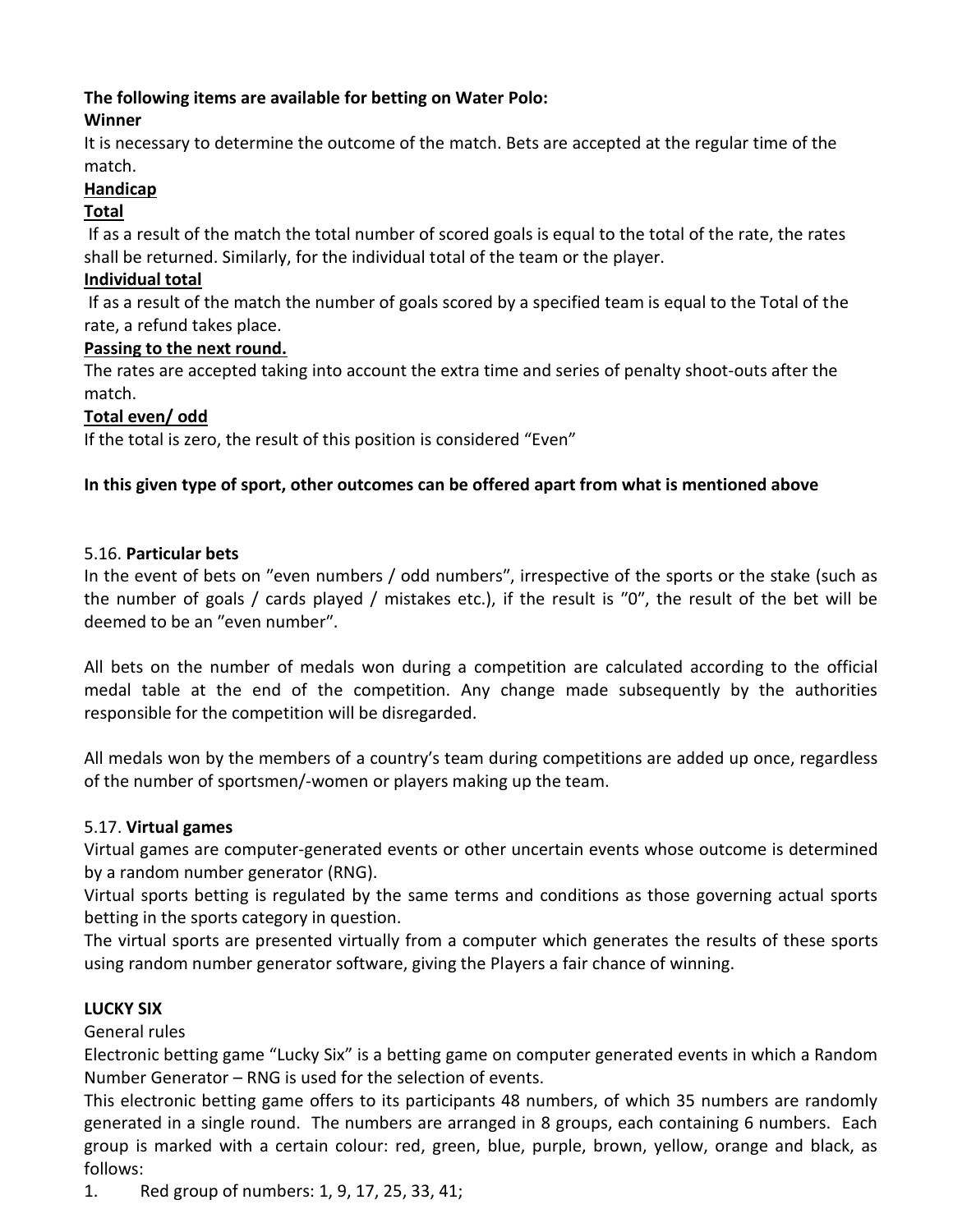**The following items are available for betting on Water Polo:**

**Winner**

It is necessary to determine the outcome of the match. Bets are accepted at the regular time of the match.

**Handicap**

**Total**

If as a result of the match the total number of scored goals is equal to the total of the rate, the rates shall be returned. Similarly, for the individual total of the team or the player.

**Individual total**

If as a result of the match the number of goals scored by a specified team is equal to the Total of the rate, a refund takes place.

**Passing to the next round.**

The rates are accepted taking into account the extra time and series of penalty shoot-outs after the match.

**Total even/ odd**

If the total is zero, the result of this position is considered "Even"

**In this given type of sport, other outcomes can be offered apart from what is mentioned above**

5.16. **Particular bets**

In the event of bets on "even numbers / odd numbers", irrespective of the sports or the stake (such as the number of goals / cards played / mistakes etc.), if the result is "0", the result of the bet will be deemed to be an "even number".

All bets on the number of medals won during a competition are calculated according to the official medal table at the end of the competition. Any change made subsequently by the authorities responsible for the competition will be disregarded.

All medals won by the members of a country's team during competitions are added up once, regardless of the number of sportsmen/-women or players making up the team.

5.17. **Virtual games**

Virtual games are computer-generated events or other uncertain events whose outcome is determined by a random number generator (RNG).

Virtual sports betting is regulated by the same terms and conditions as those governing actual sports betting in the sports category in question.

The virtual sports are presented virtually from a computer which generates the results of these sports using random number generator software, giving the Players a fair chance of winning.

**LUCKY SIX**

General rules

Electronic betting game "Lucky Six" is a betting game on computer generated events in which a Random Number Generator – RNG is used for the selection of events.

This electronic betting game offers to its participants 48 numbers, of which 35 numbers are randomly generated in a single round. The numbers are arranged in 8 groups, each containing 6 numbers. Each group is marked with a certain colour: red, green, blue, purple, brown, yellow, orange and black, as follows:

1. Red group of numbers: 1, 9, 17, 25, 33, 41;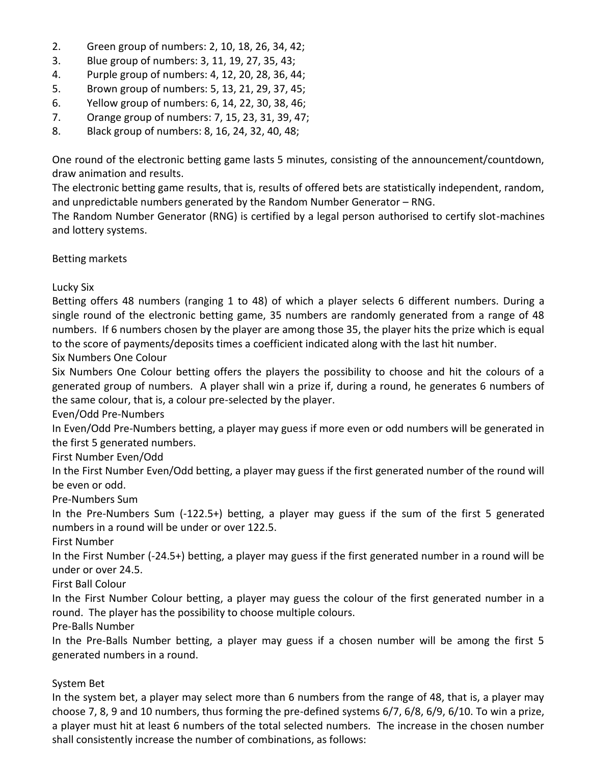2. Green group of numbers: 2, 10, 18, 26, 34, 42;
3. Blue group of numbers: 3, 11, 19, 27, 35, 43;
4. Purple group of numbers: 4, 12, 20, 28, 36, 44;
5. Brown group of numbers: 5, 13, 21, 29, 37, 45;
6. Yellow group of numbers: 6, 14, 22, 30, 38, 46;
7. Orange group of numbers: 7, 15, 23, 31, 39, 47;
8. Black group of numbers: 8, 16, 24, 32, 40, 48;

One round of the electronic betting game lasts 5 minutes, consisting of the announcement/countdown, draw animation and results.
The electronic betting game results, that is, results of offered bets are statistically independent, random, and unpredictable numbers generated by the Random Number Generator – RNG.
The Random Number Generator (RNG) is certified by a legal person authorised to certify slot-machines and lottery systems.

Betting markets

Lucky Six
Betting offers 48 numbers (ranging 1 to 48) of which a player selects 6 different numbers. During a single round of the electronic betting game, 35 numbers are randomly generated from a range of 48 numbers. If 6 numbers chosen by the player are among those 35, the player hits the prize which is equal to the score of payments/deposits times a coefficient indicated along with the last hit number.
Six Numbers One Colour
Six Numbers One Colour betting offers the players the possibility to choose and hit the colours of a generated group of numbers. A player shall win a prize if, during a round, he generates 6 numbers of the same colour, that is, a colour pre-selected by the player.
Even/Odd Pre-Numbers
In Even/Odd Pre-Numbers betting, a player may guess if more even or odd numbers will be generated in the first 5 generated numbers.
First Number Even/Odd
In the First Number Even/Odd betting, a player may guess if the first generated number of the round will be even or odd.
Pre-Numbers Sum
In the Pre-Numbers Sum (-122.5+) betting, a player may guess if the sum of the first 5 generated numbers in a round will be under or over 122.5.
First Number
In the First Number (-24.5+) betting, a player may guess if the first generated number in a round will be under or over 24.5.
First Ball Colour
In the First Number Colour betting, a player may guess the colour of the first generated number in a round. The player has the possibility to choose multiple colours.
Pre-Balls Number
In the Pre-Balls Number betting, a player may guess if a chosen number will be among the first 5 generated numbers in a round.

System Bet
In the system bet, a player may select more than 6 numbers from the range of 48, that is, a player may choose 7, 8, 9 and 10 numbers, thus forming the pre-defined systems 6/7, 6/8, 6/9, 6/10. To win a prize, a player must hit at least 6 numbers of the total selected numbers. The increase in the chosen number shall consistently increase the number of combinations, as follows: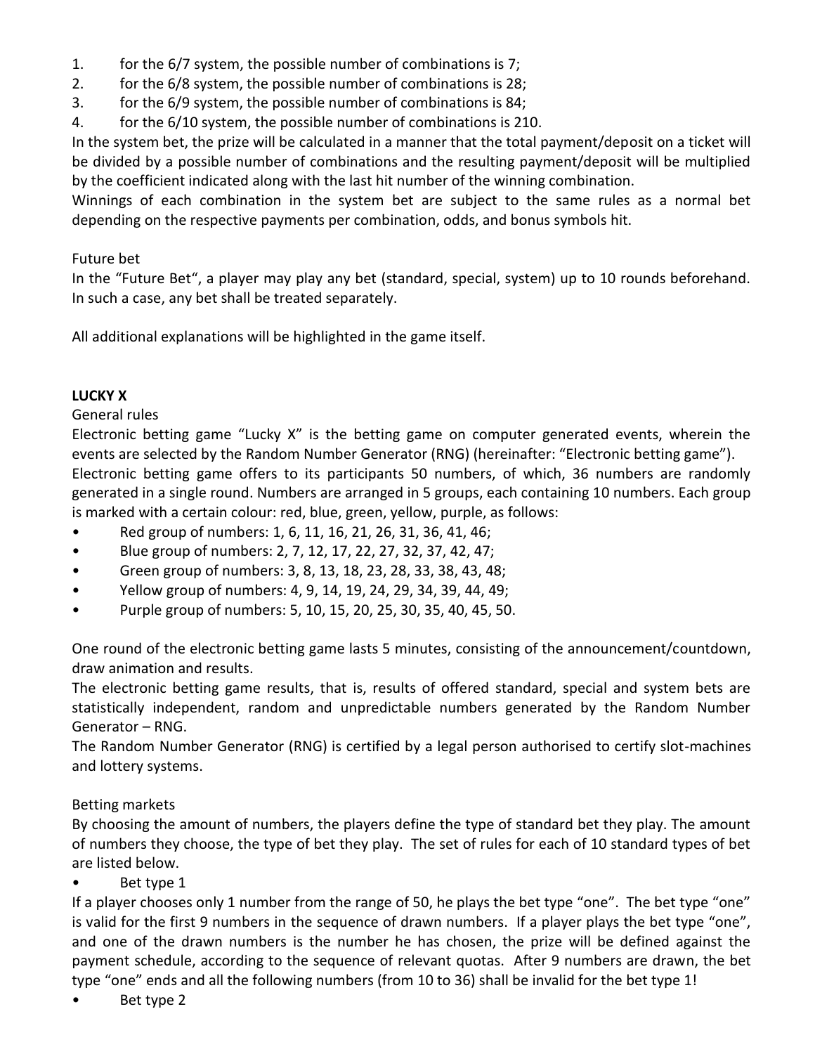1. for the 6/7 system, the possible number of combinations is 7;
2. for the 6/8 system, the possible number of combinations is 28;
3. for the 6/9 system, the possible number of combinations is 84;
4. for the 6/10 system, the possible number of combinations is 210.

In the system bet, the prize will be calculated in a manner that the total payment/deposit on a ticket will be divided by a possible number of combinations and the resulting payment/deposit will be multiplied by the coefficient indicated along with the last hit number of the winning combination.

Winnings of each combination in the system bet are subject to the same rules as a normal bet depending on the respective payments per combination, odds, and bonus symbols hit.

Future bet

In the "Future Bet", a player may play any bet (standard, special, system) up to 10 rounds beforehand. In such a case, any bet shall be treated separately.

All additional explanations will be highlighted in the game itself.

**LUCKY X**

General rules

Electronic betting game "Lucky X" is the betting game on computer generated events, wherein the events are selected by the Random Number Generator (RNG) (hereinafter: "Electronic betting game").

Electronic betting game offers to its participants 50 numbers, of which, 36 numbers are randomly generated in a single round. Numbers are arranged in 5 groups, each containing 10 numbers. Each group is marked with a certain colour: red, blue, green, yellow, purple, as follows:

- Red group of numbers: 1, 6, 11, 16, 21, 26, 31, 36, 41, 46;
- Blue group of numbers: 2, 7, 12, 17, 22, 27, 32, 37, 42, 47;
- Green group of numbers: 3, 8, 13, 18, 23, 28, 33, 38, 43, 48;
- Yellow group of numbers: 4, 9, 14, 19, 24, 29, 34, 39, 44, 49;
- Purple group of numbers: 5, 10, 15, 20, 25, 30, 35, 40, 45, 50.

One round of the electronic betting game lasts 5 minutes, consisting of the announcement/countdown, draw animation and results.

The electronic betting game results, that is, results of offered standard, special and system bets are statistically independent, random and unpredictable numbers generated by the Random Number Generator – RNG.

The Random Number Generator (RNG) is certified by a legal person authorised to certify slot-machines and lottery systems.

Betting markets

By choosing the amount of numbers, the players define the type of standard bet they play. The amount of numbers they choose, the type of bet they play. The set of rules for each of 10 standard types of bet are listed below.

- Bet type 1

If a player chooses only 1 number from the range of 50, he plays the bet type "one". The bet type "one" is valid for the first 9 numbers in the sequence of drawn numbers. If a player plays the bet type "one", and one of the drawn numbers is the number he has chosen, the prize will be defined against the payment schedule, according to the sequence of relevant quotas. After 9 numbers are drawn, the bet type "one" ends and all the following numbers (from 10 to 36) shall be invalid for the bet type 1!

- Bet type 2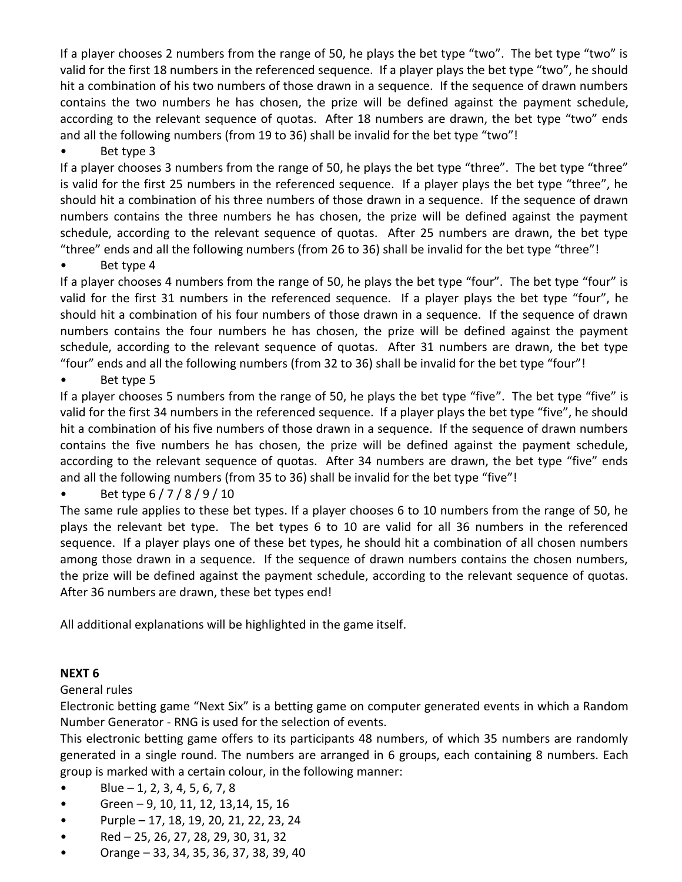If a player chooses 2 numbers from the range of 50, he plays the bet type "two". The bet type "two" is valid for the first 18 numbers in the referenced sequence. If a player plays the bet type "two", he should hit a combination of his two numbers of those drawn in a sequence. If the sequence of drawn numbers contains the two numbers he has chosen, the prize will be defined against the payment schedule, according to the relevant sequence of quotas. After 18 numbers are drawn, the bet type "two" ends and all the following numbers (from 19 to 36) shall be invalid for the bet type "two"!

- Bet type 3

If a player chooses 3 numbers from the range of 50, he plays the bet type "three". The bet type "three" is valid for the first 25 numbers in the referenced sequence. If a player plays the bet type "three", he should hit a combination of his three numbers of those drawn in a sequence. If the sequence of drawn numbers contains the three numbers he has chosen, the prize will be defined against the payment schedule, according to the relevant sequence of quotas. After 25 numbers are drawn, the bet type "three" ends and all the following numbers (from 26 to 36) shall be invalid for the bet type "three"!

- Bet type 4

If a player chooses 4 numbers from the range of 50, he plays the bet type "four". The bet type "four" is valid for the first 31 numbers in the referenced sequence. If a player plays the bet type "four", he should hit a combination of his four numbers of those drawn in a sequence. If the sequence of drawn numbers contains the four numbers he has chosen, the prize will be defined against the payment schedule, according to the relevant sequence of quotas. After 31 numbers are drawn, the bet type "four" ends and all the following numbers (from 32 to 36) shall be invalid for the bet type "four"!

- Bet type 5

If a player chooses 5 numbers from the range of 50, he plays the bet type "five". The bet type "five" is valid for the first 34 numbers in the referenced sequence. If a player plays the bet type "five", he should hit a combination of his five numbers of those drawn in a sequence. If the sequence of drawn numbers contains the five numbers he has chosen, the prize will be defined against the payment schedule, according to the relevant sequence of quotas. After 34 numbers are drawn, the bet type "five" ends and all the following numbers (from 35 to 36) shall be invalid for the bet type "five"!

- Bet type 6 / 7 / 8 / 9 / 10

The same rule applies to these bet types. If a player chooses 6 to 10 numbers from the range of 50, he plays the relevant bet type. The bet types 6 to 10 are valid for all 36 numbers in the referenced sequence. If a player plays one of these bet types, he should hit a combination of all chosen numbers among those drawn in a sequence. If the sequence of drawn numbers contains the chosen numbers, the prize will be defined against the payment schedule, according to the relevant sequence of quotas. After 36 numbers are drawn, these bet types end!

All additional explanations will be highlighted in the game itself.

**NEXT 6**

General rules

Electronic betting game "Next Six" is a betting game on computer generated events in which a Random Number Generator - RNG is used for the selection of events.

This electronic betting game offers to its participants 48 numbers, of which 35 numbers are randomly generated in a single round. The numbers are arranged in 6 groups, each containing 8 numbers. Each group is marked with a certain colour, in the following manner:

- Blue – 1, 2, 3, 4, 5, 6, 7, 8
- Green – 9, 10, 11, 12, 13,14, 15, 16
- Purple – 17, 18, 19, 20, 21, 22, 23, 24
- Red – 25, 26, 27, 28, 29, 30, 31, 32
- Orange – 33, 34, 35, 36, 37, 38, 39, 40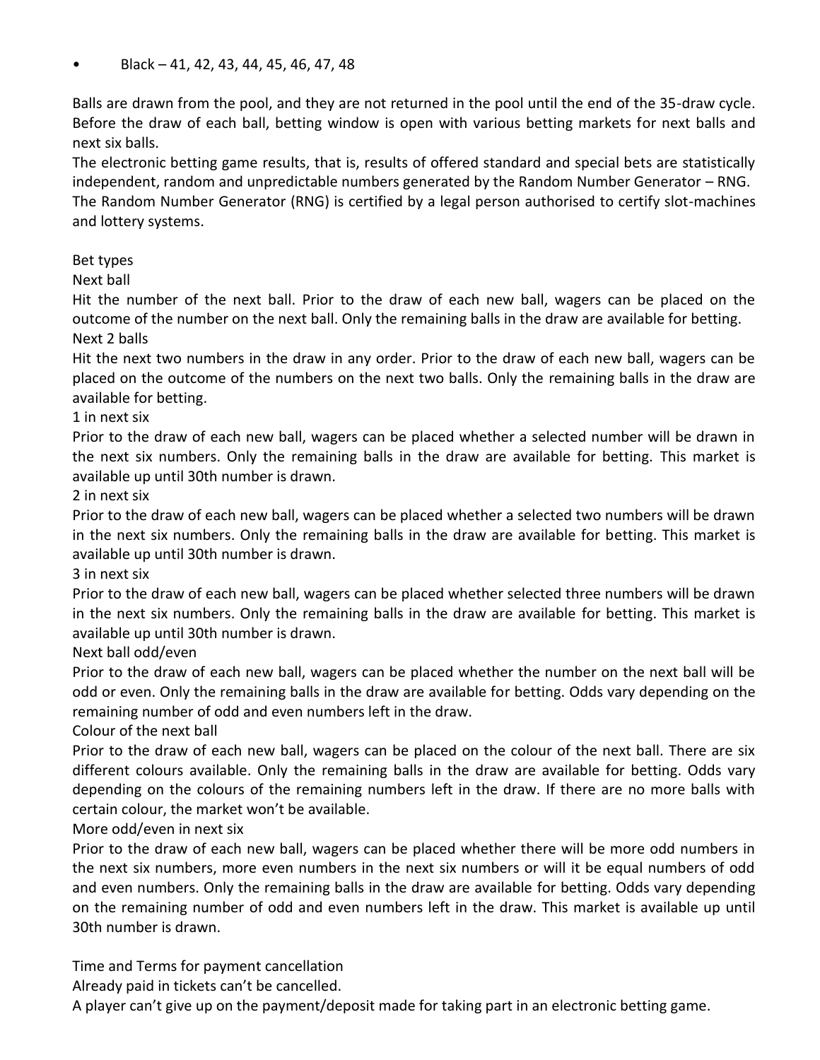- Black – 41, 42, 43, 44, 45, 46, 47, 48

Balls are drawn from the pool, and they are not returned in the pool until the end of the 35-draw cycle. Before the draw of each ball, betting window is open with various betting markets for next balls and next six balls.

The electronic betting game results, that is, results of offered standard and special bets are statistically independent, random and unpredictable numbers generated by the Random Number Generator – RNG.
The Random Number Generator (RNG) is certified by a legal person authorised to certify slot-machines and lottery systems.

Bet types

Next ball

Hit the number of the next ball. Prior to the draw of each new ball, wagers can be placed on the outcome of the number on the next ball. Only the remaining balls in the draw are available for betting.

Next 2 balls

Hit the next two numbers in the draw in any order. Prior to the draw of each new ball, wagers can be placed on the outcome of the numbers on the next two balls. Only the remaining balls in the draw are available for betting.

1 in next six

Prior to the draw of each new ball, wagers can be placed whether a selected number will be drawn in the next six numbers. Only the remaining balls in the draw are available for betting. This market is available up until 30th number is drawn.

2 in next six

Prior to the draw of each new ball, wagers can be placed whether a selected two numbers will be drawn in the next six numbers. Only the remaining balls in the draw are available for betting. This market is available up until 30th number is drawn.

3 in next six

Prior to the draw of each new ball, wagers can be placed whether selected three numbers will be drawn in the next six numbers. Only the remaining balls in the draw are available for betting. This market is available up until 30th number is drawn.

Next ball odd/even

Prior to the draw of each new ball, wagers can be placed whether the number on the next ball will be odd or even. Only the remaining balls in the draw are available for betting. Odds vary depending on the remaining number of odd and even numbers left in the draw.

Colour of the next ball

Prior to the draw of each new ball, wagers can be placed on the colour of the next ball. There are six different colours available. Only the remaining balls in the draw are available for betting. Odds vary depending on the colours of the remaining numbers left in the draw. If there are no more balls with certain colour, the market won't be available.

More odd/even in next six

Prior to the draw of each new ball, wagers can be placed whether there will be more odd numbers in the next six numbers, more even numbers in the next six numbers or will it be equal numbers of odd and even numbers. Only the remaining balls in the draw are available for betting. Odds vary depending on the remaining number of odd and even numbers left in the draw. This market is available up until 30th number is drawn.

Time and Terms for payment cancellation

Already paid in tickets can't be cancelled.

A player can't give up on the payment/deposit made for taking part in an electronic betting game.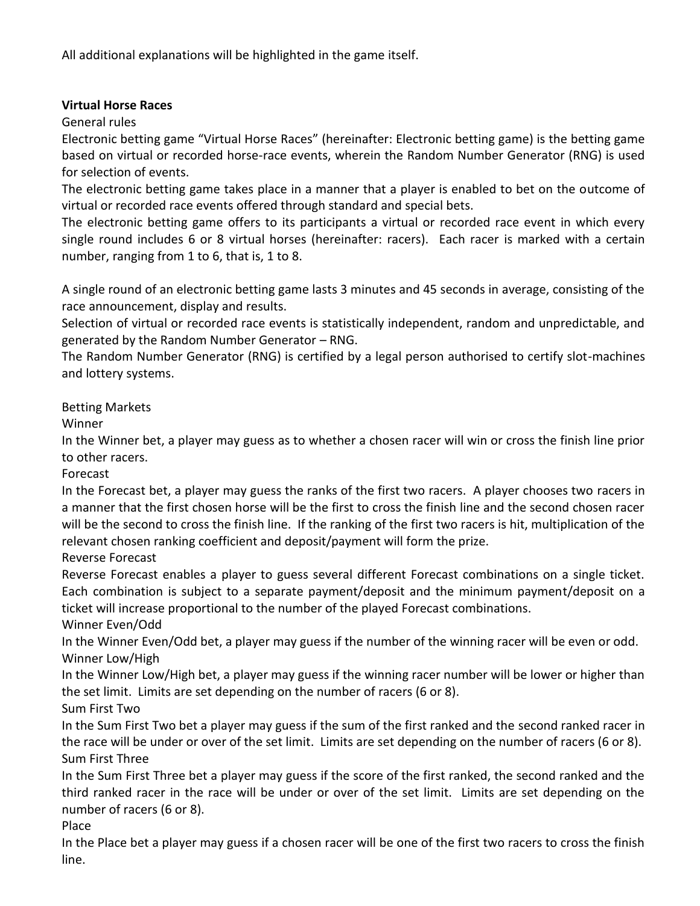All additional explanations will be highlighted in the game itself.

**Virtual Horse Races**

General rules

Electronic betting game "Virtual Horse Races" (hereinafter: Electronic betting game) is the betting game based on virtual or recorded horse-race events, wherein the Random Number Generator (RNG) is used for selection of events.

The electronic betting game takes place in a manner that a player is enabled to bet on the outcome of virtual or recorded race events offered through standard and special bets.

The electronic betting game offers to its participants a virtual or recorded race event in which every single round includes 6 or 8 virtual horses (hereinafter: racers). Each racer is marked with a certain number, ranging from 1 to 6, that is, 1 to 8.

A single round of an electronic betting game lasts 3 minutes and 45 seconds in average, consisting of the race announcement, display and results.

Selection of virtual or recorded race events is statistically independent, random and unpredictable, and generated by the Random Number Generator – RNG.

The Random Number Generator (RNG) is certified by a legal person authorised to certify slot-machines and lottery systems.

Betting Markets

Winner

In the Winner bet, a player may guess as to whether a chosen racer will win or cross the finish line prior to other racers.

Forecast

In the Forecast bet, a player may guess the ranks of the first two racers. A player chooses two racers in a manner that the first chosen horse will be the first to cross the finish line and the second chosen racer will be the second to cross the finish line. If the ranking of the first two racers is hit, multiplication of the relevant chosen ranking coefficient and deposit/payment will form the prize.

Reverse Forecast

Reverse Forecast enables a player to guess several different Forecast combinations on a single ticket. Each combination is subject to a separate payment/deposit and the minimum payment/deposit on a ticket will increase proportional to the number of the played Forecast combinations.

Winner Even/Odd

In the Winner Even/Odd bet, a player may guess if the number of the winning racer will be even or odd.

Winner Low/High

In the Winner Low/High bet, a player may guess if the winning racer number will be lower or higher than the set limit. Limits are set depending on the number of racers (6 or 8).

Sum First Two

In the Sum First Two bet a player may guess if the sum of the first ranked and the second ranked racer in the race will be under or over of the set limit. Limits are set depending on the number of racers (6 or 8).

Sum First Three

In the Sum First Three bet a player may guess if the score of the first ranked, the second ranked and the third ranked racer in the race will be under or over of the set limit. Limits are set depending on the number of racers (6 or 8).

Place

In the Place bet a player may guess if a chosen racer will be one of the first two racers to cross the finish line.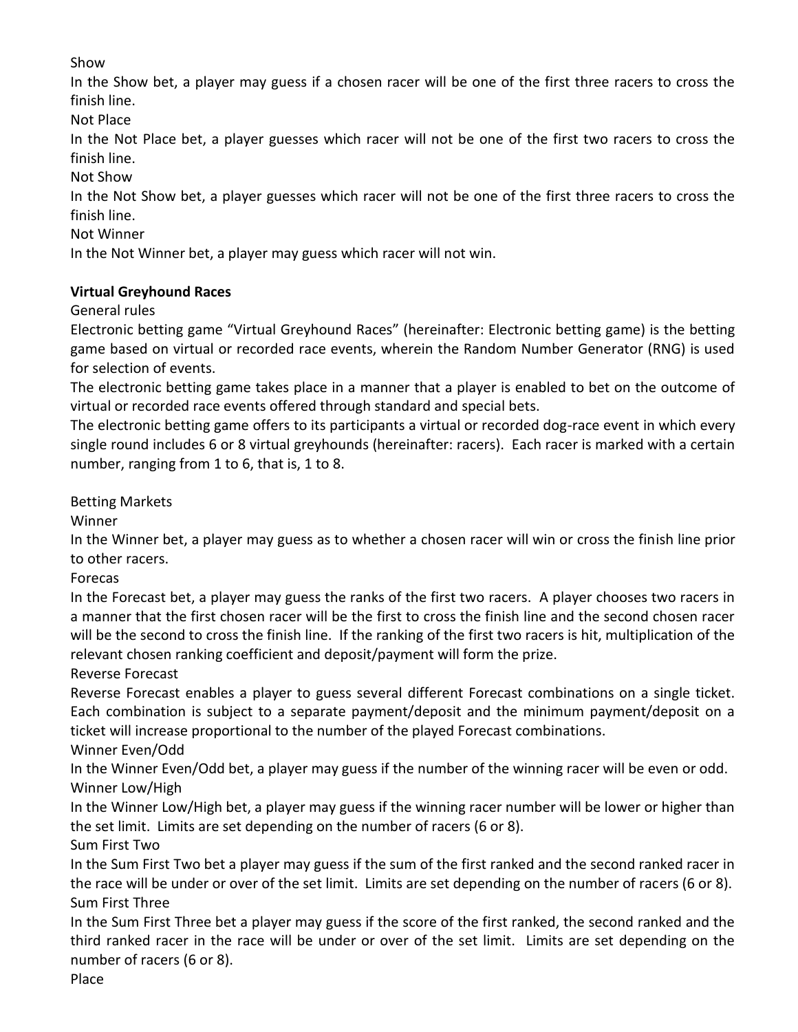Show

In the Show bet, a player may guess if a chosen racer will be one of the first three racers to cross the finish line.

Not Place

In the Not Place bet, a player guesses which racer will not be one of the first two racers to cross the finish line.

Not Show

In the Not Show bet, a player guesses which racer will not be one of the first three racers to cross the finish line.

Not Winner

In the Not Winner bet, a player may guess which racer will not win.

**Virtual Greyhound Races**

General rules

Electronic betting game "Virtual Greyhound Races" (hereinafter: Electronic betting game) is the betting game based on virtual or recorded race events, wherein the Random Number Generator (RNG) is used for selection of events.

The electronic betting game takes place in a manner that a player is enabled to bet on the outcome of virtual or recorded race events offered through standard and special bets.

The electronic betting game offers to its participants a virtual or recorded dog-race event in which every single round includes 6 or 8 virtual greyhounds (hereinafter: racers). Each racer is marked with a certain number, ranging from 1 to 6, that is, 1 to 8.

Betting Markets

Winner

In the Winner bet, a player may guess as to whether a chosen racer will win or cross the finish line prior to other racers.

Forecas

In the Forecast bet, a player may guess the ranks of the first two racers. A player chooses two racers in a manner that the first chosen racer will be the first to cross the finish line and the second chosen racer will be the second to cross the finish line. If the ranking of the first two racers is hit, multiplication of the relevant chosen ranking coefficient and deposit/payment will form the prize.

Reverse Forecast

Reverse Forecast enables a player to guess several different Forecast combinations on a single ticket. Each combination is subject to a separate payment/deposit and the minimum payment/deposit on a ticket will increase proportional to the number of the played Forecast combinations.

Winner Even/Odd

In the Winner Even/Odd bet, a player may guess if the number of the winning racer will be even or odd.

Winner Low/High

In the Winner Low/High bet, a player may guess if the winning racer number will be lower or higher than the set limit. Limits are set depending on the number of racers (6 or 8).

Sum First Two

In the Sum First Two bet a player may guess if the sum of the first ranked and the second ranked racer in the race will be under or over of the set limit. Limits are set depending on the number of racers (6 or 8).

Sum First Three

In the Sum First Three bet a player may guess if the score of the first ranked, the second ranked and the third ranked racer in the race will be under or over of the set limit. Limits are set depending on the number of racers (6 or 8).

Place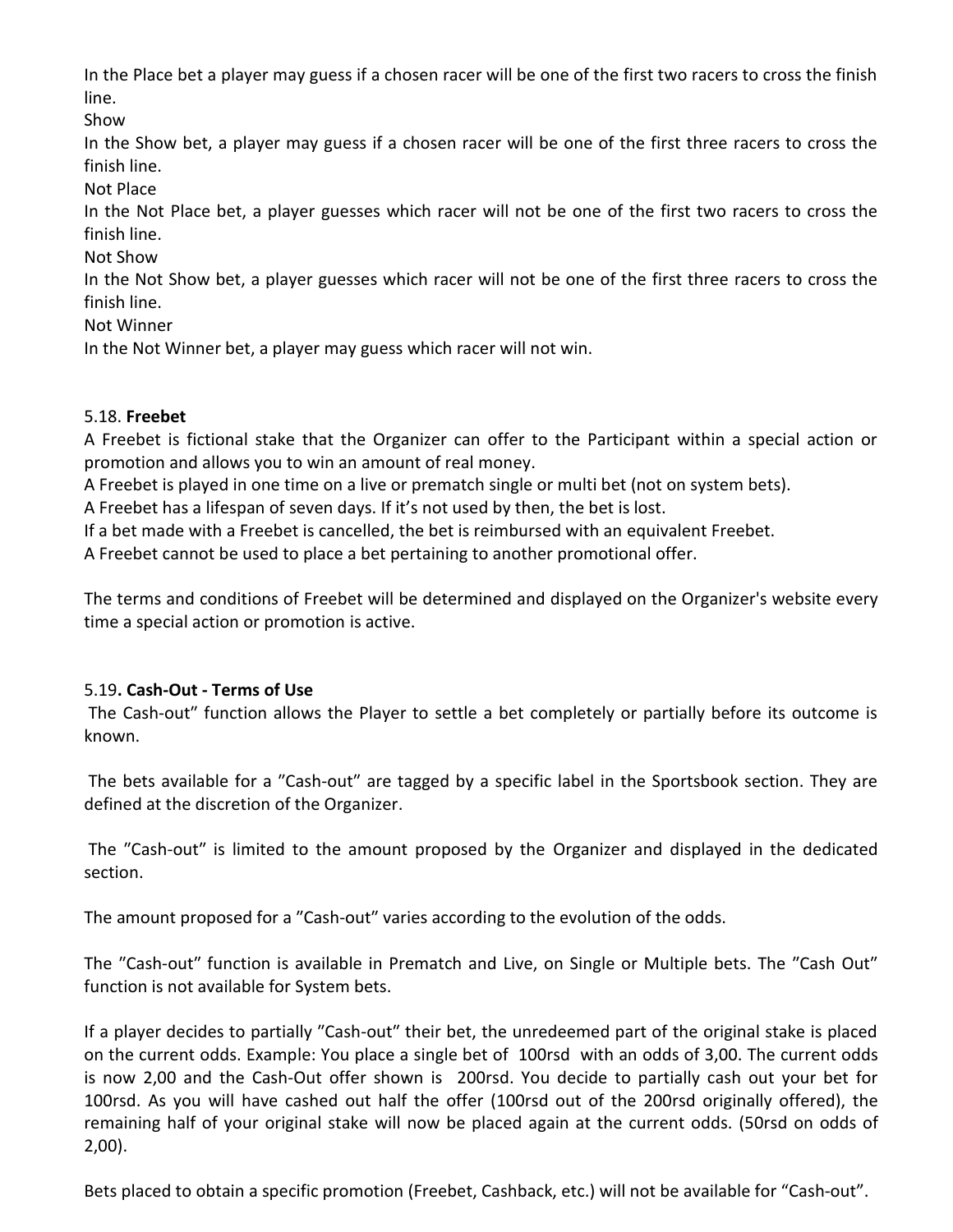In the Place bet a player may guess if a chosen racer will be one of the first two racers to cross the finish line.

Show

In the Show bet, a player may guess if a chosen racer will be one of the first three racers to cross the finish line.

Not Place

In the Not Place bet, a player guesses which racer will not be one of the first two racers to cross the finish line.

Not Show

In the Not Show bet, a player guesses which racer will not be one of the first three racers to cross the finish line.

Not Winner

In the Not Winner bet, a player may guess which racer will not win.

5.18. **Freebet**

A Freebet is fictional stake that the Organizer can offer to the Participant within a special action or promotion and allows you to win an amount of real money.

A Freebet is played in one time on a live or prematch single or multi bet (not on system bets).

A Freebet has a lifespan of seven days. If it's not used by then, the bet is lost.

If a bet made with a Freebet is cancelled, the bet is reimbursed with an equivalent Freebet.

A Freebet cannot be used to place a bet pertaining to another promotional offer.

The terms and conditions of Freebet will be determined and displayed on the Organizer's website every time a special action or promotion is active.

5.19**. Cash-Out - Terms of Use**

The Cash-out" function allows the Player to settle a bet completely or partially before its outcome is known.

The bets available for a "Cash-out" are tagged by a specific label in the Sportsbook section. They are defined at the discretion of the Organizer.

The "Cash-out" is limited to the amount proposed by the Organizer and displayed in the dedicated section.

The amount proposed for a "Cash-out" varies according to the evolution of the odds.

The "Cash-out" function is available in Prematch and Live, on Single or Multiple bets. The "Cash Out" function is not available for System bets.

If a player decides to partially "Cash-out" their bet, the unredeemed part of the original stake is placed on the current odds. Example: You place a single bet of 100rsd with an odds of 3,00. The current odds is now 2,00 and the Cash-Out offer shown is 200rsd. You decide to partially cash out your bet for 100rsd. As you will have cashed out half the offer (100rsd out of the 200rsd originally offered), the remaining half of your original stake will now be placed again at the current odds. (50rsd on odds of 2,00).

Bets placed to obtain a specific promotion (Freebet, Cashback, etc.) will not be available for "Cash-out".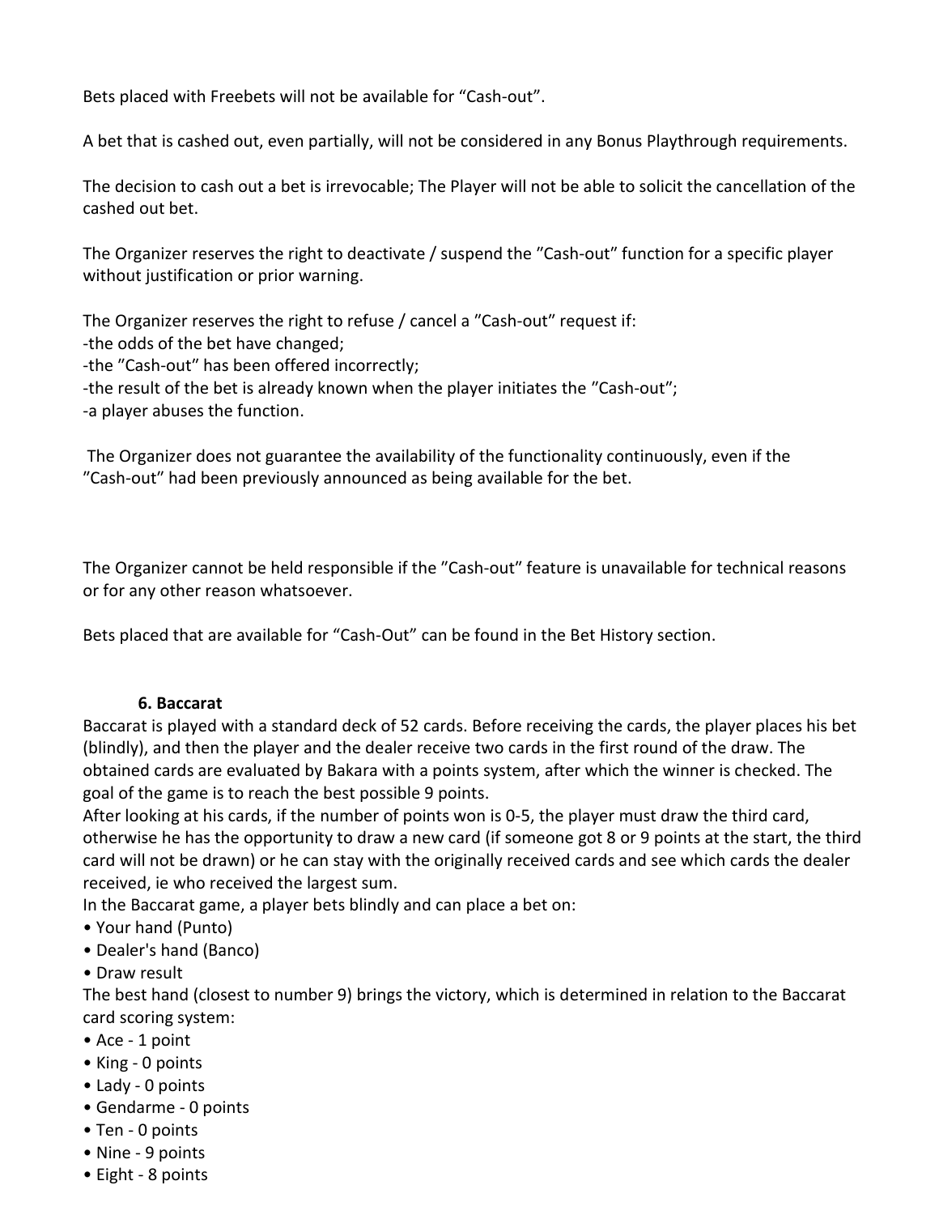Bets placed with Freebets will not be available for "Cash-out".

A bet that is cashed out, even partially, will not be considered in any Bonus Playthrough requirements.

The decision to cash out a bet is irrevocable; The Player will not be able to solicit the cancellation of the cashed out bet.

The Organizer reserves the right to deactivate / suspend the "Cash-out" function for a specific player without justification or prior warning.

The Organizer reserves the right to refuse / cancel a "Cash-out" request if:
-the odds of the bet have changed;
-the "Cash-out" has been offered incorrectly;
-the result of the bet is already known when the player initiates the "Cash-out";
-a player abuses the function.

The Organizer does not guarantee the availability of the functionality continuously, even if the "Cash-out" had been previously announced as being available for the bet.

The Organizer cannot be held responsible if the "Cash-out" feature is unavailable for technical reasons or for any other reason whatsoever.

Bets placed that are available for "Cash-Out" can be found in the Bet History section.

### 6. Baccarat

Baccarat is played with a standard deck of 52 cards. Before receiving the cards, the player places his bet (blindly), and then the player and the dealer receive two cards in the first round of the draw. The obtained cards are evaluated by Bakara with a points system, after which the winner is checked. The goal of the game is to reach the best possible 9 points.
After looking at his cards, if the number of points won is 0-5, the player must draw the third card, otherwise he has the opportunity to draw a new card (if someone got 8 or 9 points at the start, the third card will not be drawn) or he can stay with the originally received cards and see which cards the dealer received, ie who received the largest sum.
In the Baccarat game, a player bets blindly and can place a bet on:

- Your hand (Punto)
- Dealer's hand (Banco)
- Draw result

The best hand (closest to number 9) brings the victory, which is determined in relation to the Baccarat card scoring system:

- Ace - 1 point
- King - 0 points
- Lady - 0 points
- Gendarme - 0 points
- Ten - 0 points
- Nine - 9 points
- Eight - 8 points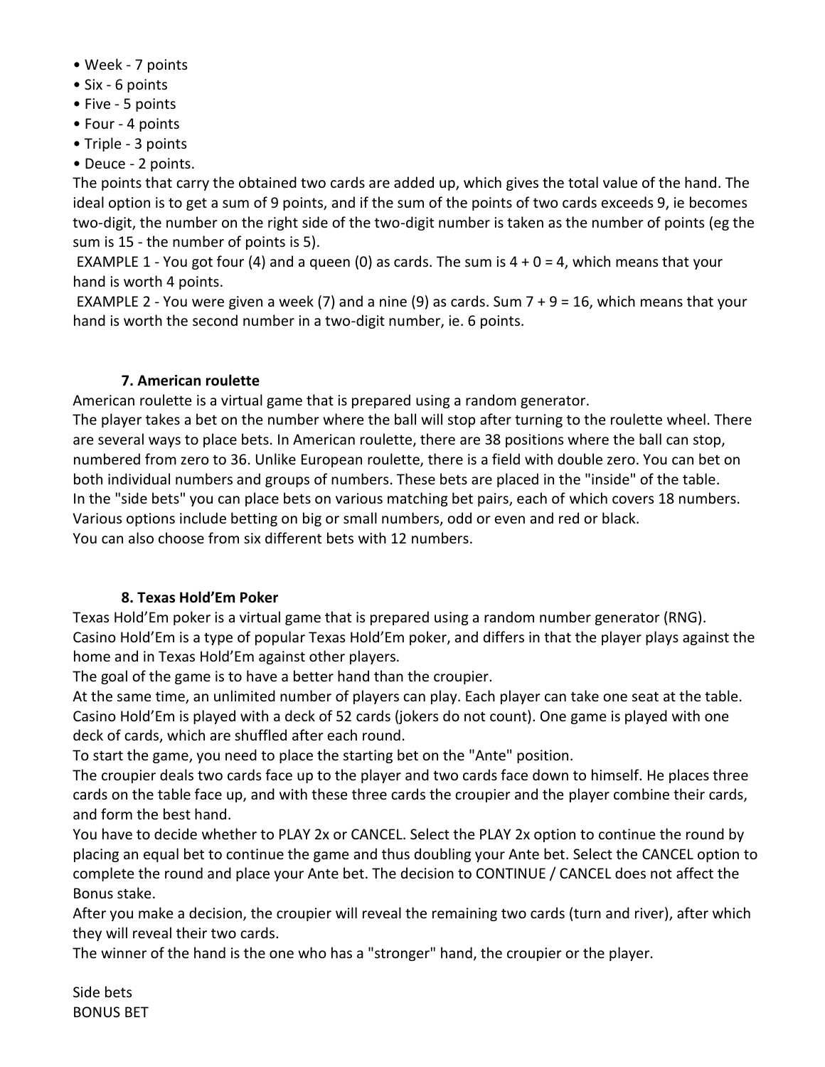- Week - 7 points
- Six - 6 points
- Five - 5 points
- Four - 4 points
- Triple - 3 points
- Deuce - 2 points.

The points that carry the obtained two cards are added up, which gives the total value of the hand. The ideal option is to get a sum of 9 points, and if the sum of the points of two cards exceeds 9, ie becomes two-digit, the number on the right side of the two-digit number is taken as the number of points (eg the sum is 15 - the number of points is 5).

EXAMPLE 1 - You got four (4) and a queen (0) as cards. The sum is 4 + 0 = 4, which means that your hand is worth 4 points.

EXAMPLE 2 - You were given a week (7) and a nine (9) as cards. Sum 7 + 9 = 16, which means that your hand is worth the second number in a two-digit number, ie. 6 points.

### 7. American roulette

American roulette is a virtual game that is prepared using a random generator.
The player takes a bet on the number where the ball will stop after turning to the roulette wheel. There are several ways to place bets. In American roulette, there are 38 positions where the ball can stop, numbered from zero to 36. Unlike European roulette, there is a field with double zero. You can bet on both individual numbers and groups of numbers. These bets are placed in the "inside" of the table.
In the "side bets" you can place bets on various matching bet pairs, each of which covers 18 numbers. Various options include betting on big or small numbers, odd or even and red or black.
You can also choose from six different bets with 12 numbers.

### 8. Texas Hold'Em Poker

Texas Hold'Em poker is a virtual game that is prepared using a random number generator (RNG).
Casino Hold'Em is a type of popular Texas Hold'Em poker, and differs in that the player plays against the home and in Texas Hold'Em against other players.
The goal of the game is to have a better hand than the croupier.
At the same time, an unlimited number of players can play. Each player can take one seat at the table. Casino Hold'Em is played with a deck of 52 cards (jokers do not count). One game is played with one deck of cards, which are shuffled after each round.
To start the game, you need to place the starting bet on the "Ante" position.
The croupier deals two cards face up to the player and two cards face down to himself. He places three cards on the table face up, and with these three cards the croupier and the player combine their cards, and form the best hand.
You have to decide whether to PLAY 2x or CANCEL. Select the PLAY 2x option to continue the round by placing an equal bet to continue the game and thus doubling your Ante bet. Select the CANCEL option to complete the round and place your Ante bet. The decision to CONTINUE / CANCEL does not affect the Bonus stake.
After you make a decision, the croupier will reveal the remaining two cards (turn and river), after which they will reveal their two cards.
The winner of the hand is the one who has a "stronger" hand, the croupier or the player.

Side bets
BONUS BET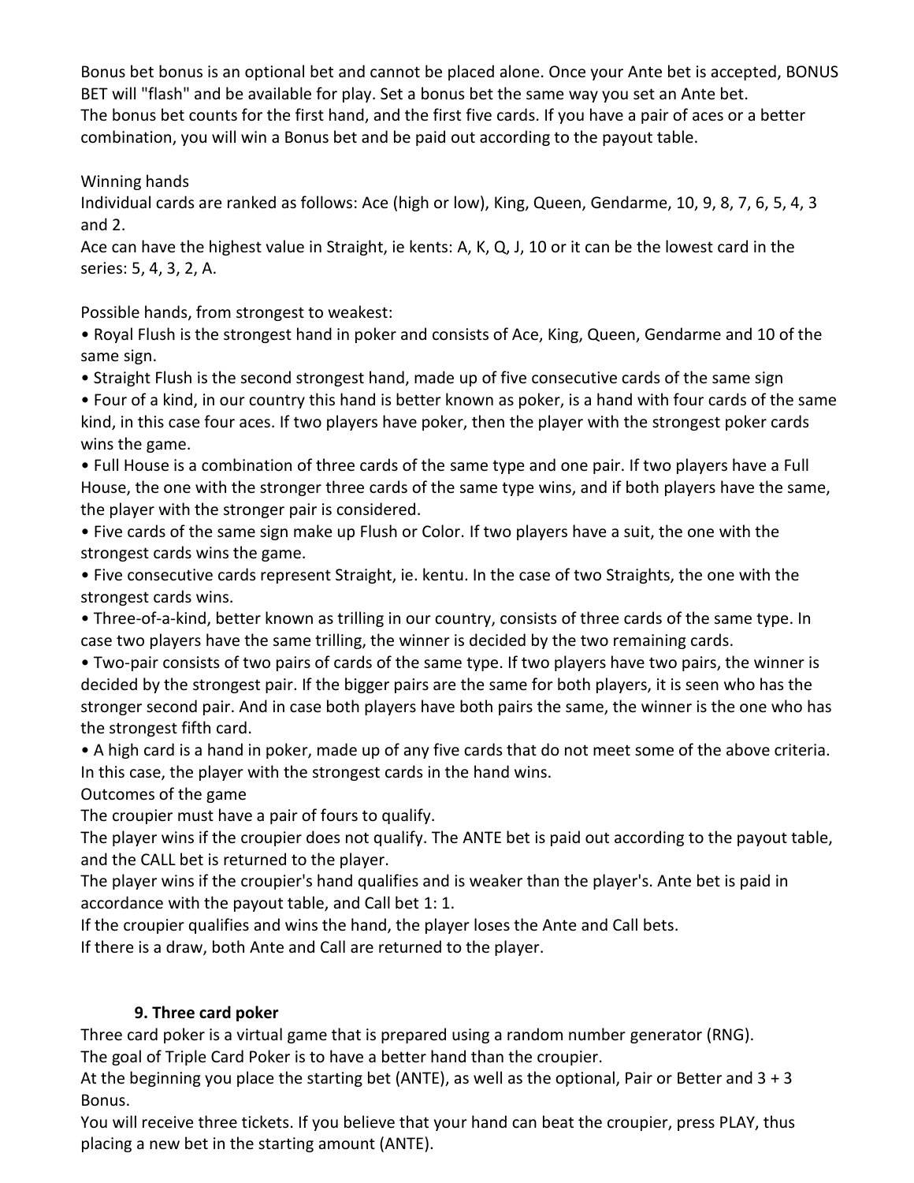Bonus bet bonus is an optional bet and cannot be placed alone. Once your Ante bet is accepted, BONUS BET will "flash" and be available for play. Set a bonus bet the same way you set an Ante bet.
The bonus bet counts for the first hand, and the first five cards. If you have a pair of aces or a better combination, you will win a Bonus bet and be paid out according to the payout table.

Winning hands
Individual cards are ranked as follows: Ace (high or low), King, Queen, Gendarme, 10, 9, 8, 7, 6, 5, 4, 3 and 2.
Ace can have the highest value in Straight, ie kents: A, K, Q, J, 10 or it can be the lowest card in the series: 5, 4, 3, 2, A.

Possible hands, from strongest to weakest:

- Royal Flush is the strongest hand in poker and consists of Ace, King, Queen, Gendarme and 10 of the same sign.
- Straight Flush is the second strongest hand, made up of five consecutive cards of the same sign
- Four of a kind, in our country this hand is better known as poker, is a hand with four cards of the same kind, in this case four aces. If two players have poker, then the player with the strongest poker cards wins the game.
- Full House is a combination of three cards of the same type and one pair. If two players have a Full House, the one with the stronger three cards of the same type wins, and if both players have the same, the player with the stronger pair is considered.
- Five cards of the same sign make up Flush or Color. If two players have a suit, the one with the strongest cards wins the game.
- Five consecutive cards represent Straight, ie. kentu. In the case of two Straights, the one with the strongest cards wins.
- Three-of-a-kind, better known as trilling in our country, consists of three cards of the same type. In case two players have the same trilling, the winner is decided by the two remaining cards.
- Two-pair consists of two pairs of cards of the same type. If two players have two pairs, the winner is decided by the strongest pair. If the bigger pairs are the same for both players, it is seen who has the stronger second pair. And in case both players have both pairs the same, the winner is the one who has the strongest fifth card.
- A high card is a hand in poker, made up of any five cards that do not meet some of the above criteria. In this case, the player with the strongest cards in the hand wins.

Outcomes of the game
The croupier must have a pair of fours to qualify.
The player wins if the croupier does not qualify. The ANTE bet is paid out according to the payout table, and the CALL bet is returned to the player.
The player wins if the croupier's hand qualifies and is weaker than the player's. Ante bet is paid in accordance with the payout table, and Call bet 1: 1.
If the croupier qualifies and wins the hand, the player loses the Ante and Call bets.
If there is a draw, both Ante and Call are returned to the player.

## 9. Three card poker

Three card poker is a virtual game that is prepared using a random number generator (RNG).
The goal of Triple Card Poker is to have a better hand than the croupier.
At the beginning you place the starting bet (ANTE), as well as the optional, Pair or Better and 3 + 3 Bonus.
You will receive three tickets. If you believe that your hand can beat the croupier, press PLAY, thus placing a new bet in the starting amount (ANTE).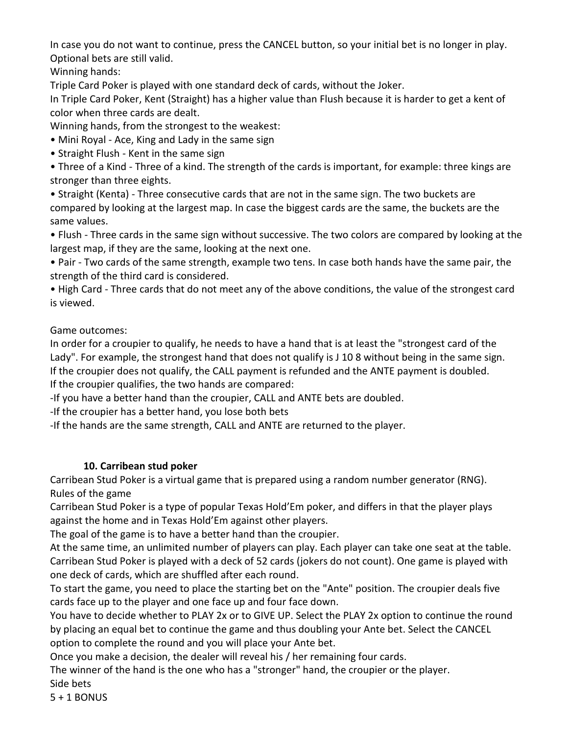In case you do not want to continue, press the CANCEL button, so your initial bet is no longer in play. Optional bets are still valid.

Winning hands:

Triple Card Poker is played with one standard deck of cards, without the Joker.

In Triple Card Poker, Kent (Straight) has a higher value than Flush because it is harder to get a kent of color when three cards are dealt.

Winning hands, from the strongest to the weakest:

- Mini Royal - Ace, King and Lady in the same sign
- Straight Flush - Kent in the same sign
- Three of a Kind - Three of a kind. The strength of the cards is important, for example: three kings are stronger than three eights.
- Straight (Kenta) - Three consecutive cards that are not in the same sign. The two buckets are compared by looking at the largest map. In case the biggest cards are the same, the buckets are the same values.
- Flush - Three cards in the same sign without successive. The two colors are compared by looking at the largest map, if they are the same, looking at the next one.
- Pair - Two cards of the same strength, example two tens. In case both hands have the same pair, the strength of the third card is considered.
- High Card - Three cards that do not meet any of the above conditions, the value of the strongest card is viewed.

Game outcomes:

In order for a croupier to qualify, he needs to have a hand that is at least the "strongest card of the Lady". For example, the strongest hand that does not qualify is J 10 8 without being in the same sign.

If the croupier does not qualify, the CALL payment is refunded and the ANTE payment is doubled.

If the croupier qualifies, the two hands are compared:

-If you have a better hand than the croupier, CALL and ANTE bets are doubled.

-If the croupier has a better hand, you lose both bets

-If the hands are the same strength, CALL and ANTE are returned to the player.

### 10. Carribean stud poker

Carribean Stud Poker is a virtual game that is prepared using a random number generator (RNG).

Rules of the game

Carribean Stud Poker is a type of popular Texas Hold'Em poker, and differs in that the player plays against the home and in Texas Hold'Em against other players.

The goal of the game is to have a better hand than the croupier.

At the same time, an unlimited number of players can play. Each player can take one seat at the table.

Carribean Stud Poker is played with a deck of 52 cards (jokers do not count). One game is played with one deck of cards, which are shuffled after each round.

To start the game, you need to place the starting bet on the "Ante" position. The croupier deals five cards face up to the player and one face up and four face down.

You have to decide whether to PLAY 2x or to GIVE UP. Select the PLAY 2x option to continue the round by placing an equal bet to continue the game and thus doubling your Ante bet. Select the CANCEL option to complete the round and you will place your Ante bet.

Once you make a decision, the dealer will reveal his / her remaining four cards.

The winner of the hand is the one who has a "stronger" hand, the croupier or the player.

Side bets

5 + 1 BONUS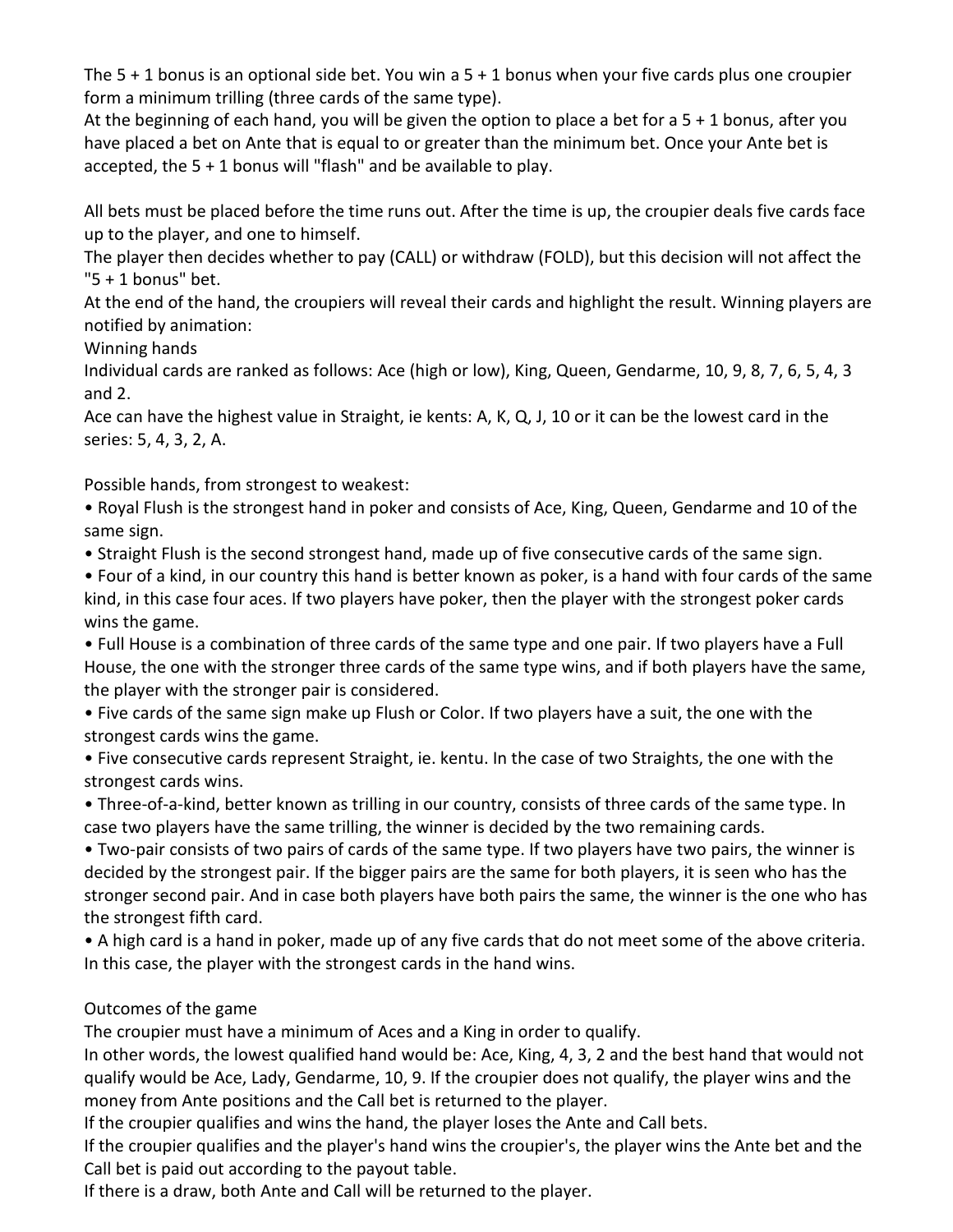The 5 + 1 bonus is an optional side bet. You win a 5 + 1 bonus when your five cards plus one croupier form a minimum trilling (three cards of the same type).
At the beginning of each hand, you will be given the option to place a bet for a 5 + 1 bonus, after you have placed a bet on Ante that is equal to or greater than the minimum bet. Once your Ante bet is accepted, the 5 + 1 bonus will "flash" and be available to play.

All bets must be placed before the time runs out. After the time is up, the croupier deals five cards face up to the player, and one to himself.
The player then decides whether to pay (CALL) or withdraw (FOLD), but this decision will not affect the "5 + 1 bonus" bet.
At the end of the hand, the croupiers will reveal their cards and highlight the result. Winning players are notified by animation:
Winning hands
Individual cards are ranked as follows: Ace (high or low), King, Queen, Gendarme, 10, 9, 8, 7, 6, 5, 4, 3 and 2.
Ace can have the highest value in Straight, ie kents: A, K, Q, J, 10 or it can be the lowest card in the series: 5, 4, 3, 2, A.

Possible hands, from strongest to weakest:

- Royal Flush is the strongest hand in poker and consists of Ace, King, Queen, Gendarme and 10 of the same sign.
- Straight Flush is the second strongest hand, made up of five consecutive cards of the same sign.
- Four of a kind, in our country this hand is better known as poker, is a hand with four cards of the same kind, in this case four aces. If two players have poker, then the player with the strongest poker cards wins the game.
- Full House is a combination of three cards of the same type and one pair. If two players have a Full House, the one with the stronger three cards of the same type wins, and if both players have the same, the player with the stronger pair is considered.
- Five cards of the same sign make up Flush or Color. If two players have a suit, the one with the strongest cards wins the game.
- Five consecutive cards represent Straight, ie. kentu. In the case of two Straights, the one with the strongest cards wins.
- Three-of-a-kind, better known as trilling in our country, consists of three cards of the same type. In case two players have the same trilling, the winner is decided by the two remaining cards.
- Two-pair consists of two pairs of cards of the same type. If two players have two pairs, the winner is decided by the strongest pair. If the bigger pairs are the same for both players, it is seen who has the stronger second pair. And in case both players have both pairs the same, the winner is the one who has the strongest fifth card.
- A high card is a hand in poker, made up of any five cards that do not meet some of the above criteria. In this case, the player with the strongest cards in the hand wins.

Outcomes of the game
The croupier must have a minimum of Aces and a King in order to qualify.
In other words, the lowest qualified hand would be: Ace, King, 4, 3, 2 and the best hand that would not qualify would be Ace, Lady, Gendarme, 10, 9. If the croupier does not qualify, the player wins and the money from Ante positions and the Call bet is returned to the player.
If the croupier qualifies and wins the hand, the player loses the Ante and Call bets.
If the croupier qualifies and the player's hand wins the croupier's, the player wins the Ante bet and the Call bet is paid out according to the payout table.
If there is a draw, both Ante and Call will be returned to the player.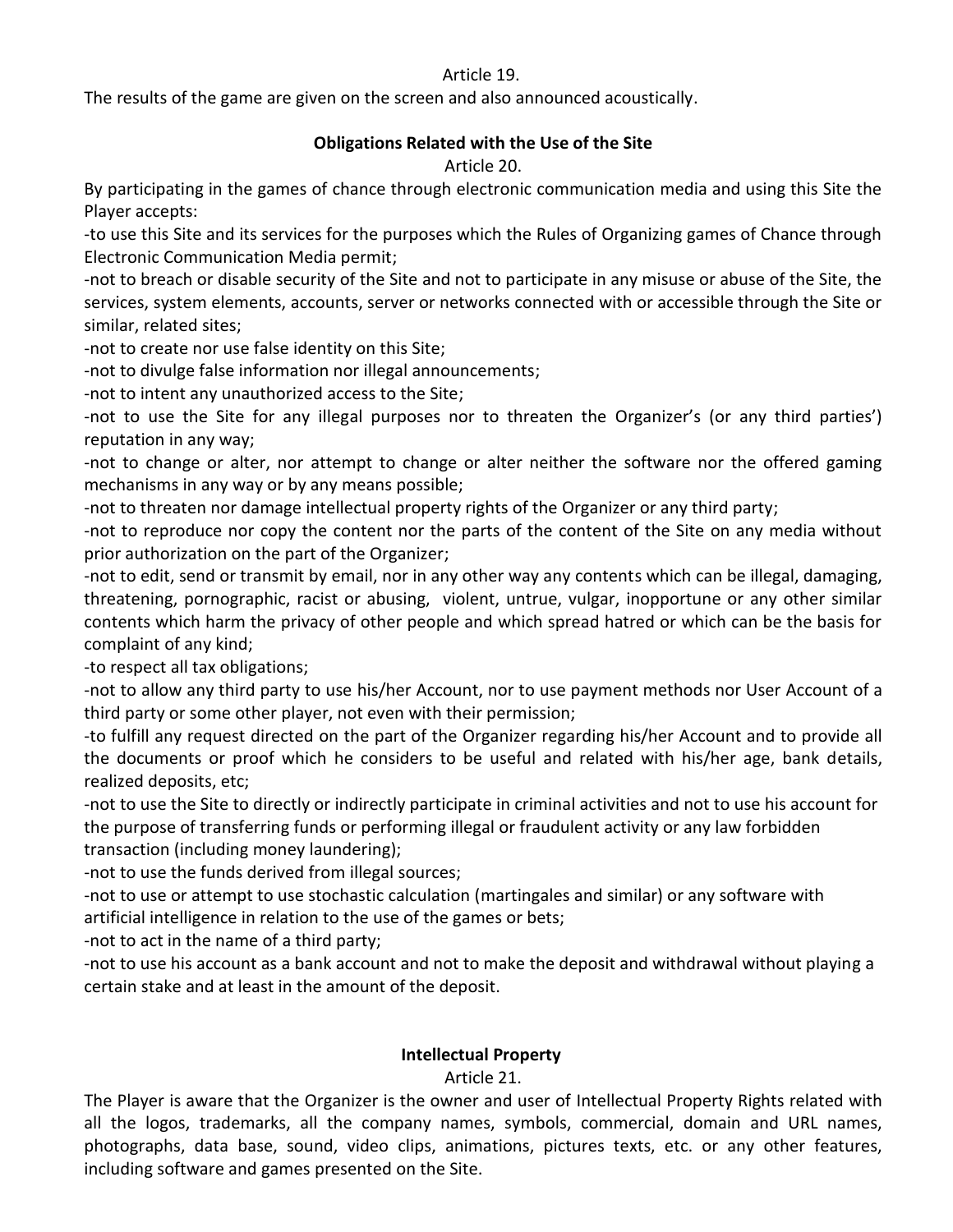Article 19.

The results of the game are given on the screen and also announced acoustically.

**Obligations Related with the Use of the Site**

Article 20.

By participating in the games of chance through electronic communication media and using this Site the Player accepts:

-to use this Site and its services for the purposes which the Rules of Organizing games of Chance through Electronic Communication Media permit;

-not to breach or disable security of the Site and not to participate in any misuse or abuse of the Site, the services, system elements, accounts, server or networks connected with or accessible through the Site or similar, related sites;

-not to create nor use false identity on this Site;

-not to divulge false information nor illegal announcements;

-not to intent any unauthorized access to the Site;

-not to use the Site for any illegal purposes nor to threaten the Organizer's (or any third parties') reputation in any way;

-not to change or alter, nor attempt to change or alter neither the software nor the offered gaming mechanisms in any way or by any means possible;

-not to threaten nor damage intellectual property rights of the Organizer or any third party;

-not to reproduce nor copy the content nor the parts of the content of the Site on any media without prior authorization on the part of the Organizer;

-not to edit, send or transmit by email, nor in any other way any contents which can be illegal, damaging, threatening, pornographic, racist or abusing, violent, untrue, vulgar, inopportune or any other similar contents which harm the privacy of other people and which spread hatred or which can be the basis for complaint of any kind;

-to respect all tax obligations;

-not to allow any third party to use his/her Account, nor to use payment methods nor User Account of a third party or some other player, not even with their permission;

-to fulfill any request directed on the part of the Organizer regarding his/her Account and to provide all the documents or proof which he considers to be useful and related with his/her age, bank details, realized deposits, etc;

-not to use the Site to directly or indirectly participate in criminal activities and not to use his account for the purpose of transferring funds or performing illegal or fraudulent activity or any law forbidden transaction (including money laundering);

-not to use the funds derived from illegal sources;

-not to use or attempt to use stochastic calculation (martingales and similar) or any software with artificial intelligence in relation to the use of the games or bets;

-not to act in the name of a third party;

-not to use his account as a bank account and not to make the deposit and withdrawal without playing a certain stake and at least in the amount of the deposit.

**Intellectual Property**

Article 21.

The Player is aware that the Organizer is the owner and user of Intellectual Property Rights related with all the logos, trademarks, all the company names, symbols, commercial, domain and URL names, photographs, data base, sound, video clips, animations, pictures texts, etc. or any other features, including software and games presented on the Site.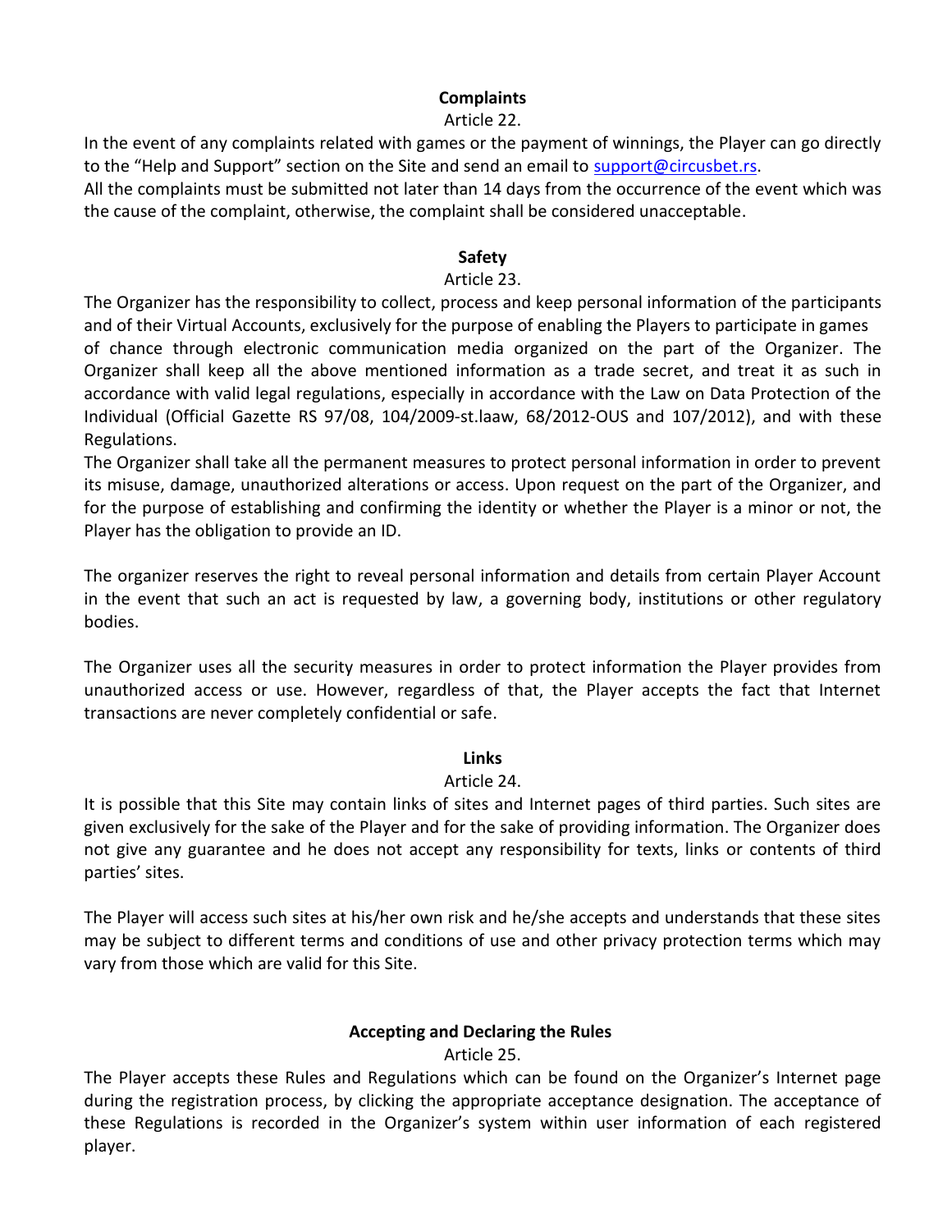**Complaints**

Article 22.

In the event of any complaints related with games or the payment of winnings, the Player can go directly to the “Help and Support” section on the Site and send an email to support@circusbet.rs.

All the complaints must be submitted not later than 14 days from the occurrence of the event which was the cause of the complaint, otherwise, the complaint shall be considered unacceptable.

**Safety**

Article 23.

The Organizer has the responsibility to collect, process and keep personal information of the participants and of their Virtual Accounts, exclusively for the purpose of enabling the Players to participate in games of chance through electronic communication media organized on the part of the Organizer. The Organizer shall keep all the above mentioned information as a trade secret, and treat it as such in accordance with valid legal regulations, especially in accordance with the Law on Data Protection of the Individual (Official Gazette RS 97/08, 104/2009-st.laaw, 68/2012-OUS and 107/2012), and with these Regulations.

The Organizer shall take all the permanent measures to protect personal information in order to prevent its misuse, damage, unauthorized alterations or access. Upon request on the part of the Organizer, and for the purpose of establishing and confirming the identity or whether the Player is a minor or not, the Player has the obligation to provide an ID.

The organizer reserves the right to reveal personal information and details from certain Player Account in the event that such an act is requested by law, a governing body, institutions or other regulatory bodies.

The Organizer uses all the security measures in order to protect information the Player provides from unauthorized access or use. However, regardless of that, the Player accepts the fact that Internet transactions are never completely confidential or safe.

**Links**

Article 24.

It is possible that this Site may contain links of sites and Internet pages of third parties. Such sites are given exclusively for the sake of the Player and for the sake of providing information. The Organizer does not give any guarantee and he does not accept any responsibility for texts, links or contents of third parties’ sites.

The Player will access such sites at his/her own risk and he/she accepts and understands that these sites may be subject to different terms and conditions of use and other privacy protection terms which may vary from those which are valid for this Site.

**Accepting and Declaring the Rules**

Article 25.

The Player accepts these Rules and Regulations which can be found on the Organizer’s Internet page during the registration process, by clicking the appropriate acceptance designation. The acceptance of these Regulations is recorded in the Organizer’s system within user information of each registered player.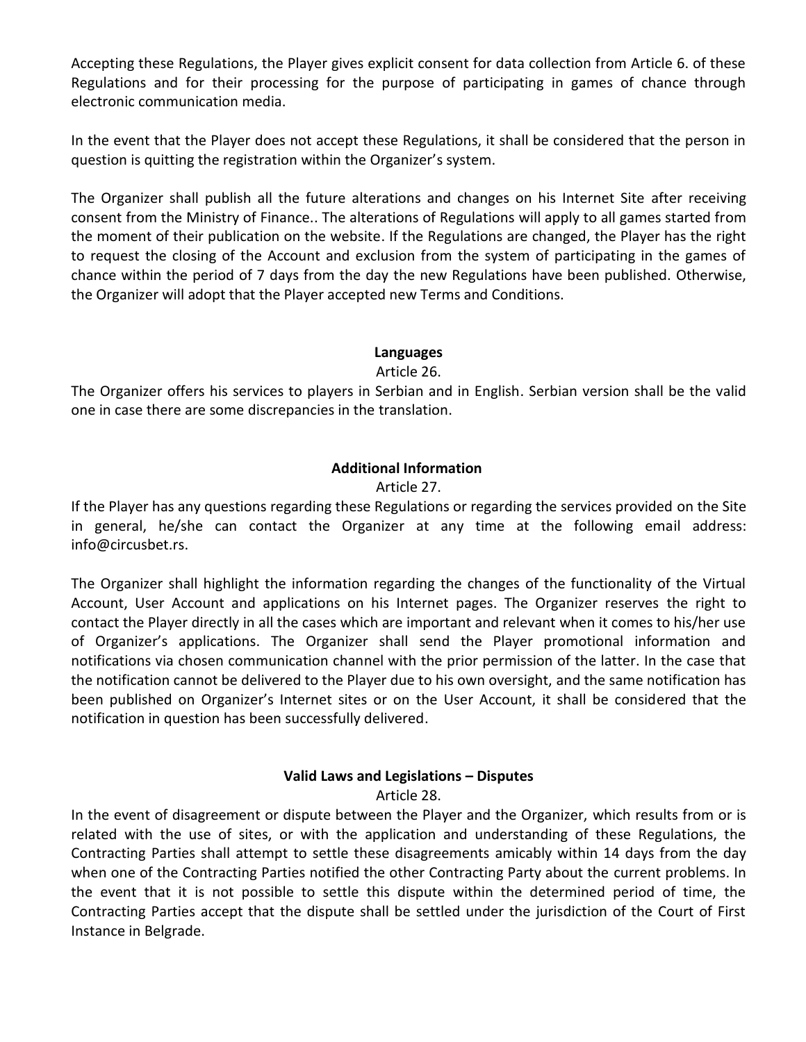Accepting these Regulations, the Player gives explicit consent for data collection from Article 6. of these Regulations and for their processing for the purpose of participating in games of chance through electronic communication media.

In the event that the Player does not accept these Regulations, it shall be considered that the person in question is quitting the registration within the Organizer's system.

The Organizer shall publish all the future alterations and changes on his Internet Site after receiving consent from the Ministry of Finance.. The alterations of Regulations will apply to all games started from the moment of their publication on the website. If the Regulations are changed, the Player has the right to request the closing of the Account and exclusion from the system of participating in the games of chance within the period of 7 days from the day the new Regulations have been published. Otherwise, the Organizer will adopt that the Player accepted new Terms and Conditions.

**Languages**

Article 26.

The Organizer offers his services to players in Serbian and in English. Serbian version shall be the valid one in case there are some discrepancies in the translation.

**Additional Information**

Article 27.

If the Player has any questions regarding these Regulations or regarding the services provided on the Site in general, he/she can contact the Organizer at any time at the following email address: info@circusbet.rs.

The Organizer shall highlight the information regarding the changes of the functionality of the Virtual Account, User Account and applications on his Internet pages. The Organizer reserves the right to contact the Player directly in all the cases which are important and relevant when it comes to his/her use of Organizer's applications. The Organizer shall send the Player promotional information and notifications via chosen communication channel with the prior permission of the latter. In the case that the notification cannot be delivered to the Player due to his own oversight, and the same notification has been published on Organizer's Internet sites or on the User Account, it shall be considered that the notification in question has been successfully delivered.

**Valid Laws and Legislations – Disputes**

Article 28.

In the event of disagreement or dispute between the Player and the Organizer, which results from or is related with the use of sites, or with the application and understanding of these Regulations, the Contracting Parties shall attempt to settle these disagreements amicably within 14 days from the day when one of the Contracting Parties notified the other Contracting Party about the current problems. In the event that it is not possible to settle this dispute within the determined period of time, the Contracting Parties accept that the dispute shall be settled under the jurisdiction of the Court of First Instance in Belgrade.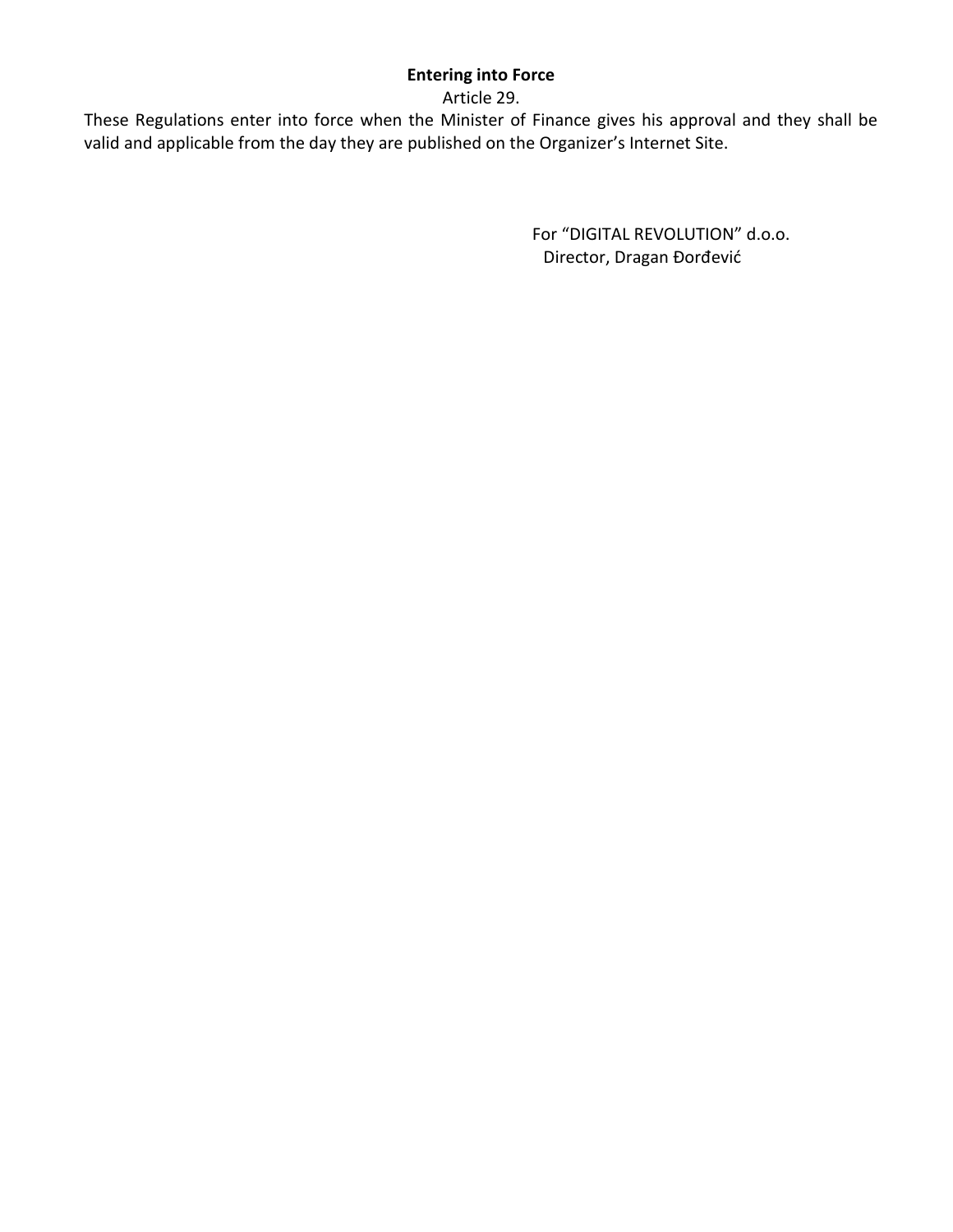**Entering into Force**

Article 29.

These Regulations enter into force when the Minister of Finance gives his approval and they shall be valid and applicable from the day they are published on the Organizer's Internet Site.

For "DIGITAL REVOLUTION" d.o.o.
Director, Dragan Đorđević